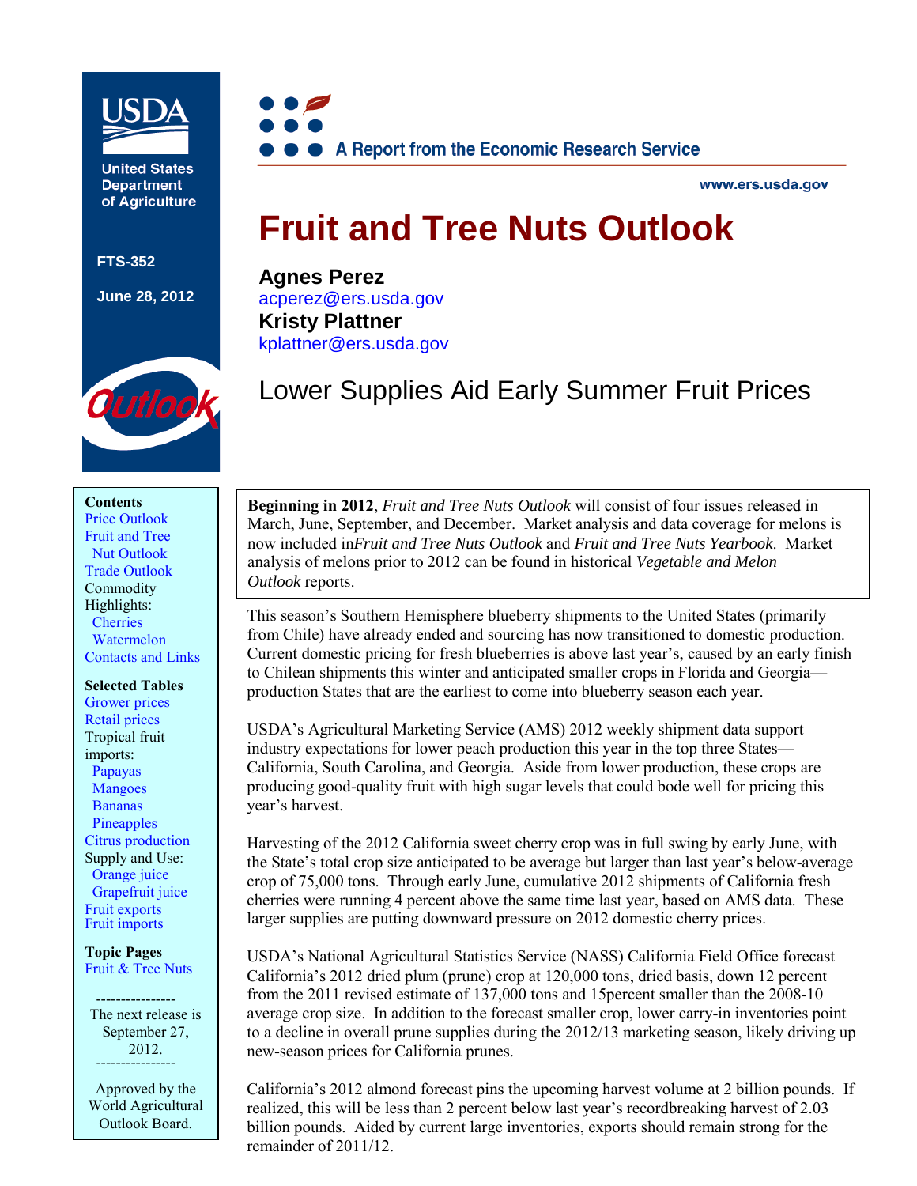United States Department of Agriculture

FTS-352

June 28, 2012

A Report from the Economic Research Service

www.ers.usda.gov

# Fruit and Tree Nuts Outlook

**Agnes Perez**
acperez@ers.usda.gov
**Kristy Plattner**
kplattner@ers.usda.gov

## Lower Supplies Aid Early Summer Fruit Prices

**Contents**
Price Outlook
Fruit and Tree Nut Outlook
Trade Outlook
Commodity Highlights:
- Cherries
- Watermelon

Contacts and Links

**Selected Tables**
Grower prices
Retail prices
Tropical fruit imports:
- Papayas
- Mangoes
- Bananas
- Pineapples

Citrus production
Supply and Use:
- Orange juice
- Grapefruit juice

Fruit exports
Fruit imports

**Topic Pages**
Fruit & Tree Nuts

The next release is September 27, 2012.

Approved by the World Agricultural Outlook Board.

**Beginning in 2012**, *Fruit and Tree Nuts Outlook* will consist of four issues released in March, June, September, and December. Market analysis and data coverage for melons is now included in *Fruit and Tree Nuts Outlook* and *Fruit and Tree Nuts Yearbook*. Market analysis of melons prior to 2012 can be found in historical *Vegetable and Melon Outlook* reports.

This season's Southern Hemisphere blueberry shipments to the United States (primarily from Chile) have already ended and sourcing has now transitioned to domestic production. Current domestic pricing for fresh blueberries is above last year's, caused by an early finish to Chilean shipments this winter and anticipated smaller crops in Florida and Georgia—production States that are the earliest to come into blueberry season each year.

USDA's Agricultural Marketing Service (AMS) 2012 weekly shipment data support industry expectations for lower peach production this year in the top three States—California, South Carolina, and Georgia. Aside from lower production, these crops are producing good-quality fruit with high sugar levels that could bode well for pricing this year's harvest.

Harvesting of the 2012 California sweet cherry crop was in full swing by early June, with the State's total crop size anticipated to be average but larger than last year's below-average crop of 75,000 tons. Through early June, cumulative 2012 shipments of California fresh cherries were running 4 percent above the same time last year, based on AMS data. These larger supplies are putting downward pressure on 2012 domestic cherry prices.

USDA's National Agricultural Statistics Service (NASS) California Field Office forecast California's 2012 dried plum (prune) crop at 120,000 tons, dried basis, down 12 percent from the 2011 revised estimate of 137,000 tons and 15percent smaller than the 2008-10 average crop size. In addition to the forecast smaller crop, lower carry-in inventories point to a decline in overall prune supplies during the 2012/13 marketing season, likely driving up new-season prices for California prunes.

California's 2012 almond forecast pins the upcoming harvest volume at 2 billion pounds. If realized, this will be less than 2 percent below last year's recordbreaking harvest of 2.03 billion pounds. Aided by current large inventories, exports should remain strong for the remainder of 2011/12.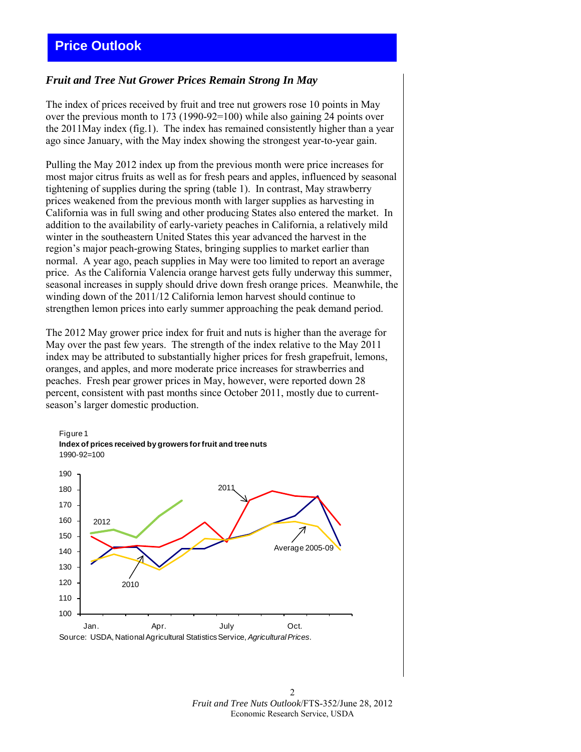# Price Outlook

## *Fruit and Tree Nut Grower Prices Remain Strong In May*

The index of prices received by fruit and tree nut growers rose 10 points in May over the previous month to 173 (1990-92=100) while also gaining 24 points over the 2011May index (fig.1). The index has remained consistently higher than a year ago since January, with the May index showing the strongest year-to-year gain.

Pulling the May 2012 index up from the previous month were price increases for most major citrus fruits as well as for fresh pears and apples, influenced by seasonal tightening of supplies during the spring (table 1). In contrast, May strawberry prices weakened from the previous month with larger supplies as harvesting in California was in full swing and other producing States also entered the market. In addition to the availability of early-variety peaches in California, a relatively mild winter in the southeastern United States this year advanced the harvest in the region's major peach-growing States, bringing supplies to market earlier than normal. A year ago, peach supplies in May were too limited to report an average price. As the California Valencia orange harvest gets fully underway this summer, seasonal increases in supply should drive down fresh orange prices. Meanwhile, the winding down of the 2011/12 California lemon harvest should continue to strengthen lemon prices into early summer approaching the peak demand period.

The 2012 May grower price index for fruit and nuts is higher than the average for May over the past few years. The strength of the index relative to the May 2011 index may be attributed to substantially higher prices for fresh grapefruit, lemons, oranges, and apples, and more moderate price increases for strawberries and peaches. Fresh pear grower prices in May, however, were reported down 28 percent, consistent with past months since October 2011, mostly due to current-season's larger domestic production.

Figure 1
**Index of prices received by growers for fruit and tree nuts**
1990-92=100

Source: USDA, National Agricultural Statistics Service, *Agricultural Prices*.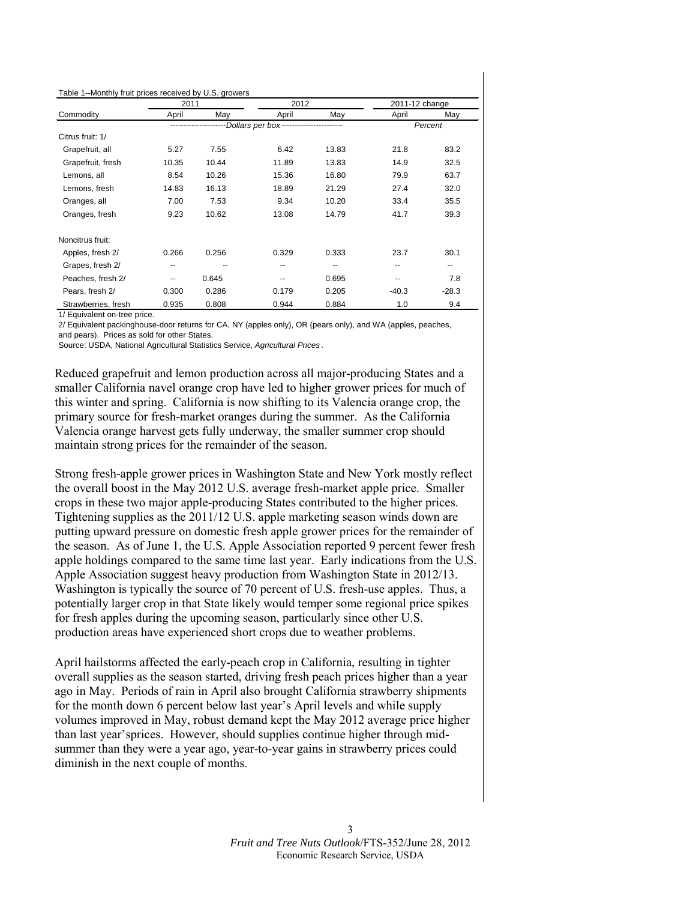Table 1--Monthly fruit prices received by U.S. growers

| Commodity | 2011 April | 2011 May | 2012 April | 2012 May | 2011-12 change April | 2011-12 change May |
|---|---|---|---|---|---|---|
| | ---Dollars per box--- | | | | Percent | |
| Citrus fruit: 1/ | | | | | | |
| Grapefruit, all | 5.27 | 7.55 | 6.42 | 13.83 | 21.8 | 83.2 |
| Grapefruit, fresh | 10.35 | 10.44 | 11.89 | 13.83 | 14.9 | 32.5 |
| Lemons, all | 8.54 | 10.26 | 15.36 | 16.80 | 79.9 | 63.7 |
| Lemons, fresh | 14.83 | 16.13 | 18.89 | 21.29 | 27.4 | 32.0 |
| Oranges, all | 7.00 | 7.53 | 9.34 | 10.20 | 33.4 | 35.5 |
| Oranges, fresh | 9.23 | 10.62 | 13.08 | 14.79 | 41.7 | 39.3 |
| Noncitrus fruit: | | | | | | |
| Apples, fresh 2/ | 0.266 | 0.256 | 0.329 | 0.333 | 23.7 | 30.1 |
| Grapes, fresh 2/ | -- | -- | -- | -- | -- | -- |
| Peaches, fresh 2/ | -- | 0.645 | -- | 0.695 | -- | 7.8 |
| Pears, fresh 2/ | 0.300 | 0.286 | 0.179 | 0.205 | -40.3 | -28.3 |
| Strawberries, fresh | 0.935 | 0.808 | 0.944 | 0.884 | 1.0 | 9.4 |

1/ Equivalent on-tree price.

2/ Equivalent packinghouse-door returns for CA, NY (apples only), OR (pears only), and WA (apples, peaches, and pears). Prices as sold for other States.

Source: USDA, National Agricultural Statistics Service, *Agricultural Prices*.

Reduced grapefruit and lemon production across all major-producing States and a smaller California navel orange crop have led to higher grower prices for much of this winter and spring. California is now shifting to its Valencia orange crop, the primary source for fresh-market oranges during the summer. As the California Valencia orange harvest gets fully underway, the smaller summer crop should maintain strong prices for the remainder of the season.

Strong fresh-apple grower prices in Washington State and New York mostly reflect the overall boost in the May 2012 U.S. average fresh-market apple price. Smaller crops in these two major apple-producing States contributed to the higher prices. Tightening supplies as the 2011/12 U.S. apple marketing season winds down are putting upward pressure on domestic fresh apple grower prices for the remainder of the season. As of June 1, the U.S. Apple Association reported 9 percent fewer fresh apple holdings compared to the same time last year. Early indications from the U.S. Apple Association suggest heavy production from Washington State in 2012/13. Washington is typically the source of 70 percent of U.S. fresh-use apples. Thus, a potentially larger crop in that State likely would temper some regional price spikes for fresh apples during the upcoming season, particularly since other U.S. production areas have experienced short crops due to weather problems.

April hailstorms affected the early-peach crop in California, resulting in tighter overall supplies as the season started, driving fresh peach prices higher than a year ago in May. Periods of rain in April also brought California strawberry shipments for the month down 6 percent below last year's April levels and while supply volumes improved in May, robust demand kept the May 2012 average price higher than last year'sprices. However, should supplies continue higher through mid-summer than they were a year ago, year-to-year gains in strawberry prices could diminish in the next couple of months.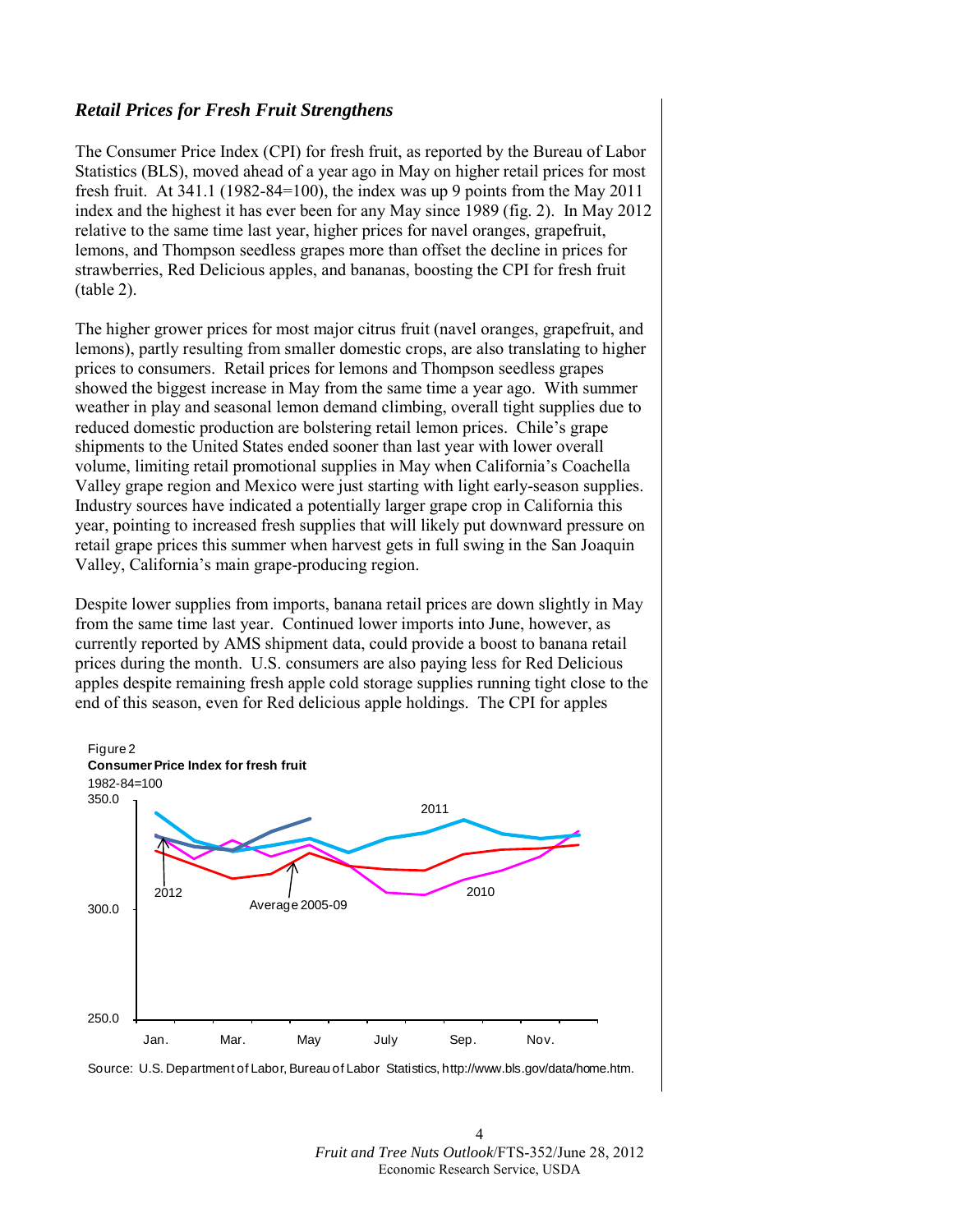### *Retail Prices for Fresh Fruit Strengthens*

The Consumer Price Index (CPI) for fresh fruit, as reported by the Bureau of Labor Statistics (BLS), moved ahead of a year ago in May on higher retail prices for most fresh fruit. At 341.1 (1982-84=100), the index was up 9 points from the May 2011 index and the highest it has ever been for any May since 1989 (fig. 2). In May 2012 relative to the same time last year, higher prices for navel oranges, grapefruit, lemons, and Thompson seedless grapes more than offset the decline in prices for strawberries, Red Delicious apples, and bananas, boosting the CPI for fresh fruit (table 2).

The higher grower prices for most major citrus fruit (navel oranges, grapefruit, and lemons), partly resulting from smaller domestic crops, are also translating to higher prices to consumers. Retail prices for lemons and Thompson seedless grapes showed the biggest increase in May from the same time a year ago. With summer weather in play and seasonal lemon demand climbing, overall tight supplies due to reduced domestic production are bolstering retail lemon prices. Chile's grape shipments to the United States ended sooner than last year with lower overall volume, limiting retail promotional supplies in May when California's Coachella Valley grape region and Mexico were just starting with light early-season supplies. Industry sources have indicated a potentially larger grape crop in California this year, pointing to increased fresh supplies that will likely put downward pressure on retail grape prices this summer when harvest gets in full swing in the San Joaquin Valley, California's main grape-producing region.

Despite lower supplies from imports, banana retail prices are down slightly in May from the same time last year. Continued lower imports into June, however, as currently reported by AMS shipment data, could provide a boost to banana retail prices during the month. U.S. consumers are also paying less for Red Delicious apples despite remaining fresh apple cold storage supplies running tight close to the end of this season, even for Red delicious apple holdings. The CPI for apples

Figure 2
**Consumer Price Index for fresh fruit**
1982-84=100

Source: U.S. Department of Labor, Bureau of Labor Statistics, http://www.bls.gov/data/home.htm.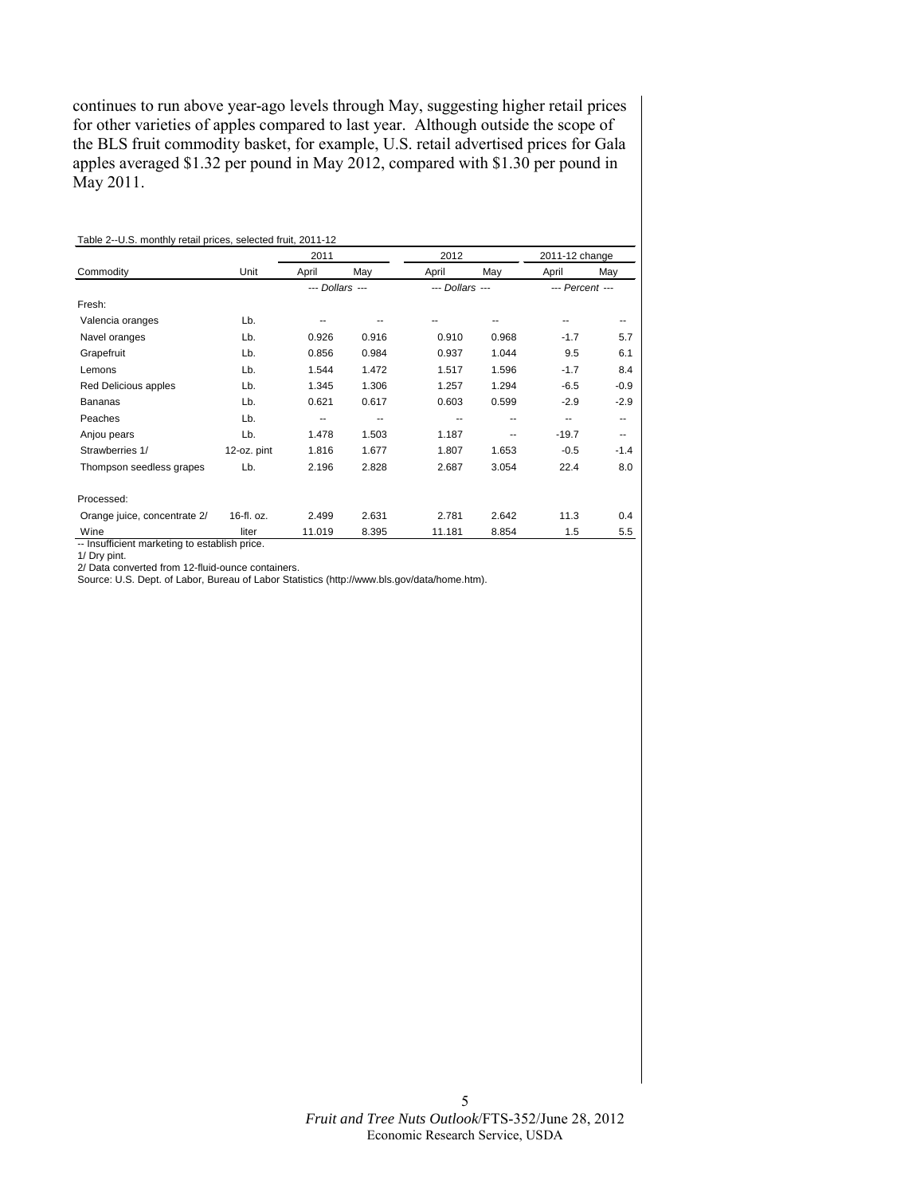continues to run above year-ago levels through May, suggesting higher retail prices for other varieties of apples compared to last year. Although outside the scope of the BLS fruit commodity basket, for example, U.S. retail advertised prices for Gala apples averaged $1.32 per pound in May 2012, compared with $1.30 per pound in May 2011.

Table 2--U.S. monthly retail prices, selected fruit, 2011-12

| Commodity | Unit | 2011 April | 2011 May | 2012 April | 2012 May | 2011-12 change April | 2011-12 change May |
|---|---|---|---|---|---|---|---|
| | | --- Dollars --- | | --- Dollars --- | | --- Percent --- | |
| Fresh: | | | | | | | |
| Valencia oranges | Lb. | -- | -- | -- | -- | -- | -- |
| Navel oranges | Lb. | 0.926 | 0.916 | 0.910 | 0.968 | -1.7 | 5.7 |
| Grapefruit | Lb. | 0.856 | 0.984 | 0.937 | 1.044 | 9.5 | 6.1 |
| Lemons | Lb. | 1.544 | 1.472 | 1.517 | 1.596 | -1.7 | 8.4 |
| Red Delicious apples | Lb. | 1.345 | 1.306 | 1.257 | 1.294 | -6.5 | -0.9 |
| Bananas | Lb. | 0.621 | 0.617 | 0.603 | 0.599 | -2.9 | -2.9 |
| Peaches | Lb. | -- | -- | -- | -- | -- | -- |
| Anjou pears | Lb. | 1.478 | 1.503 | 1.187 | -- | -19.7 | -- |
| Strawberries 1/ | 12-oz. pint | 1.816 | 1.677 | 1.807 | 1.653 | -0.5 | -1.4 |
| Thompson seedless grapes | Lb. | 2.196 | 2.828 | 2.687 | 3.054 | 22.4 | 8.0 |
| Processed: | | | | | | | |
| Orange juice, concentrate 2/ | 16-fl. oz. | 2.499 | 2.631 | 2.781 | 2.642 | 11.3 | 0.4 |
| Wine | liter | 11.019 | 8.395 | 11.181 | 8.854 | 1.5 | 5.5 |

-- Insufficient marketing to establish price.
1/ Dry pint.
2/ Data converted from 12-fluid-ounce containers.
Source: U.S. Dept. of Labor, Bureau of Labor Statistics (http://www.bls.gov/data/home.htm).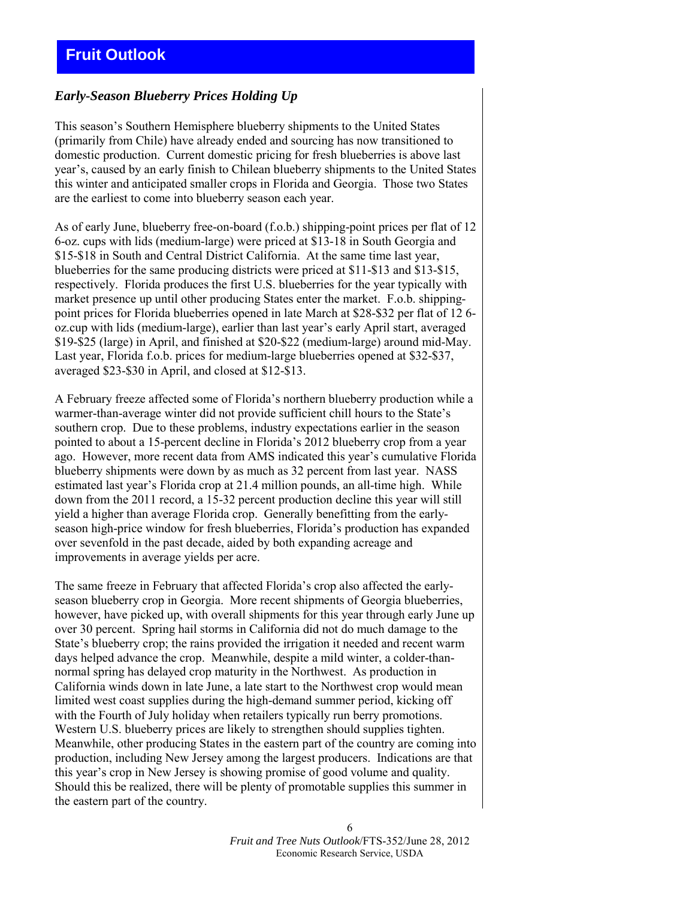## Fruit Outlook

### *Early-Season Blueberry Prices Holding Up*

This season's Southern Hemisphere blueberry shipments to the United States (primarily from Chile) have already ended and sourcing has now transitioned to domestic production. Current domestic pricing for fresh blueberries is above last year's, caused by an early finish to Chilean blueberry shipments to the United States this winter and anticipated smaller crops in Florida and Georgia. Those two States are the earliest to come into blueberry season each year.

As of early June, blueberry free-on-board (f.o.b.) shipping-point prices per flat of 12 6-oz. cups with lids (medium-large) were priced at $13-18 in South Georgia and $15-$18 in South and Central District California. At the same time last year, blueberries for the same producing districts were priced at $11-$13 and $13-$15, respectively. Florida produces the first U.S. blueberries for the year typically with market presence up until other producing States enter the market. F.o.b. shipping-point prices for Florida blueberries opened in late March at $28-$32 per flat of 12 6-oz.cup with lids (medium-large), earlier than last year's early April start, averaged $19-$25 (large) in April, and finished at $20-$22 (medium-large) around mid-May. Last year, Florida f.o.b. prices for medium-large blueberries opened at $32-$37, averaged $23-$30 in April, and closed at $12-$13.

A February freeze affected some of Florida's northern blueberry production while a warmer-than-average winter did not provide sufficient chill hours to the State's southern crop. Due to these problems, industry expectations earlier in the season pointed to about a 15-percent decline in Florida's 2012 blueberry crop from a year ago. However, more recent data from AMS indicated this year's cumulative Florida blueberry shipments were down by as much as 32 percent from last year. NASS estimated last year's Florida crop at 21.4 million pounds, an all-time high. While down from the 2011 record, a 15-32 percent production decline this year will still yield a higher than average Florida crop. Generally benefitting from the early-season high-price window for fresh blueberries, Florida's production has expanded over sevenfold in the past decade, aided by both expanding acreage and improvements in average yields per acre.

The same freeze in February that affected Florida's crop also affected the early-season blueberry crop in Georgia. More recent shipments of Georgia blueberries, however, have picked up, with overall shipments for this year through early June up over 30 percent. Spring hail storms in California did not do much damage to the State's blueberry crop; the rains provided the irrigation it needed and recent warm days helped advance the crop. Meanwhile, despite a mild winter, a colder-than-normal spring has delayed crop maturity in the Northwest. As production in California winds down in late June, a late start to the Northwest crop would mean limited west coast supplies during the high-demand summer period, kicking off with the Fourth of July holiday when retailers typically run berry promotions. Western U.S. blueberry prices are likely to strengthen should supplies tighten. Meanwhile, other producing States in the eastern part of the country are coming into production, including New Jersey among the largest producers. Indications are that this year's crop in New Jersey is showing promise of good volume and quality. Should this be realized, there will be plenty of promotable supplies this summer in the eastern part of the country.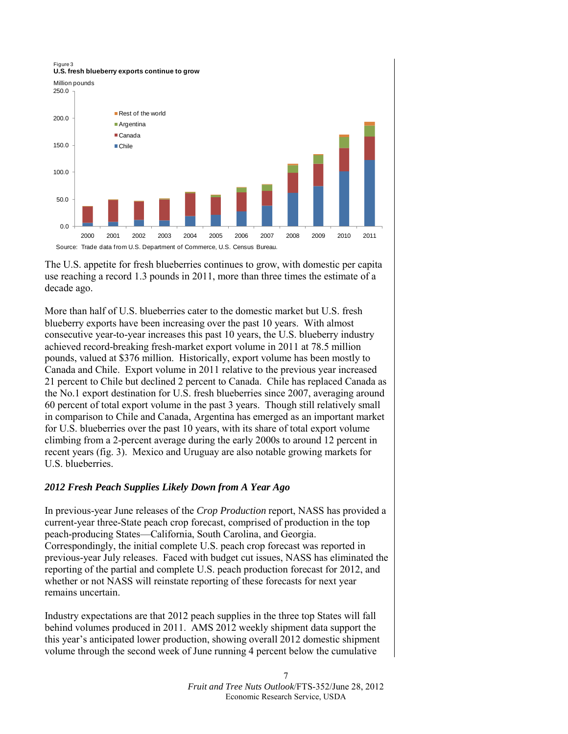Figure 3
**U.S. fresh blueberry exports continue to grow**

Source: Trade data from U.S. Department of Commerce, U.S. Census Bureau.

The U.S. appetite for fresh blueberries continues to grow, with domestic per capita use reaching a record 1.3 pounds in 2011, more than three times the estimate of a decade ago.

More than half of U.S. blueberries cater to the domestic market but U.S. fresh blueberry exports have been increasing over the past 10 years. With almost consecutive year-to-year increases this past 10 years, the U.S. blueberry industry achieved record-breaking fresh-market export volume in 2011 at 78.5 million pounds, valued at $376 million. Historically, export volume has been mostly to Canada and Chile. Export volume in 2011 relative to the previous year increased 21 percent to Chile but declined 2 percent to Canada. Chile has replaced Canada as the No.1 export destination for U.S. fresh blueberries since 2007, averaging around 60 percent of total export volume in the past 3 years. Though still relatively small in comparison to Chile and Canada, Argentina has emerged as an important market for U.S. blueberries over the past 10 years, with its share of total export volume climbing from a 2-percent average during the early 2000s to around 12 percent in recent years (fig. 3). Mexico and Uruguay are also notable growing markets for U.S. blueberries.

### *2012 Fresh Peach Supplies Likely Down from A Year Ago*

In previous-year June releases of the *Crop Production* report, NASS has provided a current-year three-State peach crop forecast, comprised of production in the top peach-producing States—California, South Carolina, and Georgia. Correspondingly, the initial complete U.S. peach crop forecast was reported in previous-year July releases. Faced with budget cut issues, NASS has eliminated the reporting of the partial and complete U.S. peach production forecast for 2012, and whether or not NASS will reinstate reporting of these forecasts for next year remains uncertain.

Industry expectations are that 2012 peach supplies in the three top States will fall behind volumes produced in 2011. AMS 2012 weekly shipment data support the this year's anticipated lower production, showing overall 2012 domestic shipment volume through the second week of June running 4 percent below the cumulative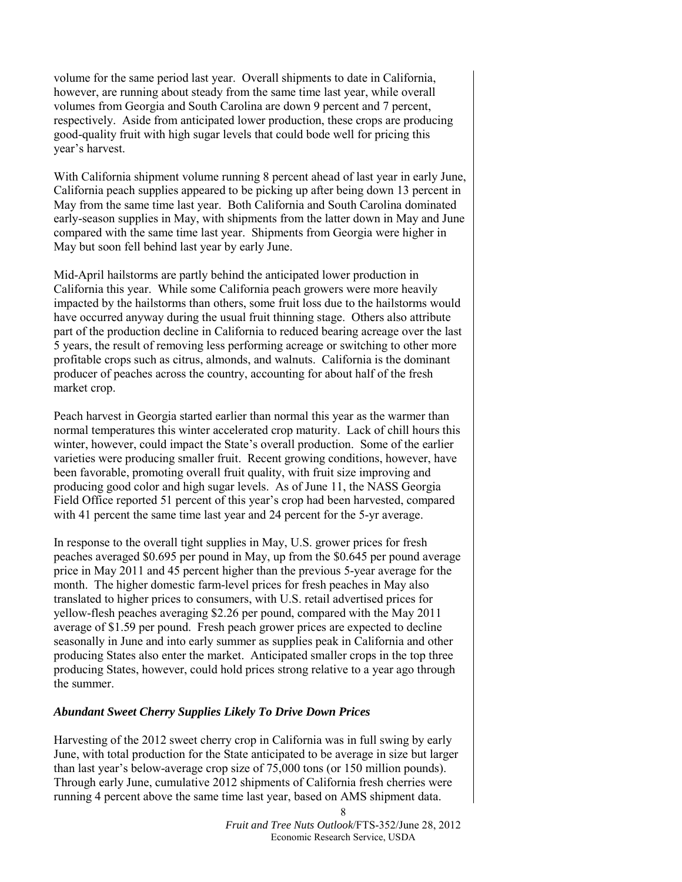volume for the same period last year. Overall shipments to date in California, however, are running about steady from the same time last year, while overall volumes from Georgia and South Carolina are down 9 percent and 7 percent, respectively. Aside from anticipated lower production, these crops are producing good-quality fruit with high sugar levels that could bode well for pricing this year's harvest.

With California shipment volume running 8 percent ahead of last year in early June, California peach supplies appeared to be picking up after being down 13 percent in May from the same time last year. Both California and South Carolina dominated early-season supplies in May, with shipments from the latter down in May and June compared with the same time last year. Shipments from Georgia were higher in May but soon fell behind last year by early June.

Mid-April hailstorms are partly behind the anticipated lower production in California this year. While some California peach growers were more heavily impacted by the hailstorms than others, some fruit loss due to the hailstorms would have occurred anyway during the usual fruit thinning stage. Others also attribute part of the production decline in California to reduced bearing acreage over the last 5 years, the result of removing less performing acreage or switching to other more profitable crops such as citrus, almonds, and walnuts. California is the dominant producer of peaches across the country, accounting for about half of the fresh market crop.

Peach harvest in Georgia started earlier than normal this year as the warmer than normal temperatures this winter accelerated crop maturity. Lack of chill hours this winter, however, could impact the State's overall production. Some of the earlier varieties were producing smaller fruit. Recent growing conditions, however, have been favorable, promoting overall fruit quality, with fruit size improving and producing good color and high sugar levels. As of June 11, the NASS Georgia Field Office reported 51 percent of this year's crop had been harvested, compared with 41 percent the same time last year and 24 percent for the 5-yr average.

In response to the overall tight supplies in May, U.S. grower prices for fresh peaches averaged $0.695 per pound in May, up from the $0.645 per pound average price in May 2011 and 45 percent higher than the previous 5-year average for the month. The higher domestic farm-level prices for fresh peaches in May also translated to higher prices to consumers, with U.S. retail advertised prices for yellow-flesh peaches averaging $2.26 per pound, compared with the May 2011 average of $1.59 per pound. Fresh peach grower prices are expected to decline seasonally in June and into early summer as supplies peak in California and other producing States also enter the market. Anticipated smaller crops in the top three producing States, however, could hold prices strong relative to a year ago through the summer.

### *Abundant Sweet Cherry Supplies Likely To Drive Down Prices*

Harvesting of the 2012 sweet cherry crop in California was in full swing by early June, with total production for the State anticipated to be average in size but larger than last year's below-average crop size of 75,000 tons (or 150 million pounds). Through early June, cumulative 2012 shipments of California fresh cherries were running 4 percent above the same time last year, based on AMS shipment data.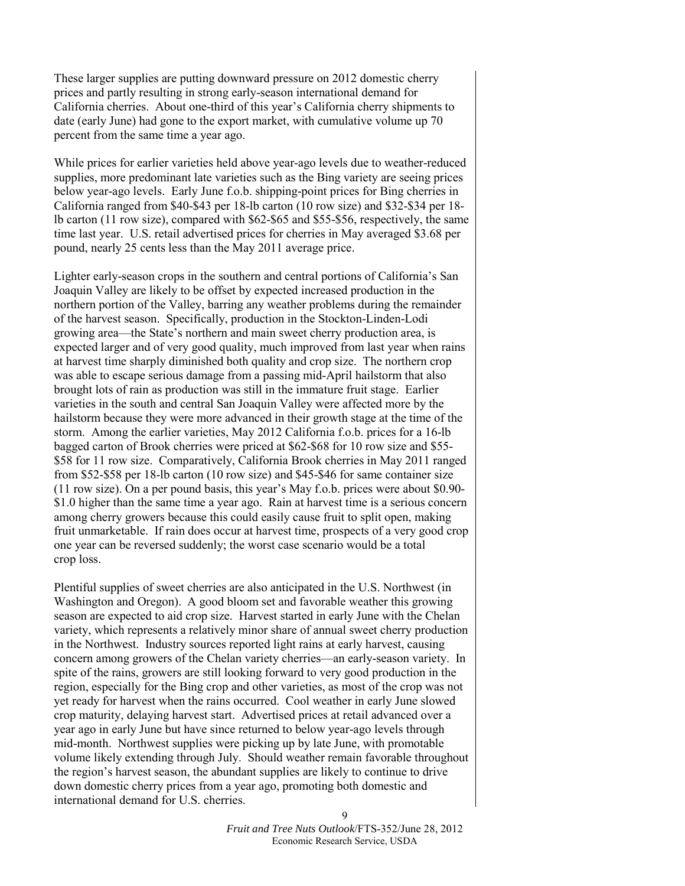These larger supplies are putting downward pressure on 2012 domestic cherry prices and partly resulting in strong early-season international demand for California cherries. About one-third of this year's California cherry shipments to date (early June) had gone to the export market, with cumulative volume up 70 percent from the same time a year ago.

While prices for earlier varieties held above year-ago levels due to weather-reduced supplies, more predominant late varieties such as the Bing variety are seeing prices below year-ago levels. Early June f.o.b. shipping-point prices for Bing cherries in California ranged from $40-$43 per 18-lb carton (10 row size) and $32-$34 per 18-lb carton (11 row size), compared with $62-$65 and $55-$56, respectively, the same time last year. U.S. retail advertised prices for cherries in May averaged $3.68 per pound, nearly 25 cents less than the May 2011 average price.

Lighter early-season crops in the southern and central portions of California's San Joaquin Valley are likely to be offset by expected increased production in the northern portion of the Valley, barring any weather problems during the remainder of the harvest season. Specifically, production in the Stockton-Linden-Lodi growing area—the State's northern and main sweet cherry production area, is expected larger and of very good quality, much improved from last year when rains at harvest time sharply diminished both quality and crop size. The northern crop was able to escape serious damage from a passing mid-April hailstorm that also brought lots of rain as production was still in the immature fruit stage. Earlier varieties in the south and central San Joaquin Valley were affected more by the hailstorm because they were more advanced in their growth stage at the time of the storm. Among the earlier varieties, May 2012 California f.o.b. prices for a 16-lb bagged carton of Brook cherries were priced at $62-$68 for 10 row size and $55-$58 for 11 row size. Comparatively, California Brook cherries in May 2011 ranged from $52-$58 per 18-lb carton (10 row size) and $45-$46 for same container size (11 row size). On a per pound basis, this year's May f.o.b. prices were about $0.90-$1.0 higher than the same time a year ago. Rain at harvest time is a serious concern among cherry growers because this could easily cause fruit to split open, making fruit unmarketable. If rain does occur at harvest time, prospects of a very good crop one year can be reversed suddenly; the worst case scenario would be a total crop loss.

Plentiful supplies of sweet cherries are also anticipated in the U.S. Northwest (in Washington and Oregon). A good bloom set and favorable weather this growing season are expected to aid crop size. Harvest started in early June with the Chelan variety, which represents a relatively minor share of annual sweet cherry production in the Northwest. Industry sources reported light rains at early harvest, causing concern among growers of the Chelan variety cherries—an early-season variety. In spite of the rains, growers are still looking forward to very good production in the region, especially for the Bing crop and other varieties, as most of the crop was not yet ready for harvest when the rains occurred. Cool weather in early June slowed crop maturity, delaying harvest start. Advertised prices at retail advanced over a year ago in early June but have since returned to below year-ago levels through mid-month. Northwest supplies were picking up by late June, with promotable volume likely extending through July. Should weather remain favorable throughout the region's harvest season, the abundant supplies are likely to continue to drive down domestic cherry prices from a year ago, promoting both domestic and international demand for U.S. cherries.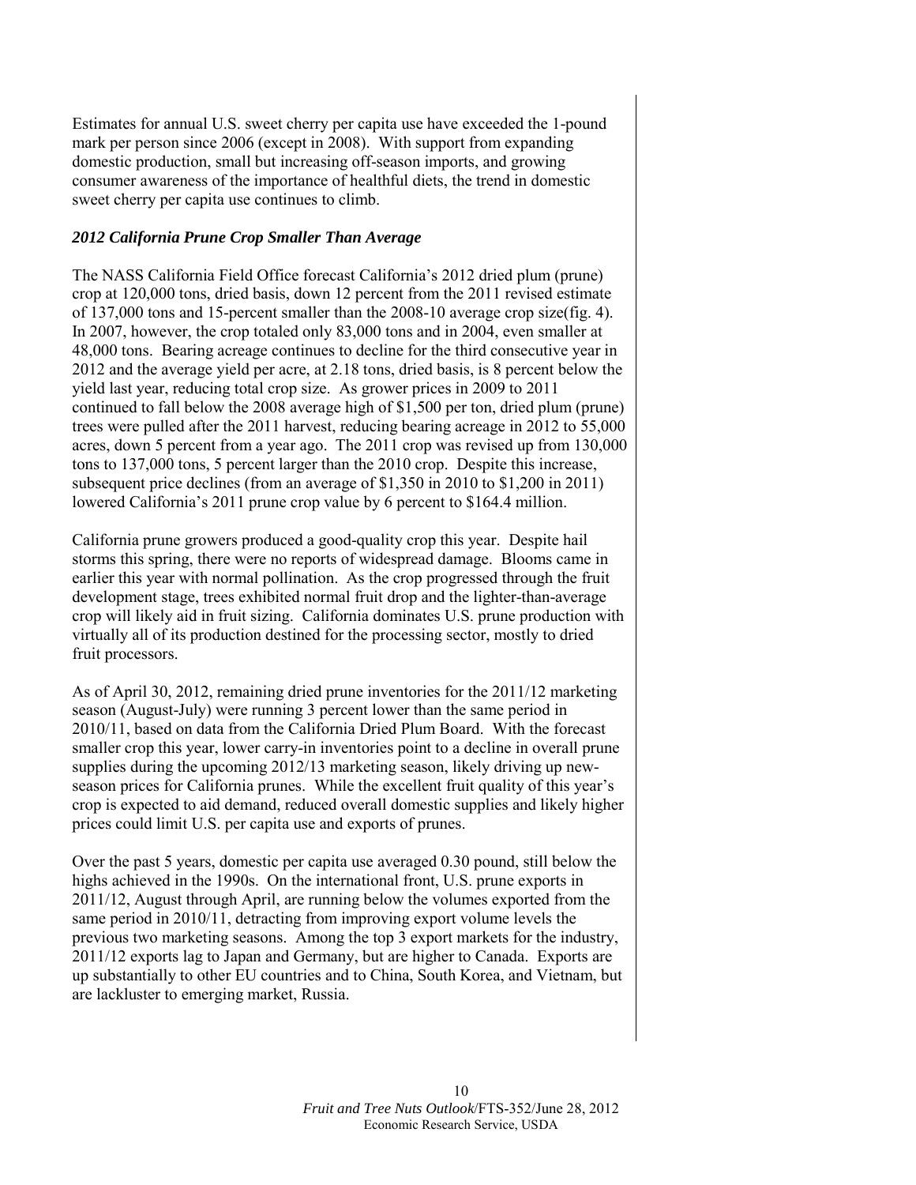Estimates for annual U.S. sweet cherry per capita use have exceeded the 1-pound mark per person since 2006 (except in 2008). With support from expanding domestic production, small but increasing off-season imports, and growing consumer awareness of the importance of healthful diets, the trend in domestic sweet cherry per capita use continues to climb.

### *2012 California Prune Crop Smaller Than Average*

The NASS California Field Office forecast California's 2012 dried plum (prune) crop at 120,000 tons, dried basis, down 12 percent from the 2011 revised estimate of 137,000 tons and 15-percent smaller than the 2008-10 average crop size(fig. 4). In 2007, however, the crop totaled only 83,000 tons and in 2004, even smaller at 48,000 tons. Bearing acreage continues to decline for the third consecutive year in 2012 and the average yield per acre, at 2.18 tons, dried basis, is 8 percent below the yield last year, reducing total crop size. As grower prices in 2009 to 2011 continued to fall below the 2008 average high of $1,500 per ton, dried plum (prune) trees were pulled after the 2011 harvest, reducing bearing acreage in 2012 to 55,000 acres, down 5 percent from a year ago. The 2011 crop was revised up from 130,000 tons to 137,000 tons, 5 percent larger than the 2010 crop. Despite this increase, subsequent price declines (from an average of $1,350 in 2010 to $1,200 in 2011) lowered California's 2011 prune crop value by 6 percent to $164.4 million.

California prune growers produced a good-quality crop this year. Despite hail storms this spring, there were no reports of widespread damage. Blooms came in earlier this year with normal pollination. As the crop progressed through the fruit development stage, trees exhibited normal fruit drop and the lighter-than-average crop will likely aid in fruit sizing. California dominates U.S. prune production with virtually all of its production destined for the processing sector, mostly to dried fruit processors.

As of April 30, 2012, remaining dried prune inventories for the 2011/12 marketing season (August-July) were running 3 percent lower than the same period in 2010/11, based on data from the California Dried Plum Board. With the forecast smaller crop this year, lower carry-in inventories point to a decline in overall prune supplies during the upcoming 2012/13 marketing season, likely driving up new-season prices for California prunes. While the excellent fruit quality of this year's crop is expected to aid demand, reduced overall domestic supplies and likely higher prices could limit U.S. per capita use and exports of prunes.

Over the past 5 years, domestic per capita use averaged 0.30 pound, still below the highs achieved in the 1990s. On the international front, U.S. prune exports in 2011/12, August through April, are running below the volumes exported from the same period in 2010/11, detracting from improving export volume levels the previous two marketing seasons. Among the top 3 export markets for the industry, 2011/12 exports lag to Japan and Germany, but are higher to Canada. Exports are up substantially to other EU countries and to China, South Korea, and Vietnam, but are lackluster to emerging market, Russia.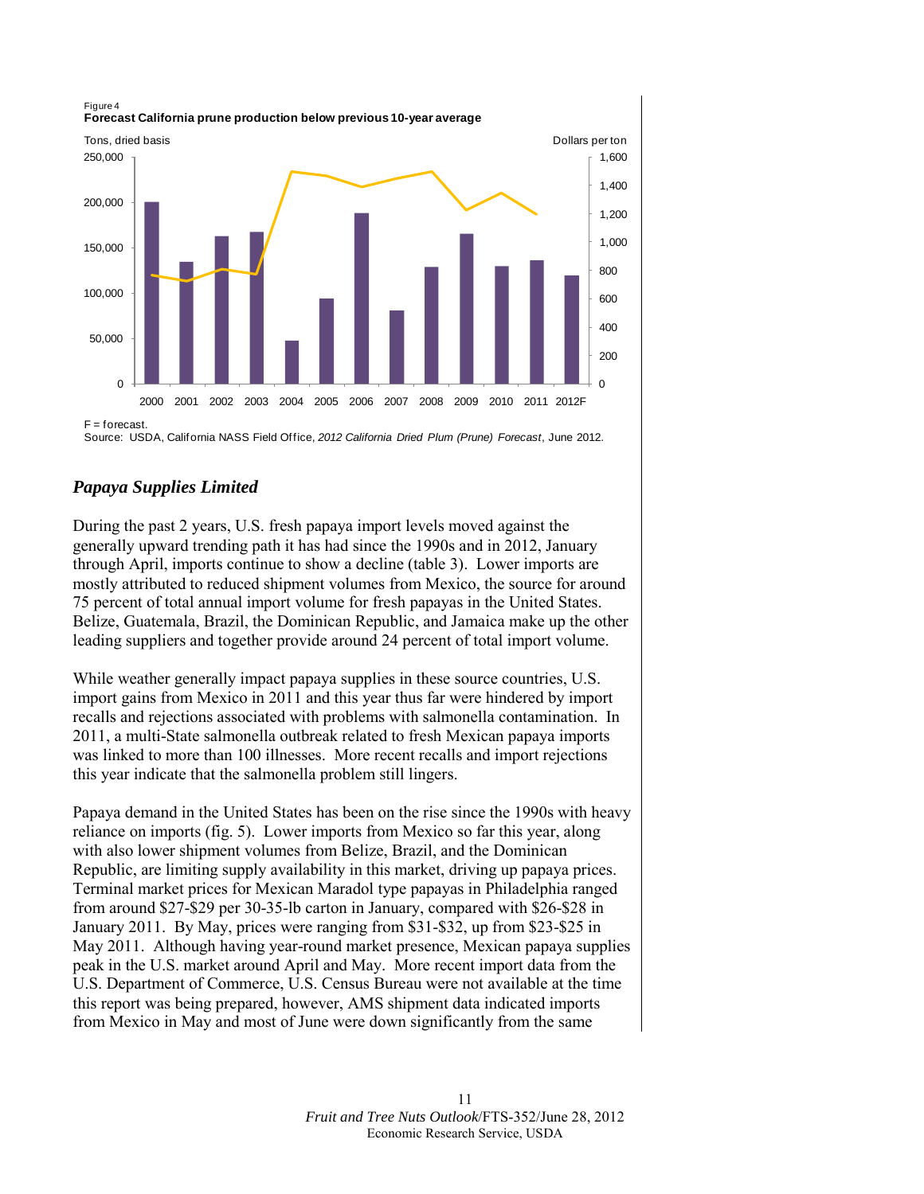Figure 4

**Forecast California prune production below previous 10-year average**

F = forecast.

Source: USDA, California NASS Field Office, *2012 California Dried Plum (Prune) Forecast*, June 2012.

### *Papaya Supplies Limited*

During the past 2 years, U.S. fresh papaya import levels moved against the generally upward trending path it has had since the 1990s and in 2012, January through April, imports continue to show a decline (table 3). Lower imports are mostly attributed to reduced shipment volumes from Mexico, the source for around 75 percent of total annual import volume for fresh papayas in the United States. Belize, Guatemala, Brazil, the Dominican Republic, and Jamaica make up the other leading suppliers and together provide around 24 percent of total import volume.

While weather generally impact papaya supplies in these source countries, U.S. import gains from Mexico in 2011 and this year thus far were hindered by import recalls and rejections associated with problems with salmonella contamination. In 2011, a multi-State salmonella outbreak related to fresh Mexican papaya imports was linked to more than 100 illnesses. More recent recalls and import rejections this year indicate that the salmonella problem still lingers.

Papaya demand in the United States has been on the rise since the 1990s with heavy reliance on imports (fig. 5). Lower imports from Mexico so far this year, along with also lower shipment volumes from Belize, Brazil, and the Dominican Republic, are limiting supply availability in this market, driving up papaya prices. Terminal market prices for Mexican Maradol type papayas in Philadelphia ranged from around \$27-\$29 per 30-35-lb carton in January, compared with \$26-\$28 in January 2011. By May, prices were ranging from \$31-\$32, up from \$23-\$25 in May 2011. Although having year-round market presence, Mexican papaya supplies peak in the U.S. market around April and May. More recent import data from the U.S. Department of Commerce, U.S. Census Bureau were not available at the time this report was being prepared, however, AMS shipment data indicated imports from Mexico in May and most of June were down significantly from the same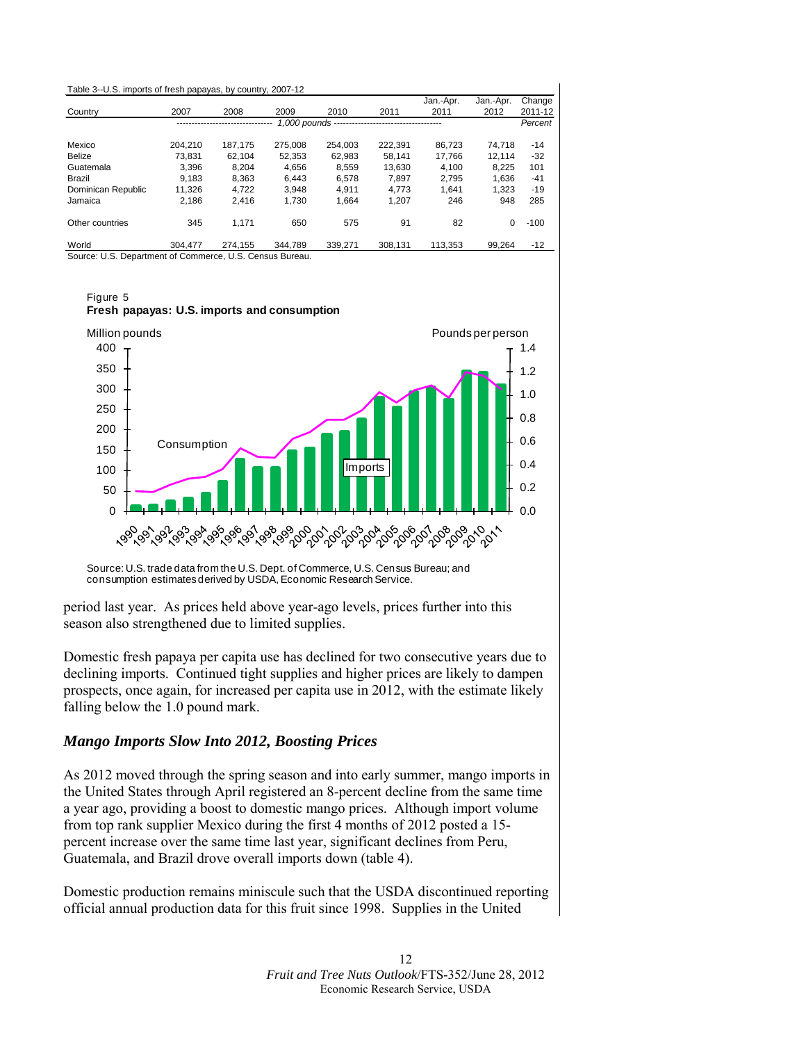Table 3--U.S. imports of fresh papayas, by country, 2007-12

| Country | 2007 | 2008 | 2009 | 2010 | 2011 | Jan.-Apr. 2011 | Jan.-Apr. 2012 | Change 2011-12 |
|---|---|---|---|---|---|---|---|---|
| | 1,000 pounds | | | | | | | Percent |
| Mexico | 204,210 | 187,175 | 275,008 | 254,003 | 222,391 | 86,723 | 74,718 | -14 |
| Belize | 73,831 | 62,104 | 52,353 | 62,983 | 58,141 | 17,766 | 12,114 | -32 |
| Guatemala | 3,396 | 8,204 | 4,656 | 8,559 | 13,630 | 4,100 | 8,225 | 101 |
| Brazil | 9,183 | 8,363 | 6,443 | 6,578 | 7,897 | 2,795 | 1,636 | -41 |
| Dominican Republic | 11,326 | 4,722 | 3,948 | 4,911 | 4,773 | 1,641 | 1,323 | -19 |
| Jamaica | 2,186 | 2,416 | 1,730 | 1,664 | 1,207 | 246 | 948 | 285 |
| Other countries | 345 | 1,171 | 650 | 575 | 91 | 82 | 0 | -100 |
| World | 304,477 | 274,155 | 344,789 | 339,271 | 308,131 | 113,353 | 99,264 | -12 |

Source: U.S. Department of Commerce, U.S. Census Bureau.

Figure 5
**Fresh papayas: U.S. imports and consumption**

Source: U.S. trade data from the U.S. Dept. of Commerce, U.S. Census Bureau; and consumption estimates derived by USDA, Economic Research Service.

period last year. As prices held above year-ago levels, prices further into this season also strengthened due to limited supplies.

Domestic fresh papaya per capita use has declined for two consecutive years due to declining imports. Continued tight supplies and higher prices are likely to dampen prospects, once again, for increased per capita use in 2012, with the estimate likely falling below the 1.0 pound mark.

## *Mango Imports Slow Into 2012, Boosting Prices*

As 2012 moved through the spring season and into early summer, mango imports in the United States through April registered an 8-percent decline from the same time a year ago, providing a boost to domestic mango prices. Although import volume from top rank supplier Mexico during the first 4 months of 2012 posted a 15-percent increase over the same time last year, significant declines from Peru, Guatemala, and Brazil drove overall imports down (table 4).

Domestic production remains miniscule such that the USDA discontinued reporting official annual production data for this fruit since 1998. Supplies in the United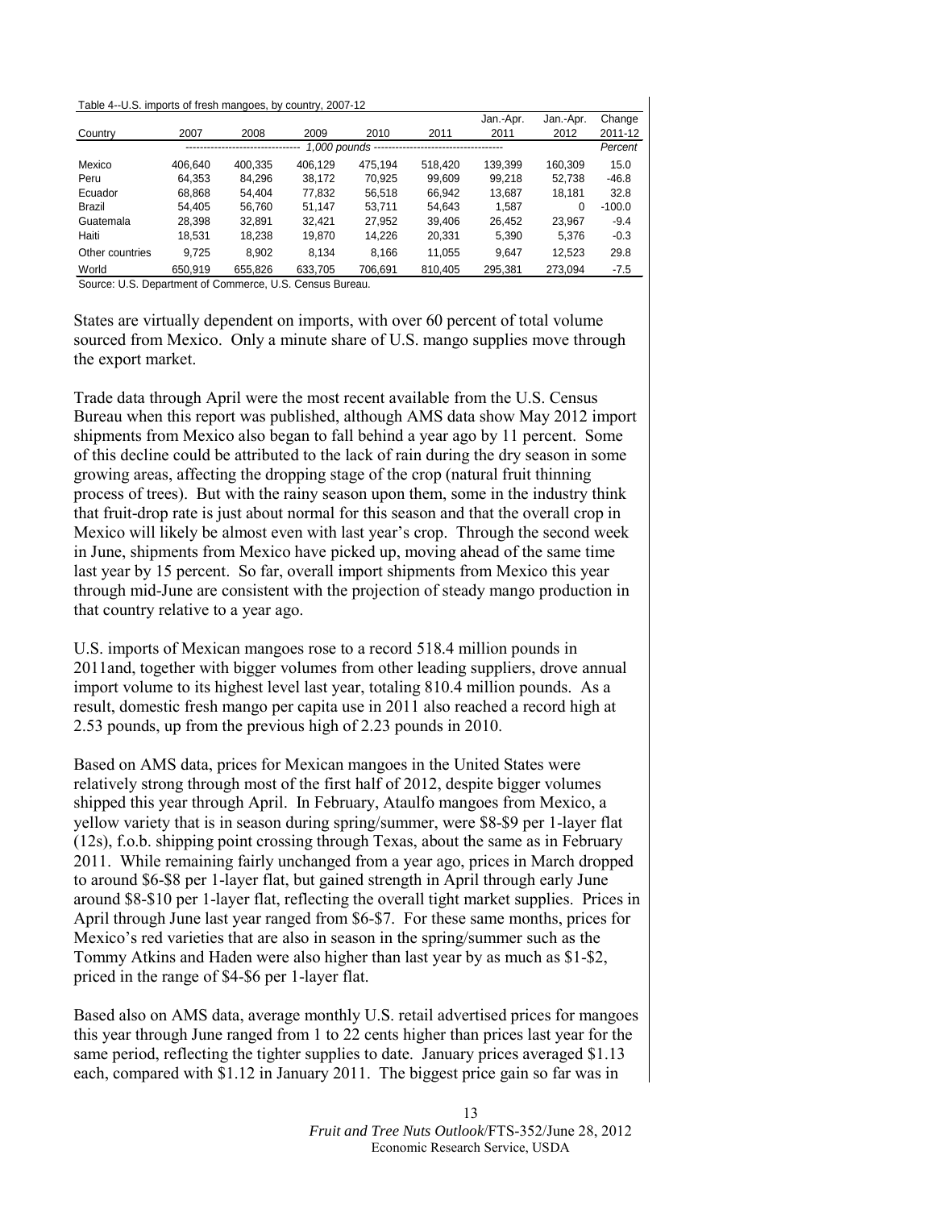Table 4--U.S. imports of fresh mangoes, by country, 2007-12

| Country | 2007 | 2008 | 2009 | 2010 | 2011 | Jan.-Apr. 2011 | Jan.-Apr. 2012 | Change 2011-12 |
|---|---|---|---|---|---|---|---|---|
| | *1,000 pounds* | | | | | | | *Percent* |
| Mexico | 406,640 | 400,335 | 406,129 | 475,194 | 518,420 | 139,399 | 160,309 | 15.0 |
| Peru | 64,353 | 84,296 | 38,172 | 70,925 | 99,609 | 99,218 | 52,738 | -46.8 |
| Ecuador | 68,868 | 54,404 | 77,832 | 56,518 | 66,942 | 13,687 | 18,181 | 32.8 |
| Brazil | 54,405 | 56,760 | 51,147 | 53,711 | 54,643 | 1,587 | 0 | -100.0 |
| Guatemala | 28,398 | 32,891 | 32,421 | 27,952 | 39,406 | 26,452 | 23,967 | -9.4 |
| Haiti | 18,531 | 18,238 | 19,870 | 14,226 | 20,331 | 5,390 | 5,376 | -0.3 |
| Other countries | 9,725 | 8,902 | 8,134 | 8,166 | 11,055 | 9,647 | 12,523 | 29.8 |
| World | 650,919 | 655,826 | 633,705 | 706,691 | 810,405 | 295,381 | 273,094 | -7.5 |

Source: U.S. Department of Commerce, U.S. Census Bureau.

States are virtually dependent on imports, with over 60 percent of total volume sourced from Mexico. Only a minute share of U.S. mango supplies move through the export market.

Trade data through April were the most recent available from the U.S. Census Bureau when this report was published, although AMS data show May 2012 import shipments from Mexico also began to fall behind a year ago by 11 percent. Some of this decline could be attributed to the lack of rain during the dry season in some growing areas, affecting the dropping stage of the crop (natural fruit thinning process of trees). But with the rainy season upon them, some in the industry think that fruit-drop rate is just about normal for this season and that the overall crop in Mexico will likely be almost even with last year's crop. Through the second week in June, shipments from Mexico have picked up, moving ahead of the same time last year by 15 percent. So far, overall import shipments from Mexico this year through mid-June are consistent with the projection of steady mango production in that country relative to a year ago.

U.S. imports of Mexican mangoes rose to a record 518.4 million pounds in 2011and, together with bigger volumes from other leading suppliers, drove annual import volume to its highest level last year, totaling 810.4 million pounds. As a result, domestic fresh mango per capita use in 2011 also reached a record high at 2.53 pounds, up from the previous high of 2.23 pounds in 2010.

Based on AMS data, prices for Mexican mangoes in the United States were relatively strong through most of the first half of 2012, despite bigger volumes shipped this year through April. In February, Ataulfo mangoes from Mexico, a yellow variety that is in season during spring/summer, were $8-$9 per 1-layer flat (12s), f.o.b. shipping point crossing through Texas, about the same as in February 2011. While remaining fairly unchanged from a year ago, prices in March dropped to around $6-$8 per 1-layer flat, but gained strength in April through early June around $8-$10 per 1-layer flat, reflecting the overall tight market supplies. Prices in April through June last year ranged from $6-$7. For these same months, prices for Mexico's red varieties that are also in season in the spring/summer such as the Tommy Atkins and Haden were also higher than last year by as much as $1-$2, priced in the range of $4-$6 per 1-layer flat.

Based also on AMS data, average monthly U.S. retail advertised prices for mangoes this year through June ranged from 1 to 22 cents higher than prices last year for the same period, reflecting the tighter supplies to date. January prices averaged $1.13 each, compared with $1.12 in January 2011. The biggest price gain so far was in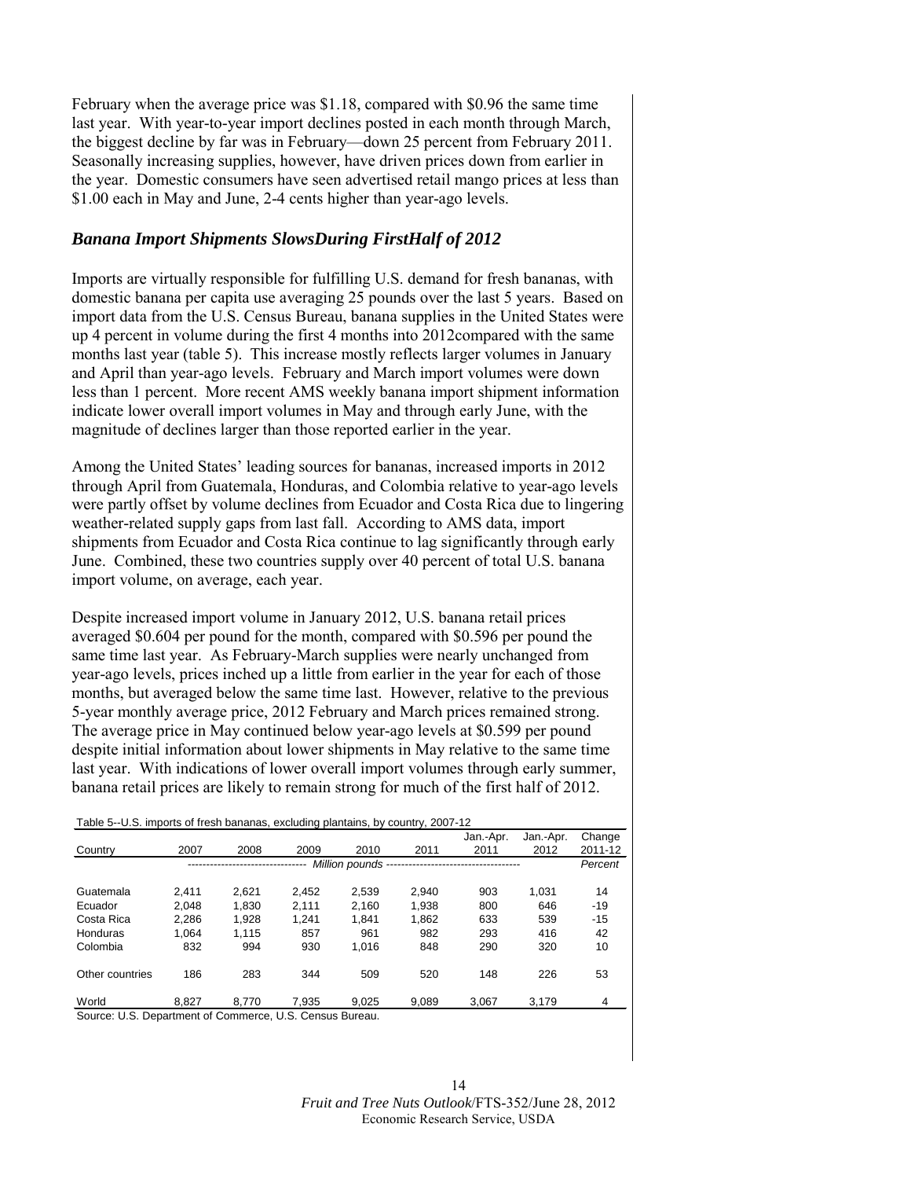February when the average price was $1.18, compared with $0.96 the same time last year. With year-to-year import declines posted in each month through March, the biggest decline by far was in February—down 25 percent from February 2011. Seasonally increasing supplies, however, have driven prices down from earlier in the year. Domestic consumers have seen advertised retail mango prices at less than $1.00 each in May and June, 2-4 cents higher than year-ago levels.

## *Banana Import Shipments SlowsDuring FirstHalf of 2012*

Imports are virtually responsible for fulfilling U.S. demand for fresh bananas, with domestic banana per capita use averaging 25 pounds over the last 5 years. Based on import data from the U.S. Census Bureau, banana supplies in the United States were up 4 percent in volume during the first 4 months into 2012compared with the same months last year (table 5). This increase mostly reflects larger volumes in January and April than year-ago levels. February and March import volumes were down less than 1 percent. More recent AMS weekly banana import shipment information indicate lower overall import volumes in May and through early June, with the magnitude of declines larger than those reported earlier in the year.

Among the United States' leading sources for bananas, increased imports in 2012 through April from Guatemala, Honduras, and Colombia relative to year-ago levels were partly offset by volume declines from Ecuador and Costa Rica due to lingering weather-related supply gaps from last fall. According to AMS data, import shipments from Ecuador and Costa Rica continue to lag significantly through early June. Combined, these two countries supply over 40 percent of total U.S. banana import volume, on average, each year.

Despite increased import volume in January 2012, U.S. banana retail prices averaged $0.604 per pound for the month, compared with $0.596 per pound the same time last year. As February-March supplies were nearly unchanged from year-ago levels, prices inched up a little from earlier in the year for each of those months, but averaged below the same time last. However, relative to the previous 5-year monthly average price, 2012 February and March prices remained strong. The average price in May continued below year-ago levels at $0.599 per pound despite initial information about lower shipments in May relative to the same time last year. With indications of lower overall import volumes through early summer, banana retail prices are likely to remain strong for much of the first half of 2012.

Table 5--U.S. imports of fresh bananas, excluding plantains, by country, 2007-12

| Country | 2007 | 2008 | 2009 | 2010 | 2011 | Jan.-Apr. 2011 | Jan.-Apr. 2012 | Change 2011-12 |
|---|---|---|---|---|---|---|---|---|
| | Million pounds | | | | | | | Percent |
| Guatemala | 2,411 | 2,621 | 2,452 | 2,539 | 2,940 | 903 | 1,031 | 14 |
| Ecuador | 2,048 | 1,830 | 2,111 | 2,160 | 1,938 | 800 | 646 | -19 |
| Costa Rica | 2,286 | 1,928 | 1,241 | 1,841 | 1,862 | 633 | 539 | -15 |
| Honduras | 1,064 | 1,115 | 857 | 961 | 982 | 293 | 416 | 42 |
| Colombia | 832 | 994 | 930 | 1,016 | 848 | 290 | 320 | 10 |
| Other countries | 186 | 283 | 344 | 509 | 520 | 148 | 226 | 53 |
| World | 8,827 | 8,770 | 7,935 | 9,025 | 9,089 | 3,067 | 3,179 | 4 |

Source: U.S. Department of Commerce, U.S. Census Bureau.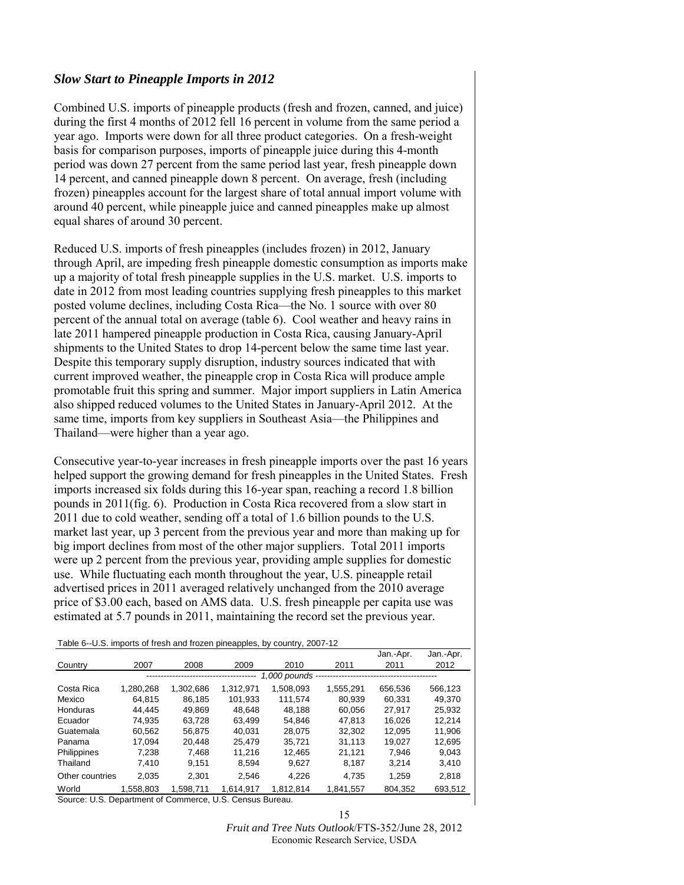### *Slow Start to Pineapple Imports in 2012*

Combined U.S. imports of pineapple products (fresh and frozen, canned, and juice) during the first 4 months of 2012 fell 16 percent in volume from the same period a year ago. Imports were down for all three product categories. On a fresh-weight basis for comparison purposes, imports of pineapple juice during this 4-month period was down 27 percent from the same period last year, fresh pineapple down 14 percent, and canned pineapple down 8 percent. On average, fresh (including frozen) pineapples account for the largest share of total annual import volume with around 40 percent, while pineapple juice and canned pineapples make up almost equal shares of around 30 percent.

Reduced U.S. imports of fresh pineapples (includes frozen) in 2012, January through April, are impeding fresh pineapple domestic consumption as imports make up a majority of total fresh pineapple supplies in the U.S. market. U.S. imports to date in 2012 from most leading countries supplying fresh pineapples to this market posted volume declines, including Costa Rica—the No. 1 source with over 80 percent of the annual total on average (table 6). Cool weather and heavy rains in late 2011 hampered pineapple production in Costa Rica, causing January-April shipments to the United States to drop 14-percent below the same time last year. Despite this temporary supply disruption, industry sources indicated that with current improved weather, the pineapple crop in Costa Rica will produce ample promotable fruit this spring and summer. Major import suppliers in Latin America also shipped reduced volumes to the United States in January-April 2012. At the same time, imports from key suppliers in Southeast Asia—the Philippines and Thailand—were higher than a year ago.

Consecutive year-to-year increases in fresh pineapple imports over the past 16 years helped support the growing demand for fresh pineapples in the United States. Fresh imports increased six folds during this 16-year span, reaching a record 1.8 billion pounds in 2011(fig. 6). Production in Costa Rica recovered from a slow start in 2011 due to cold weather, sending off a total of 1.6 billion pounds to the U.S. market last year, up 3 percent from the previous year and more than making up for big import declines from most of the other major suppliers. Total 2011 imports were up 2 percent from the previous year, providing ample supplies for domestic use. While fluctuating each month throughout the year, U.S. pineapple retail advertised prices in 2011 averaged relatively unchanged from the 2010 average price of $3.00 each, based on AMS data. U.S. fresh pineapple per capita use was estimated at 5.7 pounds in 2011, maintaining the record set the previous year.

Table 6--U.S. imports of fresh and frozen pineapples, by country, 2007-12

| Country | 2007 | 2008 | 2009 | 2010 | 2011 | Jan.-Apr. 2011 | Jan.-Apr. 2012 |
|---|---|---|---|---|---|---|---|
| | | | | *1,000 pounds* | | | |
| Costa Rica | 1,280,268 | 1,302,686 | 1,312,971 | 1,508,093 | 1,555,291 | 656,536 | 566,123 |
| Mexico | 64,815 | 86,185 | 101,933 | 111,574 | 80,939 | 60,331 | 49,370 |
| Honduras | 44,445 | 49,869 | 48,648 | 48,188 | 60,056 | 27,917 | 25,932 |
| Ecuador | 74,935 | 63,728 | 63,499 | 54,846 | 47,813 | 16,026 | 12,214 |
| Guatemala | 60,562 | 56,875 | 40,031 | 28,075 | 32,302 | 12,095 | 11,906 |
| Panama | 17,094 | 20,448 | 25,479 | 35,721 | 31,113 | 19,027 | 12,695 |
| Philippines | 7,238 | 7,468 | 11,216 | 12,465 | 21,121 | 7,946 | 9,043 |
| Thailand | 7,410 | 9,151 | 8,594 | 9,627 | 8,187 | 3,214 | 3,410 |
| Other countries | 2,035 | 2,301 | 2,546 | 4,226 | 4,735 | 1,259 | 2,818 |
| World | 1,558,803 | 1,598,711 | 1,614,917 | 1,812,814 | 1,841,557 | 804,352 | 693,512 |

Source: U.S. Department of Commerce, U.S. Census Bureau.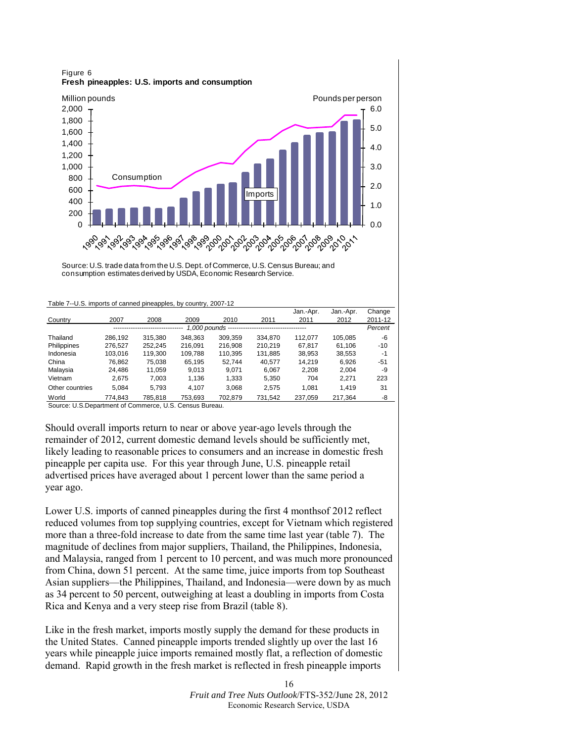Figure 6
**Fresh pineapples: U.S. imports and consumption**

Source: U.S. trade data from the U.S. Dept. of Commerce, U.S. Census Bureau; and consumption estimates derived by USDA, Economic Research Service.

Table 7--U.S. imports of canned pineapples, by country, 2007-12

| Country | 2007 | 2008 | 2009 | 2010 | 2011 | Jan.-Apr. 2011 | Jan.-Apr. 2012 | Change 2011-12 |
|---|---|---|---|---|---|---|---|---|
| | 1,000 pounds | | | | | | | Percent |
| Thailand | 286,192 | 315,380 | 348,363 | 309,359 | 334,870 | 112,077 | 105,085 | -6 |
| Philippines | 276,527 | 252,245 | 216,091 | 216,908 | 210,219 | 67,817 | 61,106 | -10 |
| Indonesia | 103,016 | 119,300 | 109,788 | 110,395 | 131,885 | 38,953 | 38,553 | -1 |
| China | 76,862 | 75,038 | 65,195 | 52,744 | 40,577 | 14,219 | 6,926 | -51 |
| Malaysia | 24,486 | 11,059 | 9,013 | 9,071 | 6,067 | 2,208 | 2,004 | -9 |
| Vietnam | 2,675 | 7,003 | 1,136 | 1,333 | 5,350 | 704 | 2,271 | 223 |
| Other countries | 5,084 | 5,793 | 4,107 | 3,068 | 2,575 | 1,081 | 1,419 | 31 |
| World | 774,843 | 785,818 | 753,693 | 702,879 | 731,542 | 237,059 | 217,364 | -8 |

Source: U.S.Department of Commerce, U.S. Census Bureau.

Should overall imports return to near or above year-ago levels through the remainder of 2012, current domestic demand levels should be sufficiently met, likely leading to reasonable prices to consumers and an increase in domestic fresh pineapple per capita use. For this year through June, U.S. pineapple retail advertised prices have averaged about 1 percent lower than the same period a year ago.

Lower U.S. imports of canned pineapples during the first 4 monthsof 2012 reflect reduced volumes from top supplying countries, except for Vietnam which registered more than a three-fold increase to date from the same time last year (table 7). The magnitude of declines from major suppliers, Thailand, the Philippines, Indonesia, and Malaysia, ranged from 1 percent to 10 percent, and was much more pronounced from China, down 51 percent. At the same time, juice imports from top Southeast Asian suppliers—the Philippines, Thailand, and Indonesia—were down by as much as 34 percent to 50 percent, outweighing at least a doubling in imports from Costa Rica and Kenya and a very steep rise from Brazil (table 8).

Like in the fresh market, imports mostly supply the demand for these products in the United States. Canned pineapple imports trended slightly up over the last 16 years while pineapple juice imports remained mostly flat, a reflection of domestic demand. Rapid growth in the fresh market is reflected in fresh pineapple imports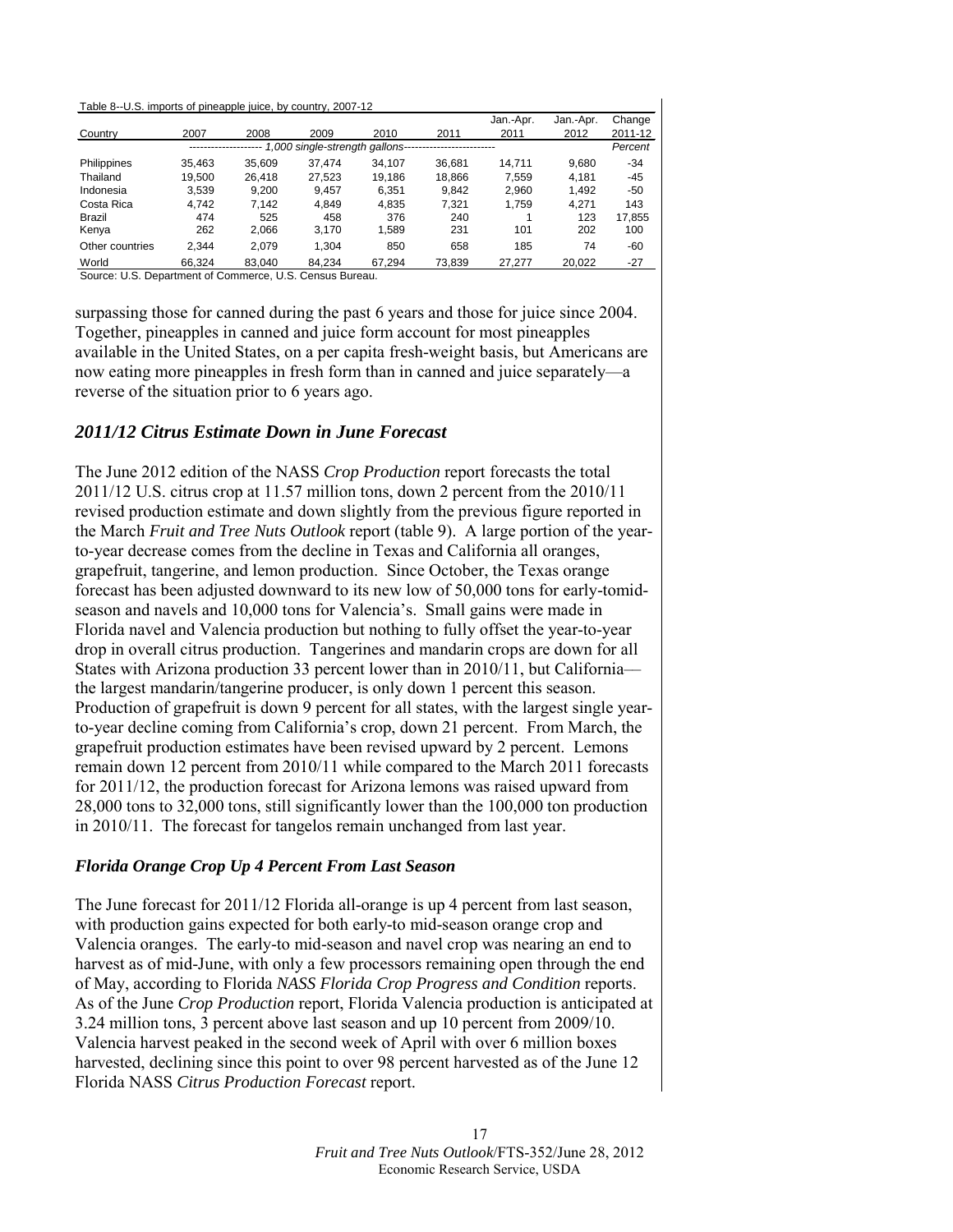Table 8--U.S. imports of pineapple juice, by country, 2007-12

| Country | 2007 | 2008 | 2009 | 2010 | 2011 | Jan.-Apr. 2011 | Jan.-Apr. 2012 | Change 2011-12 |
|---|---|---|---|---|---|---|---|---|
| | *1,000 single-strength gallons* | | | | | | | *Percent* |
| Philippines | 35,463 | 35,609 | 37,474 | 34,107 | 36,681 | 14,711 | 9,680 | -34 |
| Thailand | 19,500 | 26,418 | 27,523 | 19,186 | 18,866 | 7,559 | 4,181 | -45 |
| Indonesia | 3,539 | 9,200 | 9,457 | 6,351 | 9,842 | 2,960 | 1,492 | -50 |
| Costa Rica | 4,742 | 7,142 | 4,849 | 4,835 | 7,321 | 1,759 | 4,271 | 143 |
| Brazil | 474 | 525 | 458 | 376 | 240 | 1 | 123 | 17,855 |
| Kenya | 262 | 2,066 | 3,170 | 1,589 | 231 | 101 | 202 | 100 |
| Other countries | 2,344 | 2,079 | 1,304 | 850 | 658 | 185 | 74 | -60 |
| World | 66,324 | 83,040 | 84,234 | 67,294 | 73,839 | 27,277 | 20,022 | -27 |

Source: U.S. Department of Commerce, U.S. Census Bureau.

surpassing those for canned during the past 6 years and those for juice since 2004. Together, pineapples in canned and juice form account for most pineapples available in the United States, on a per capita fresh-weight basis, but Americans are now eating more pineapples in fresh form than in canned and juice separately—a reverse of the situation prior to 6 years ago.

## *2011/12 Citrus Estimate Down in June Forecast*

The June 2012 edition of the NASS *Crop Production* report forecasts the total 2011/12 U.S. citrus crop at 11.57 million tons, down 2 percent from the 2010/11 revised production estimate and down slightly from the previous figure reported in the March *Fruit and Tree Nuts Outlook* report (table 9). A large portion of the year-to-year decrease comes from the decline in Texas and California all oranges, grapefruit, tangerine, and lemon production. Since October, the Texas orange forecast has been adjusted downward to its new low of 50,000 tons for early-tomid-season and navels and 10,000 tons for Valencia's. Small gains were made in Florida navel and Valencia production but nothing to fully offset the year-to-year drop in overall citrus production. Tangerines and mandarin crops are down for all States with Arizona production 33 percent lower than in 2010/11, but California—the largest mandarin/tangerine producer, is only down 1 percent this season. Production of grapefruit is down 9 percent for all states, with the largest single year-to-year decline coming from California's crop, down 21 percent. From March, the grapefruit production estimates have been revised upward by 2 percent. Lemons remain down 12 percent from 2010/11 while compared to the March 2011 forecasts for 2011/12, the production forecast for Arizona lemons was raised upward from 28,000 tons to 32,000 tons, still significantly lower than the 100,000 ton production in 2010/11. The forecast for tangelos remain unchanged from last year.

### *Florida Orange Crop Up 4 Percent From Last Season*

The June forecast for 2011/12 Florida all-orange is up 4 percent from last season, with production gains expected for both early-to mid-season orange crop and Valencia oranges. The early-to mid-season and navel crop was nearing an end to harvest as of mid-June, with only a few processors remaining open through the end of May, according to Florida *NASS Florida Crop Progress and Condition* reports. As of the June *Crop Production* report, Florida Valencia production is anticipated at 3.24 million tons, 3 percent above last season and up 10 percent from 2009/10. Valencia harvest peaked in the second week of April with over 6 million boxes harvested, declining since this point to over 98 percent harvested as of the June 12 Florida NASS *Citrus Production Forecast* report.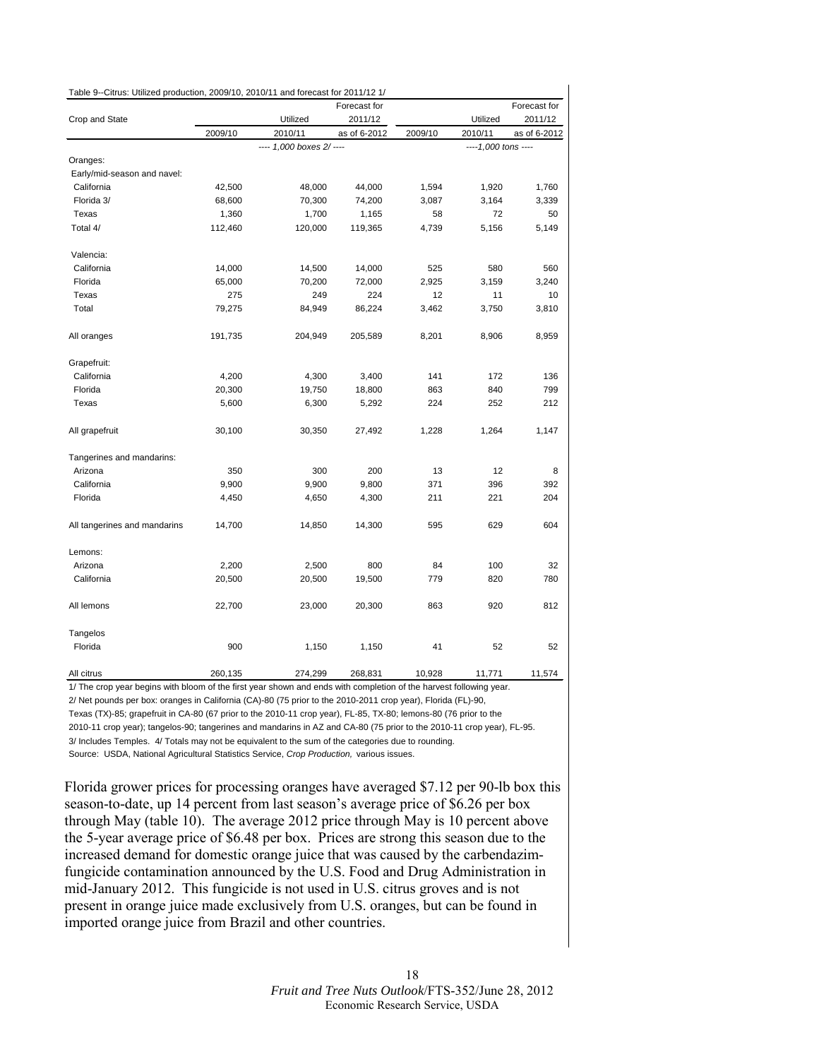Table 9--Citrus: Utilized production, 2009/10, 2010/11 and forecast for 2011/12 1/

| Crop and State | 2009/10 | Utilized 2010/11 | Forecast for 2011/12 as of 6-2012 | 2009/10 | Utilized 2010/11 | Forecast for 2011/12 as of 6-2012 |
|---|---|---|---|---|---|---|
| | ---- 1,000 boxes 2/ ---- | | | ----1,000 tons ---- | | |
| Oranges: | | | | | | |
| Early/mid-season and navel: | | | | | | |
| California | 42,500 | 48,000 | 44,000 | 1,594 | 1,920 | 1,760 |
| Florida 3/ | 68,600 | 70,300 | 74,200 | 3,087 | 3,164 | 3,339 |
| Texas | 1,360 | 1,700 | 1,165 | 58 | 72 | 50 |
| Total 4/ | 112,460 | 120,000 | 119,365 | 4,739 | 5,156 | 5,149 |
| Valencia: | | | | | | |
| California | 14,000 | 14,500 | 14,000 | 525 | 580 | 560 |
| Florida | 65,000 | 70,200 | 72,000 | 2,925 | 3,159 | 3,240 |
| Texas | 275 | 249 | 224 | 12 | 11 | 10 |
| Total | 79,275 | 84,949 | 86,224 | 3,462 | 3,750 | 3,810 |
| All oranges | 191,735 | 204,949 | 205,589 | 8,201 | 8,906 | 8,959 |
| Grapefruit: | | | | | | |
| California | 4,200 | 4,300 | 3,400 | 141 | 172 | 136 |
| Florida | 20,300 | 19,750 | 18,800 | 863 | 840 | 799 |
| Texas | 5,600 | 6,300 | 5,292 | 224 | 252 | 212 |
| All grapefruit | 30,100 | 30,350 | 27,492 | 1,228 | 1,264 | 1,147 |
| Tangerines and mandarins: | | | | | | |
| Arizona | 350 | 300 | 200 | 13 | 12 | 8 |
| California | 9,900 | 9,900 | 9,800 | 371 | 396 | 392 |
| Florida | 4,450 | 4,650 | 4,300 | 211 | 221 | 204 |
| All tangerines and mandarins | 14,700 | 14,850 | 14,300 | 595 | 629 | 604 |
| Lemons: | | | | | | |
| Arizona | 2,200 | 2,500 | 800 | 84 | 100 | 32 |
| California | 20,500 | 20,500 | 19,500 | 779 | 820 | 780 |
| All lemons | 22,700 | 23,000 | 20,300 | 863 | 920 | 812 |
| Tangelos | | | | | | |
| Florida | 900 | 1,150 | 1,150 | 41 | 52 | 52 |
| All citrus | 260,135 | 274,299 | 268,831 | 10,928 | 11,771 | 11,574 |

1/ The crop year begins with bloom of the first year shown and ends with completion of the harvest following year.
2/ Net pounds per box: oranges in California (CA)-80 (75 prior to the 2010-2011 crop year), Florida (FL)-90, Texas (TX)-85; grapefruit in CA-80 (67 prior to the 2010-11 crop year), FL-85, TX-80; lemons-80 (76 prior to the 2010-11 crop year); tangelos-90; tangerines and mandarins in AZ and CA-80 (75 prior to the 2010-11 crop year), FL-95.
3/ Includes Temples. 4/ Totals may not be equivalent to the sum of the categories due to rounding.
Source: USDA, National Agricultural Statistics Service, *Crop Production,* various issues.

Florida grower prices for processing oranges have averaged $7.12 per 90-lb box this season-to-date, up 14 percent from last season's average price of $6.26 per box through May (table 10). The average 2012 price through May is 10 percent above the 5-year average price of $6.48 per box. Prices are strong this season due to the increased demand for domestic orange juice that was caused by the carbendazim-fungicide contamination announced by the U.S. Food and Drug Administration in mid-January 2012. This fungicide is not used in U.S. citrus groves and is not present in orange juice made exclusively from U.S. oranges, but can be found in imported orange juice from Brazil and other countries.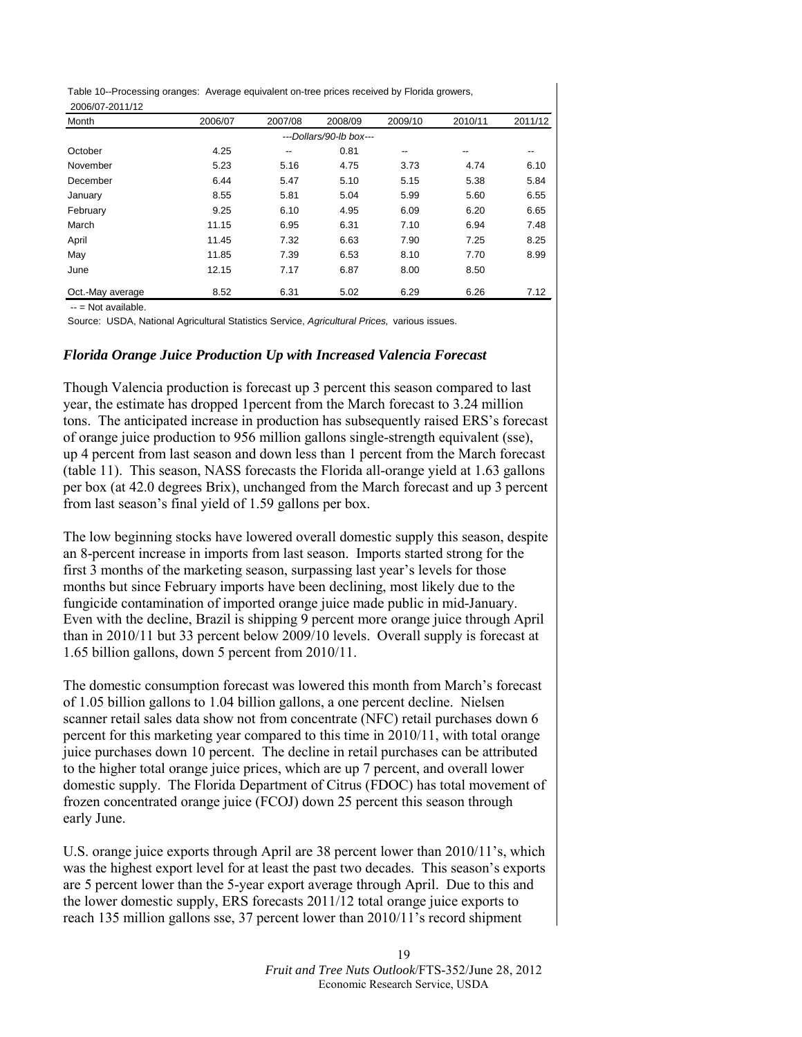Table 10--Processing oranges: Average equivalent on-tree prices received by Florida growers, 2006/07-2011/12

| Month | 2006/07 | 2007/08 | 2008/09 | 2009/10 | 2010/11 | 2011/12 |
|---|---|---|---|---|---|---|
| | | | ---Dollars/90-lb box--- | | | |
| October | 4.25 | -- | 0.81 | -- | -- | -- |
| November | 5.23 | 5.16 | 4.75 | 3.73 | 4.74 | 6.10 |
| December | 6.44 | 5.47 | 5.10 | 5.15 | 5.38 | 5.84 |
| January | 8.55 | 5.81 | 5.04 | 5.99 | 5.60 | 6.55 |
| February | 9.25 | 6.10 | 4.95 | 6.09 | 6.20 | 6.65 |
| March | 11.15 | 6.95 | 6.31 | 7.10 | 6.94 | 7.48 |
| April | 11.45 | 7.32 | 6.63 | 7.90 | 7.25 | 8.25 |
| May | 11.85 | 7.39 | 6.53 | 8.10 | 7.70 | 8.99 |
| June | 12.15 | 7.17 | 6.87 | 8.00 | 8.50 | |
| Oct.-May average | 8.52 | 6.31 | 5.02 | 6.29 | 6.26 | 7.12 |

-- = Not available.

Source: USDA, National Agricultural Statistics Service, *Agricultural Prices,* various issues.

### *Florida Orange Juice Production Up with Increased Valencia Forecast*

Though Valencia production is forecast up 3 percent this season compared to last year, the estimate has dropped 1percent from the March forecast to 3.24 million tons. The anticipated increase in production has subsequently raised ERS's forecast of orange juice production to 956 million gallons single-strength equivalent (sse), up 4 percent from last season and down less than 1 percent from the March forecast (table 11). This season, NASS forecasts the Florida all-orange yield at 1.63 gallons per box (at 42.0 degrees Brix), unchanged from the March forecast and up 3 percent from last season's final yield of 1.59 gallons per box.

The low beginning stocks have lowered overall domestic supply this season, despite an 8-percent increase in imports from last season. Imports started strong for the first 3 months of the marketing season, surpassing last year's levels for those months but since February imports have been declining, most likely due to the fungicide contamination of imported orange juice made public in mid-January. Even with the decline, Brazil is shipping 9 percent more orange juice through April than in 2010/11 but 33 percent below 2009/10 levels. Overall supply is forecast at 1.65 billion gallons, down 5 percent from 2010/11.

The domestic consumption forecast was lowered this month from March's forecast of 1.05 billion gallons to 1.04 billion gallons, a one percent decline. Nielsen scanner retail sales data show not from concentrate (NFC) retail purchases down 6 percent for this marketing year compared to this time in 2010/11, with total orange juice purchases down 10 percent. The decline in retail purchases can be attributed to the higher total orange juice prices, which are up 7 percent, and overall lower domestic supply. The Florida Department of Citrus (FDOC) has total movement of frozen concentrated orange juice (FCOJ) down 25 percent this season through early June.

U.S. orange juice exports through April are 38 percent lower than 2010/11's, which was the highest export level for at least the past two decades. This season's exports are 5 percent lower than the 5-year export average through April. Due to this and the lower domestic supply, ERS forecasts 2011/12 total orange juice exports to reach 135 million gallons sse, 37 percent lower than 2010/11's record shipment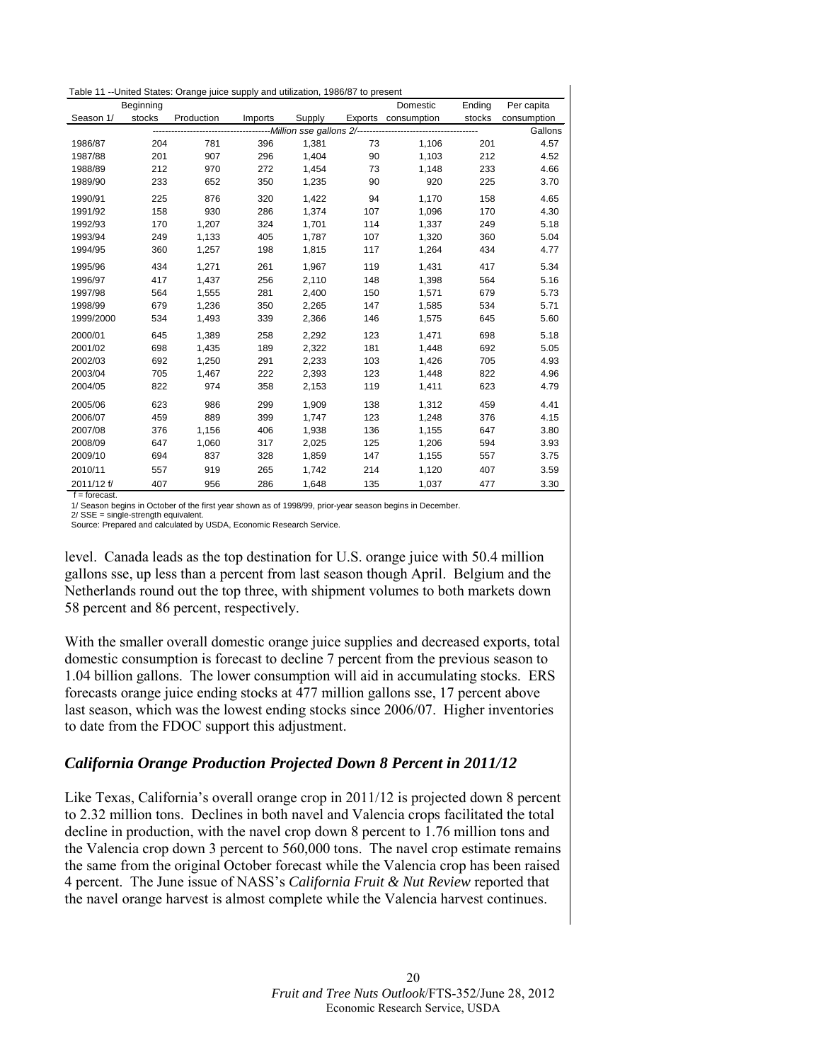Table 11 --United States: Orange juice supply and utilization, 1986/87 to present

| Season 1/ | Beginning stocks | Production | Imports | Supply | Exports | Domestic consumption | Ending stocks | Per capita consumption |
|---|---|---|---|---|---|---|---|---|
| | -Million sse gallons 2/- | | | | | | | Gallons |
| 1986/87 | 204 | 781 | 396 | 1,381 | 73 | 1,106 | 201 | 4.57 |
| 1987/88 | 201 | 907 | 296 | 1,404 | 90 | 1,103 | 212 | 4.52 |
| 1988/89 | 212 | 970 | 272 | 1,454 | 73 | 1,148 | 233 | 4.66 |
| 1989/90 | 233 | 652 | 350 | 1,235 | 90 | 920 | 225 | 3.70 |
| 1990/91 | 225 | 876 | 320 | 1,422 | 94 | 1,170 | 158 | 4.65 |
| 1991/92 | 158 | 930 | 286 | 1,374 | 107 | 1,096 | 170 | 4.30 |
| 1992/93 | 170 | 1,207 | 324 | 1,701 | 114 | 1,337 | 249 | 5.18 |
| 1993/94 | 249 | 1,133 | 405 | 1,787 | 107 | 1,320 | 360 | 5.04 |
| 1994/95 | 360 | 1,257 | 198 | 1,815 | 117 | 1,264 | 434 | 4.77 |
| 1995/96 | 434 | 1,271 | 261 | 1,967 | 119 | 1,431 | 417 | 5.34 |
| 1996/97 | 417 | 1,437 | 256 | 2,110 | 148 | 1,398 | 564 | 5.16 |
| 1997/98 | 564 | 1,555 | 281 | 2,400 | 150 | 1,571 | 679 | 5.73 |
| 1998/99 | 679 | 1,236 | 350 | 2,265 | 147 | 1,585 | 534 | 5.71 |
| 1999/2000 | 534 | 1,493 | 339 | 2,366 | 146 | 1,575 | 645 | 5.60 |
| 2000/01 | 645 | 1,389 | 258 | 2,292 | 123 | 1,471 | 698 | 5.18 |
| 2001/02 | 698 | 1,435 | 189 | 2,322 | 181 | 1,448 | 692 | 5.05 |
| 2002/03 | 692 | 1,250 | 291 | 2,233 | 103 | 1,426 | 705 | 4.93 |
| 2003/04 | 705 | 1,467 | 222 | 2,393 | 123 | 1,448 | 822 | 4.96 |
| 2004/05 | 822 | 974 | 358 | 2,153 | 119 | 1,411 | 623 | 4.79 |
| 2005/06 | 623 | 986 | 299 | 1,909 | 138 | 1,312 | 459 | 4.41 |
| 2006/07 | 459 | 889 | 399 | 1,747 | 123 | 1,248 | 376 | 4.15 |
| 2007/08 | 376 | 1,156 | 406 | 1,938 | 136 | 1,155 | 647 | 3.80 |
| 2008/09 | 647 | 1,060 | 317 | 2,025 | 125 | 1,206 | 594 | 3.93 |
| 2009/10 | 694 | 837 | 328 | 1,859 | 147 | 1,155 | 557 | 3.75 |
| 2010/11 | 557 | 919 | 265 | 1,742 | 214 | 1,120 | 407 | 3.59 |
| 2011/12 f/ | 407 | 956 | 286 | 1,648 | 135 | 1,037 | 477 | 3.30 |

f = forecast.

1/ Season begins in October of the first year shown as of 1998/99, prior-year season begins in December.

2/ SSE = single-strength equivalent.

Source: Prepared and calculated by USDA, Economic Research Service.

level. Canada leads as the top destination for U.S. orange juice with 50.4 million gallons sse, up less than a percent from last season though April. Belgium and the Netherlands round out the top three, with shipment volumes to both markets down 58 percent and 86 percent, respectively.

With the smaller overall domestic orange juice supplies and decreased exports, total domestic consumption is forecast to decline 7 percent from the previous season to 1.04 billion gallons. The lower consumption will aid in accumulating stocks. ERS forecasts orange juice ending stocks at 477 million gallons sse, 17 percent above last season, which was the lowest ending stocks since 2006/07. Higher inventories to date from the FDOC support this adjustment.

## *California Orange Production Projected Down 8 Percent in 2011/12*

Like Texas, California's overall orange crop in 2011/12 is projected down 8 percent to 2.32 million tons. Declines in both navel and Valencia crops facilitated the total decline in production, with the navel crop down 8 percent to 1.76 million tons and the Valencia crop down 3 percent to 560,000 tons. The navel crop estimate remains the same from the original October forecast while the Valencia crop has been raised 4 percent. The June issue of NASS's *California Fruit & Nut Review* reported that the navel orange harvest is almost complete while the Valencia harvest continues.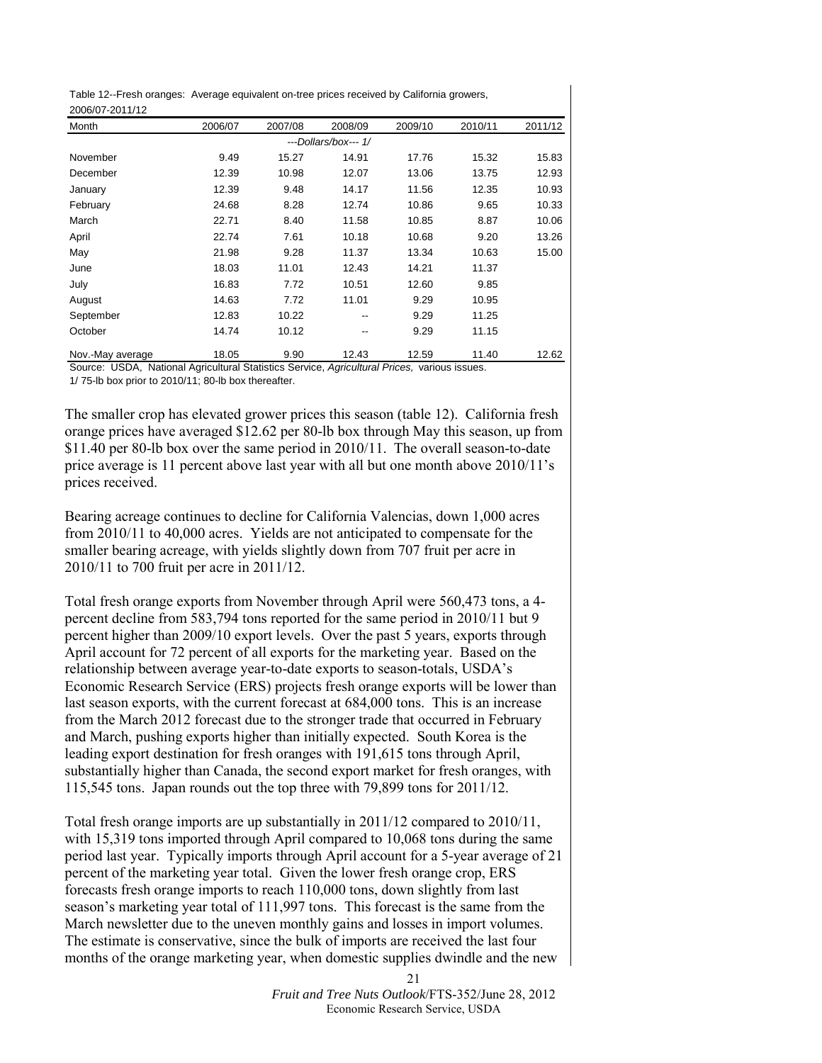Table 12--Fresh oranges: Average equivalent on-tree prices received by California growers, 2006/07-2011/12

| Month | 2006/07 | 2007/08 | 2008/09 | 2009/10 | 2010/11 | 2011/12 |
|---|---|---|---|---|---|---|
| | | | ---Dollars/box--- 1/ | | | |
| November | 9.49 | 15.27 | 14.91 | 17.76 | 15.32 | 15.83 |
| December | 12.39 | 10.98 | 12.07 | 13.06 | 13.75 | 12.93 |
| January | 12.39 | 9.48 | 14.17 | 11.56 | 12.35 | 10.93 |
| February | 24.68 | 8.28 | 12.74 | 10.86 | 9.65 | 10.33 |
| March | 22.71 | 8.40 | 11.58 | 10.85 | 8.87 | 10.06 |
| April | 22.74 | 7.61 | 10.18 | 10.68 | 9.20 | 13.26 |
| May | 21.98 | 9.28 | 11.37 | 13.34 | 10.63 | 15.00 |
| June | 18.03 | 11.01 | 12.43 | 14.21 | 11.37 | |
| July | 16.83 | 7.72 | 10.51 | 12.60 | 9.85 | |
| August | 14.63 | 7.72 | 11.01 | 9.29 | 10.95 | |
| September | 12.83 | 10.22 | -- | 9.29 | 11.25 | |
| October | 14.74 | 10.12 | -- | 9.29 | 11.15 | |
| Nov.-May average | 18.05 | 9.90 | 12.43 | 12.59 | 11.40 | 12.62 |

Source: USDA, National Agricultural Statistics Service, *Agricultural Prices,* various issues.

1/ 75-lb box prior to 2010/11; 80-lb box thereafter.

The smaller crop has elevated grower prices this season (table 12). California fresh orange prices have averaged $12.62 per 80-lb box through May this season, up from $11.40 per 80-lb box over the same period in 2010/11. The overall season-to-date price average is 11 percent above last year with all but one month above 2010/11's prices received.

Bearing acreage continues to decline for California Valencias, down 1,000 acres from 2010/11 to 40,000 acres. Yields are not anticipated to compensate for the smaller bearing acreage, with yields slightly down from 707 fruit per acre in 2010/11 to 700 fruit per acre in 2011/12.

Total fresh orange exports from November through April were 560,473 tons, a 4-percent decline from 583,794 tons reported for the same period in 2010/11 but 9 percent higher than 2009/10 export levels. Over the past 5 years, exports through April account for 72 percent of all exports for the marketing year. Based on the relationship between average year-to-date exports to season-totals, USDA's Economic Research Service (ERS) projects fresh orange exports will be lower than last season exports, with the current forecast at 684,000 tons. This is an increase from the March 2012 forecast due to the stronger trade that occurred in February and March, pushing exports higher than initially expected. South Korea is the leading export destination for fresh oranges with 191,615 tons through April, substantially higher than Canada, the second export market for fresh oranges, with 115,545 tons. Japan rounds out the top three with 79,899 tons for 2011/12.

Total fresh orange imports are up substantially in 2011/12 compared to 2010/11, with 15,319 tons imported through April compared to 10,068 tons during the same period last year. Typically imports through April account for a 5-year average of 21 percent of the marketing year total. Given the lower fresh orange crop, ERS forecasts fresh orange imports to reach 110,000 tons, down slightly from last season's marketing year total of 111,997 tons. This forecast is the same from the March newsletter due to the uneven monthly gains and losses in import volumes. The estimate is conservative, since the bulk of imports are received the last four months of the orange marketing year, when domestic supplies dwindle and the new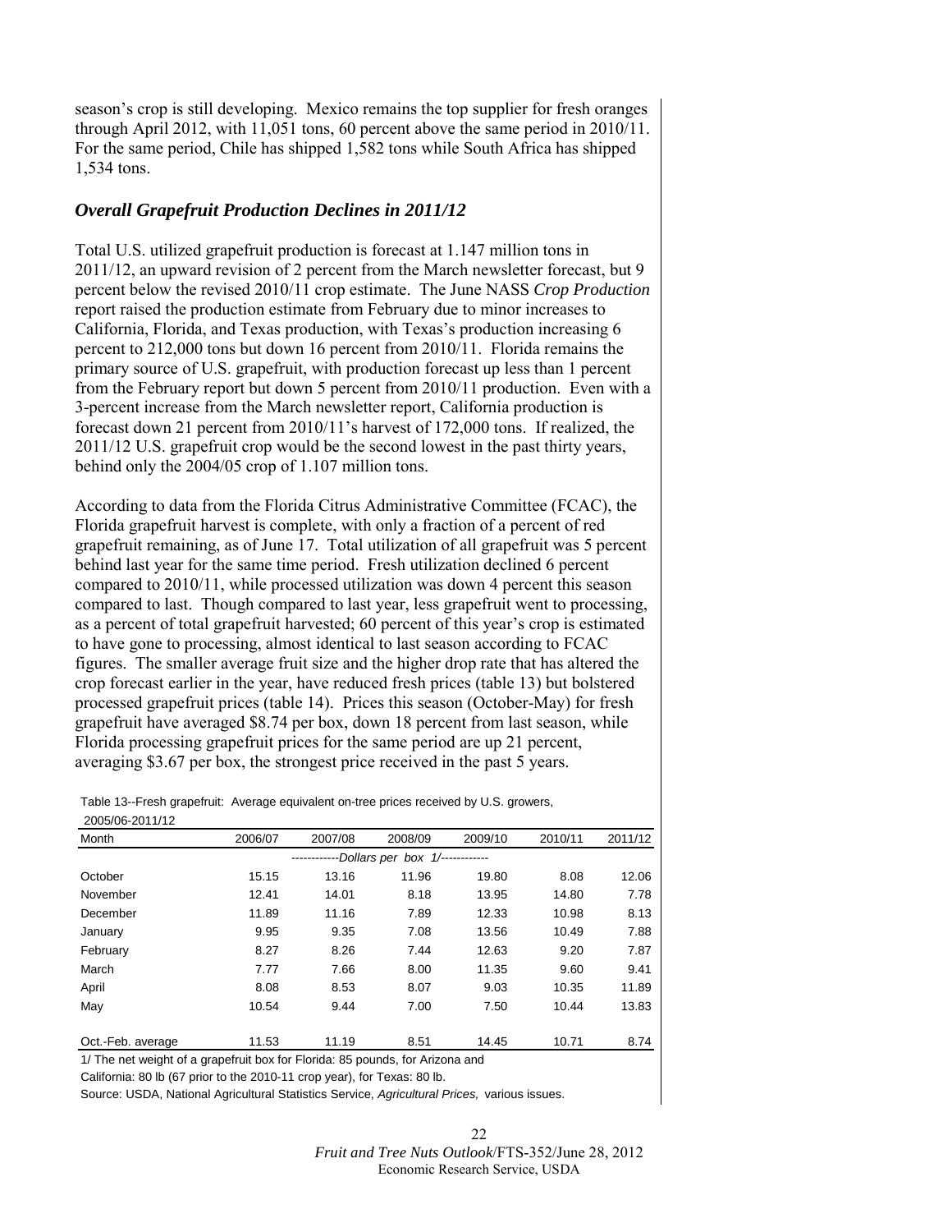season's crop is still developing. Mexico remains the top supplier for fresh oranges through April 2012, with 11,051 tons, 60 percent above the same period in 2010/11. For the same period, Chile has shipped 1,582 tons while South Africa has shipped 1,534 tons.

### *Overall Grapefruit Production Declines in 2011/12*

Total U.S. utilized grapefruit production is forecast at 1.147 million tons in 2011/12, an upward revision of 2 percent from the March newsletter forecast, but 9 percent below the revised 2010/11 crop estimate. The June NASS *Crop Production* report raised the production estimate from February due to minor increases to California, Florida, and Texas production, with Texas's production increasing 6 percent to 212,000 tons but down 16 percent from 2010/11. Florida remains the primary source of U.S. grapefruit, with production forecast up less than 1 percent from the February report but down 5 percent from 2010/11 production. Even with a 3-percent increase from the March newsletter report, California production is forecast down 21 percent from 2010/11's harvest of 172,000 tons. If realized, the 2011/12 U.S. grapefruit crop would be the second lowest in the past thirty years, behind only the 2004/05 crop of 1.107 million tons.

According to data from the Florida Citrus Administrative Committee (FCAC), the Florida grapefruit harvest is complete, with only a fraction of a percent of red grapefruit remaining, as of June 17. Total utilization of all grapefruit was 5 percent behind last year for the same time period. Fresh utilization declined 6 percent compared to 2010/11, while processed utilization was down 4 percent this season compared to last. Though compared to last year, less grapefruit went to processing, as a percent of total grapefruit harvested; 60 percent of this year's crop is estimated to have gone to processing, almost identical to last season according to FCAC figures. The smaller average fruit size and the higher drop rate that has altered the crop forecast earlier in the year, have reduced fresh prices (table 13) but bolstered processed grapefruit prices (table 14). Prices this season (October-May) for fresh grapefruit have averaged $8.74 per box, down 18 percent from last season, while Florida processing grapefruit prices for the same period are up 21 percent, averaging $3.67 per box, the strongest price received in the past 5 years.

Table 13--Fresh grapefruit: Average equivalent on-tree prices received by U.S. growers, 2005/06-2011/12

| Month | 2006/07 | 2007/08 | 2008/09 | 2009/10 | 2010/11 | 2011/12 |
|---|---|---|---|---|---|---|
| | | | *Dollars per box 1/* | | | |
| October | 15.15 | 13.16 | 11.96 | 19.80 | 8.08 | 12.06 |
| November | 12.41 | 14.01 | 8.18 | 13.95 | 14.80 | 7.78 |
| December | 11.89 | 11.16 | 7.89 | 12.33 | 10.98 | 8.13 |
| January | 9.95 | 9.35 | 7.08 | 13.56 | 10.49 | 7.88 |
| February | 8.27 | 8.26 | 7.44 | 12.63 | 9.20 | 7.87 |
| March | 7.77 | 7.66 | 8.00 | 11.35 | 9.60 | 9.41 |
| April | 8.08 | 8.53 | 8.07 | 9.03 | 10.35 | 11.89 |
| May | 10.54 | 9.44 | 7.00 | 7.50 | 10.44 | 13.83 |
| Oct.-Feb. average | 11.53 | 11.19 | 8.51 | 14.45 | 10.71 | 8.74 |

1/ The net weight of a grapefruit box for Florida: 85 pounds, for Arizona and California: 80 lb (67 prior to the 2010-11 crop year), for Texas: 80 lb.

Source: USDA, National Agricultural Statistics Service, *Agricultural Prices,* various issues.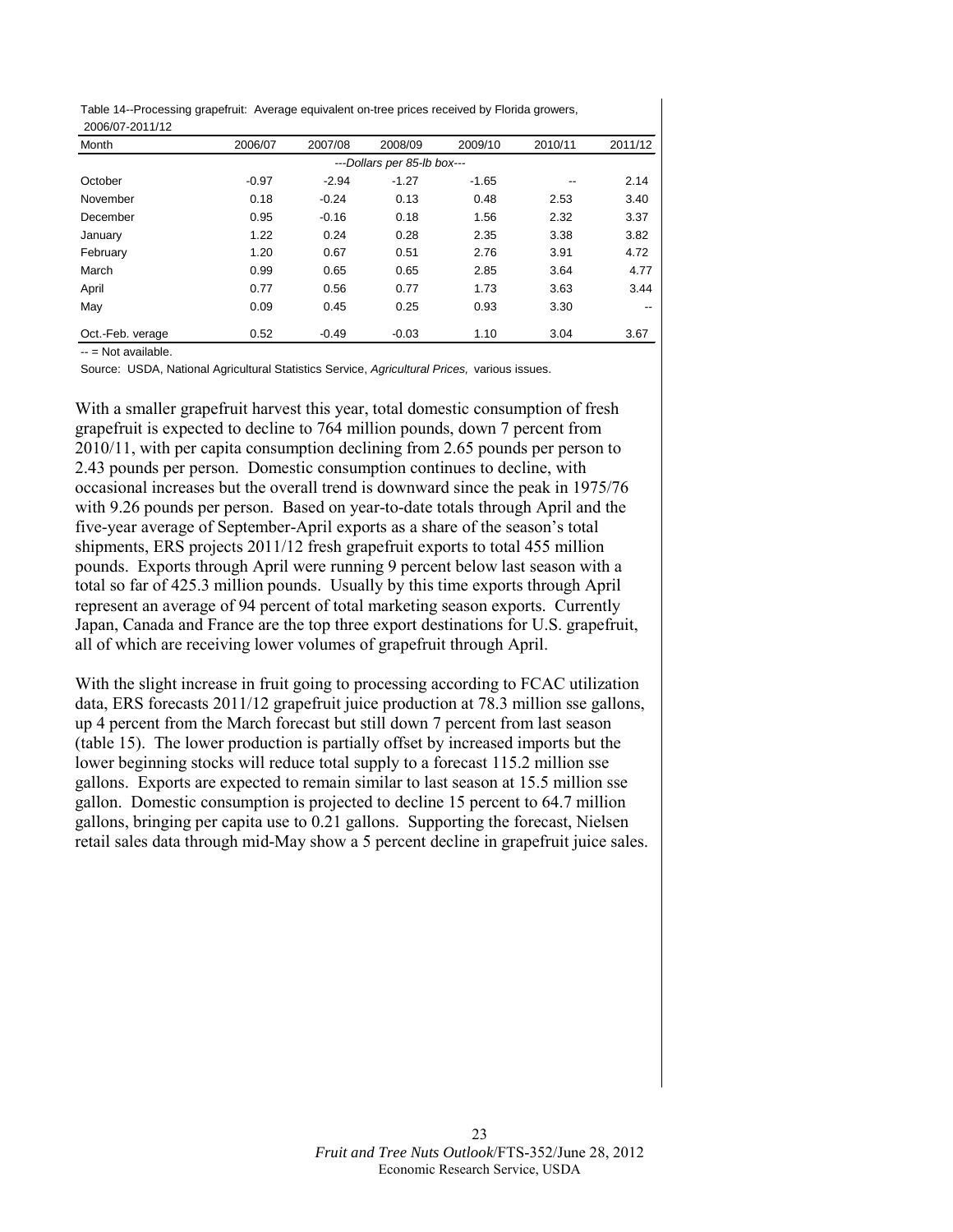Table 14--Processing grapefruit: Average equivalent on-tree prices received by Florida growers, 2006/07-2011/12

| Month | 2006/07 | 2007/08 | 2008/09 | 2009/10 | 2010/11 | 2011/12 |
|---|---|---|---|---|---|---|
| | | | ---Dollars per 85-lb box--- | | | |
| October | -0.97 | -2.94 | -1.27 | -1.65 | -- | 2.14 |
| November | 0.18 | -0.24 | 0.13 | 0.48 | 2.53 | 3.40 |
| December | 0.95 | -0.16 | 0.18 | 1.56 | 2.32 | 3.37 |
| January | 1.22 | 0.24 | 0.28 | 2.35 | 3.38 | 3.82 |
| February | 1.20 | 0.67 | 0.51 | 2.76 | 3.91 | 4.72 |
| March | 0.99 | 0.65 | 0.65 | 2.85 | 3.64 | 4.77 |
| April | 0.77 | 0.56 | 0.77 | 1.73 | 3.63 | 3.44 |
| May | 0.09 | 0.45 | 0.25 | 0.93 | 3.30 | -- |
| Oct.-Feb. verage | 0.52 | -0.49 | -0.03 | 1.10 | 3.04 | 3.67 |

-- = Not available.

Source: USDA, National Agricultural Statistics Service, *Agricultural Prices,* various issues.

With a smaller grapefruit harvest this year, total domestic consumption of fresh grapefruit is expected to decline to 764 million pounds, down 7 percent from 2010/11, with per capita consumption declining from 2.65 pounds per person to 2.43 pounds per person. Domestic consumption continues to decline, with occasional increases but the overall trend is downward since the peak in 1975/76 with 9.26 pounds per person. Based on year-to-date totals through April and the five-year average of September-April exports as a share of the season's total shipments, ERS projects 2011/12 fresh grapefruit exports to total 455 million pounds. Exports through April were running 9 percent below last season with a total so far of 425.3 million pounds. Usually by this time exports through April represent an average of 94 percent of total marketing season exports. Currently Japan, Canada and France are the top three export destinations for U.S. grapefruit, all of which are receiving lower volumes of grapefruit through April.

With the slight increase in fruit going to processing according to FCAC utilization data, ERS forecasts 2011/12 grapefruit juice production at 78.3 million sse gallons, up 4 percent from the March forecast but still down 7 percent from last season (table 15). The lower production is partially offset by increased imports but the lower beginning stocks will reduce total supply to a forecast 115.2 million sse gallons. Exports are expected to remain similar to last season at 15.5 million sse gallon. Domestic consumption is projected to decline 15 percent to 64.7 million gallons, bringing per capita use to 0.21 gallons. Supporting the forecast, Nielsen retail sales data through mid-May show a 5 percent decline in grapefruit juice sales.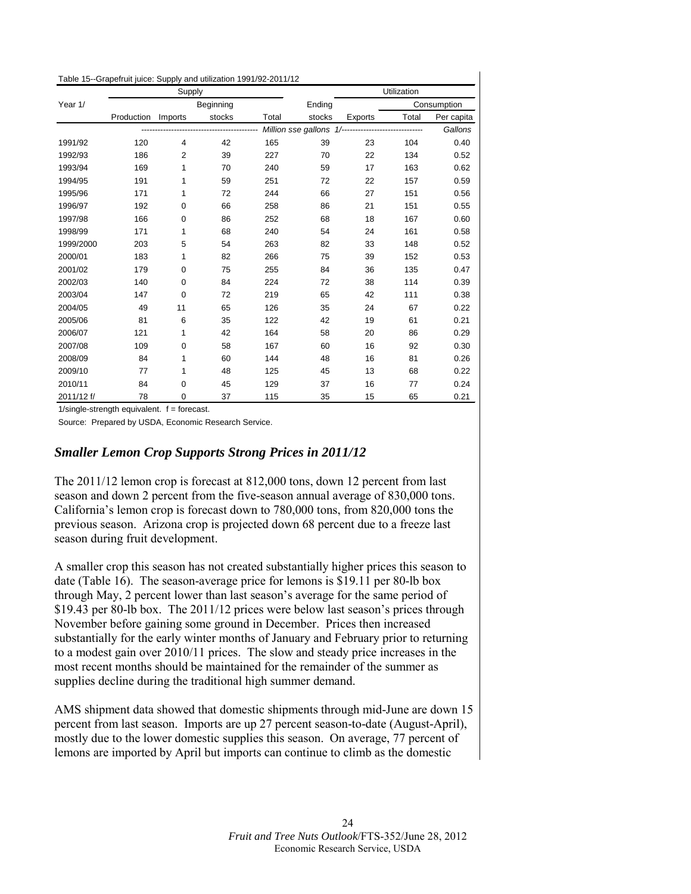Table 15--Grapefruit juice: Supply and utilization 1991/92-2011/12

| Year 1/ | Supply | | | | Utilization | | | |
|---|---|---|---|---|---|---|---|---|
| | | | Beginning | | Ending | | Consumption | |
| | Production | Imports | stocks | Total | stocks | Exports | Total | Per capita |
| | *Million sse gallons 1/* | | | | | | | *Gallons* |
| 1991/92 | 120 | 4 | 42 | 165 | 39 | 23 | 104 | 0.40 |
| 1992/93 | 186 | 2 | 39 | 227 | 70 | 22 | 134 | 0.52 |
| 1993/94 | 169 | 1 | 70 | 240 | 59 | 17 | 163 | 0.62 |
| 1994/95 | 191 | 1 | 59 | 251 | 72 | 22 | 157 | 0.59 |
| 1995/96 | 171 | 1 | 72 | 244 | 66 | 27 | 151 | 0.56 |
| 1996/97 | 192 | 0 | 66 | 258 | 86 | 21 | 151 | 0.55 |
| 1997/98 | 166 | 0 | 86 | 252 | 68 | 18 | 167 | 0.60 |
| 1998/99 | 171 | 1 | 68 | 240 | 54 | 24 | 161 | 0.58 |
| 1999/2000 | 203 | 5 | 54 | 263 | 82 | 33 | 148 | 0.52 |
| 2000/01 | 183 | 1 | 82 | 266 | 75 | 39 | 152 | 0.53 |
| 2001/02 | 179 | 0 | 75 | 255 | 84 | 36 | 135 | 0.47 |
| 2002/03 | 140 | 0 | 84 | 224 | 72 | 38 | 114 | 0.39 |
| 2003/04 | 147 | 0 | 72 | 219 | 65 | 42 | 111 | 0.38 |
| 2004/05 | 49 | 11 | 65 | 126 | 35 | 24 | 67 | 0.22 |
| 2005/06 | 81 | 6 | 35 | 122 | 42 | 19 | 61 | 0.21 |
| 2006/07 | 121 | 1 | 42 | 164 | 58 | 20 | 86 | 0.29 |
| 2007/08 | 109 | 0 | 58 | 167 | 60 | 16 | 92 | 0.30 |
| 2008/09 | 84 | 1 | 60 | 144 | 48 | 16 | 81 | 0.26 |
| 2009/10 | 77 | 1 | 48 | 125 | 45 | 13 | 68 | 0.22 |
| 2010/11 | 84 | 0 | 45 | 129 | 37 | 16 | 77 | 0.24 |
| 2011/12 f/ | 78 | 0 | 37 | 115 | 35 | 15 | 65 | 0.21 |

1/single-strength equivalent. f = forecast.

Source: Prepared by USDA, Economic Research Service.

## *Smaller Lemon Crop Supports Strong Prices in 2011/12*

The 2011/12 lemon crop is forecast at 812,000 tons, down 12 percent from last season and down 2 percent from the five-season annual average of 830,000 tons. California's lemon crop is forecast down to 780,000 tons, from 820,000 tons the previous season. Arizona crop is projected down 68 percent due to a freeze last season during fruit development.

A smaller crop this season has not created substantially higher prices this season to date (Table 16). The season-average price for lemons is $19.11 per 80-lb box through May, 2 percent lower than last season's average for the same period of $19.43 per 80-lb box. The 2011/12 prices were below last season's prices through November before gaining some ground in December. Prices then increased substantially for the early winter months of January and February prior to returning to a modest gain over 2010/11 prices. The slow and steady price increases in the most recent months should be maintained for the remainder of the summer as supplies decline during the traditional high summer demand.

AMS shipment data showed that domestic shipments through mid-June are down 15 percent from last season. Imports are up 27 percent season-to-date (August-April), mostly due to the lower domestic supplies this season. On average, 77 percent of lemons are imported by April but imports can continue to climb as the domestic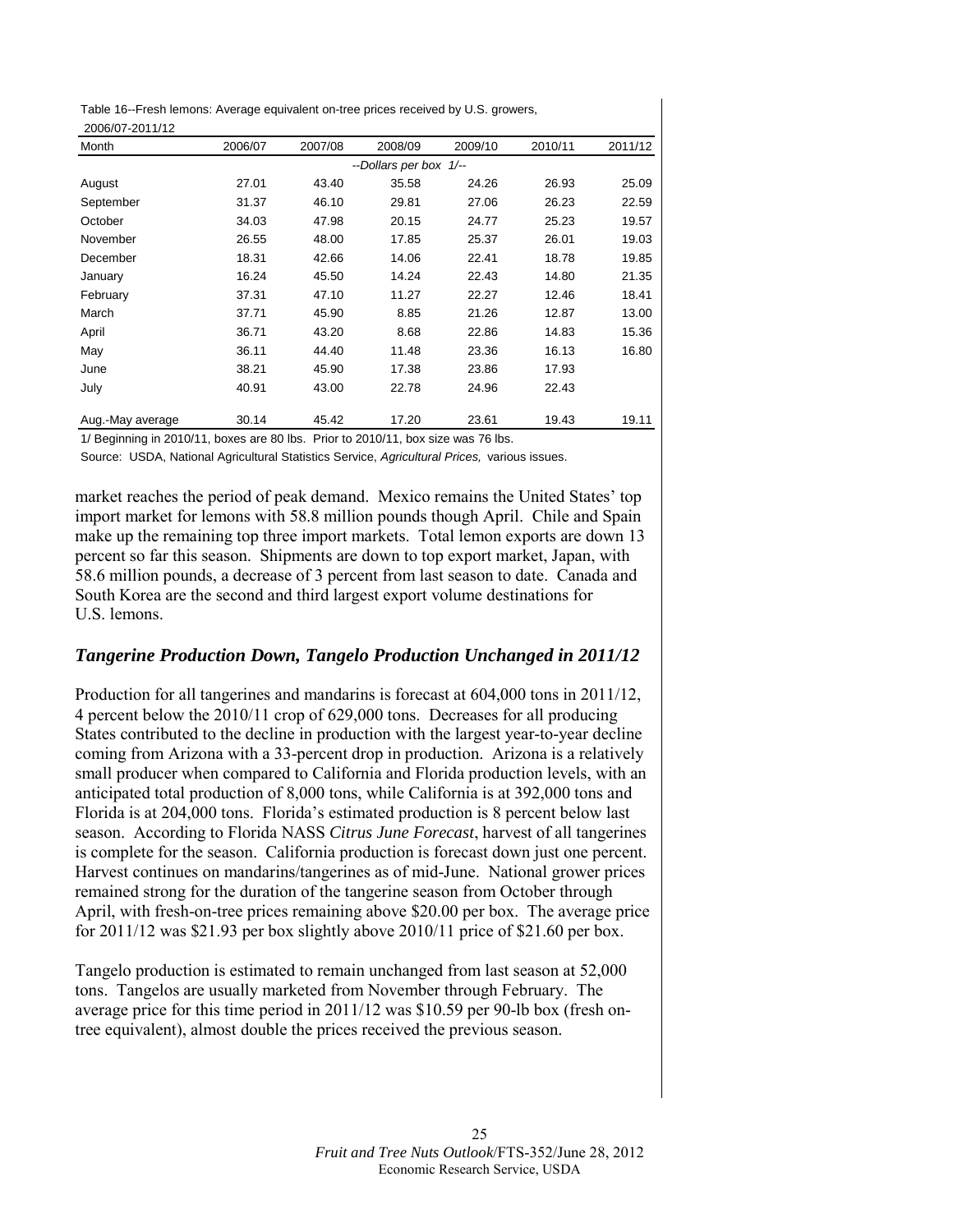Table 16--Fresh lemons: Average equivalent on-tree prices received by U.S. growers, 2006/07-2011/12

| Month | 2006/07 | 2007/08 | 2008/09 | 2009/10 | 2010/11 | 2011/12 |
|---|---|---|---|---|---|---|
| | | | --Dollars per box 1/-- | | | |
| August | 27.01 | 43.40 | 35.58 | 24.26 | 26.93 | 25.09 |
| September | 31.37 | 46.10 | 29.81 | 27.06 | 26.23 | 22.59 |
| October | 34.03 | 47.98 | 20.15 | 24.77 | 25.23 | 19.57 |
| November | 26.55 | 48.00 | 17.85 | 25.37 | 26.01 | 19.03 |
| December | 18.31 | 42.66 | 14.06 | 22.41 | 18.78 | 19.85 |
| January | 16.24 | 45.50 | 14.24 | 22.43 | 14.80 | 21.35 |
| February | 37.31 | 47.10 | 11.27 | 22.27 | 12.46 | 18.41 |
| March | 37.71 | 45.90 | 8.85 | 21.26 | 12.87 | 13.00 |
| April | 36.71 | 43.20 | 8.68 | 22.86 | 14.83 | 15.36 |
| May | 36.11 | 44.40 | 11.48 | 23.36 | 16.13 | 16.80 |
| June | 38.21 | 45.90 | 17.38 | 23.86 | 17.93 | |
| July | 40.91 | 43.00 | 22.78 | 24.96 | 22.43 | |
| Aug.-May average | 30.14 | 45.42 | 17.20 | 23.61 | 19.43 | 19.11 |

1/ Beginning in 2010/11, boxes are 80 lbs. Prior to 2010/11, box size was 76 lbs.

Source: USDA, National Agricultural Statistics Service, *Agricultural Prices,* various issues.

market reaches the period of peak demand. Mexico remains the United States' top import market for lemons with 58.8 million pounds though April. Chile and Spain make up the remaining top three import markets. Total lemon exports are down 13 percent so far this season. Shipments are down to top export market, Japan, with 58.6 million pounds, a decrease of 3 percent from last season to date. Canada and South Korea are the second and third largest export volume destinations for U.S. lemons.

## *Tangerine Production Down, Tangelo Production Unchanged in 2011/12*

Production for all tangerines and mandarins is forecast at 604,000 tons in 2011/12, 4 percent below the 2010/11 crop of 629,000 tons. Decreases for all producing States contributed to the decline in production with the largest year-to-year decline coming from Arizona with a 33-percent drop in production. Arizona is a relatively small producer when compared to California and Florida production levels, with an anticipated total production of 8,000 tons, while California is at 392,000 tons and Florida is at 204,000 tons. Florida's estimated production is 8 percent below last season. According to Florida NASS *Citrus June Forecast*, harvest of all tangerines is complete for the season. California production is forecast down just one percent. Harvest continues on mandarins/tangerines as of mid-June. National grower prices remained strong for the duration of the tangerine season from October through April, with fresh-on-tree prices remaining above $20.00 per box. The average price for 2011/12 was $21.93 per box slightly above 2010/11 price of $21.60 per box.

Tangelo production is estimated to remain unchanged from last season at 52,000 tons. Tangelos are usually marketed from November through February. The average price for this time period in 2011/12 was $10.59 per 90-lb box (fresh on-tree equivalent), almost double the prices received the previous season.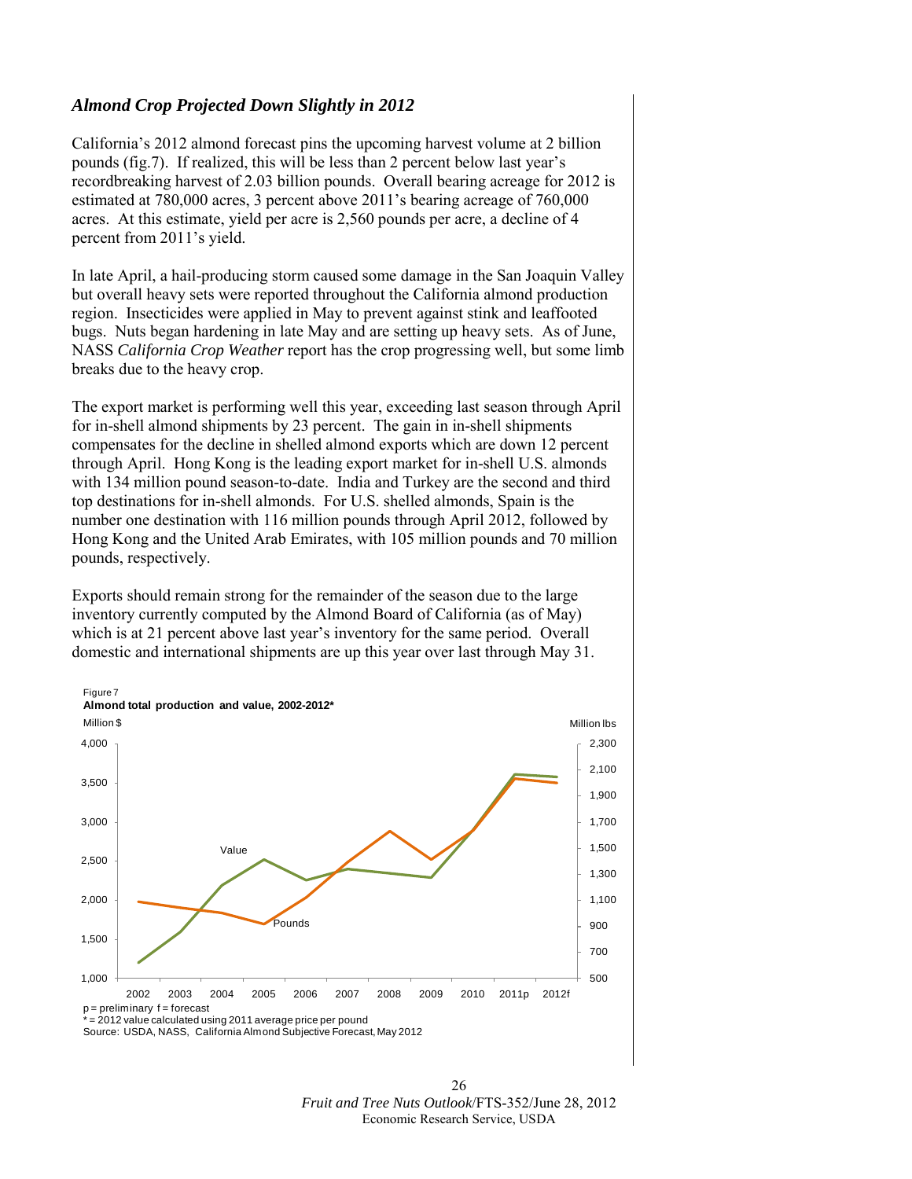### *Almond Crop Projected Down Slightly in 2012*

California's 2012 almond forecast pins the upcoming harvest volume at 2 billion pounds (fig.7). If realized, this will be less than 2 percent below last year's recordbreaking harvest of 2.03 billion pounds. Overall bearing acreage for 2012 is estimated at 780,000 acres, 3 percent above 2011's bearing acreage of 760,000 acres. At this estimate, yield per acre is 2,560 pounds per acre, a decline of 4 percent from 2011's yield.

In late April, a hail-producing storm caused some damage in the San Joaquin Valley but overall heavy sets were reported throughout the California almond production region. Insecticides were applied in May to prevent against stink and leaffooted bugs. Nuts began hardening in late May and are setting up heavy sets. As of June, NASS *California Crop Weather* report has the crop progressing well, but some limb breaks due to the heavy crop.

The export market is performing well this year, exceeding last season through April for in-shell almond shipments by 23 percent. The gain in in-shell shipments compensates for the decline in shelled almond exports which are down 12 percent through April. Hong Kong is the leading export market for in-shell U.S. almonds with 134 million pound season-to-date. India and Turkey are the second and third top destinations for in-shell almonds. For U.S. shelled almonds, Spain is the number one destination with 116 million pounds through April 2012, followed by Hong Kong and the United Arab Emirates, with 105 million pounds and 70 million pounds, respectively.

Exports should remain strong for the remainder of the season due to the large inventory currently computed by the Almond Board of California (as of May) which is at 21 percent above last year's inventory for the same period. Overall domestic and international shipments are up this year over last through May 31.

Figure 7

**Almond total production and value, 2002-2012***

p = preliminary f = forecast

* = 2012 value calculated using 2011 average price per pound

Source: USDA, NASS, California Almond Subjective Forecast, May 2012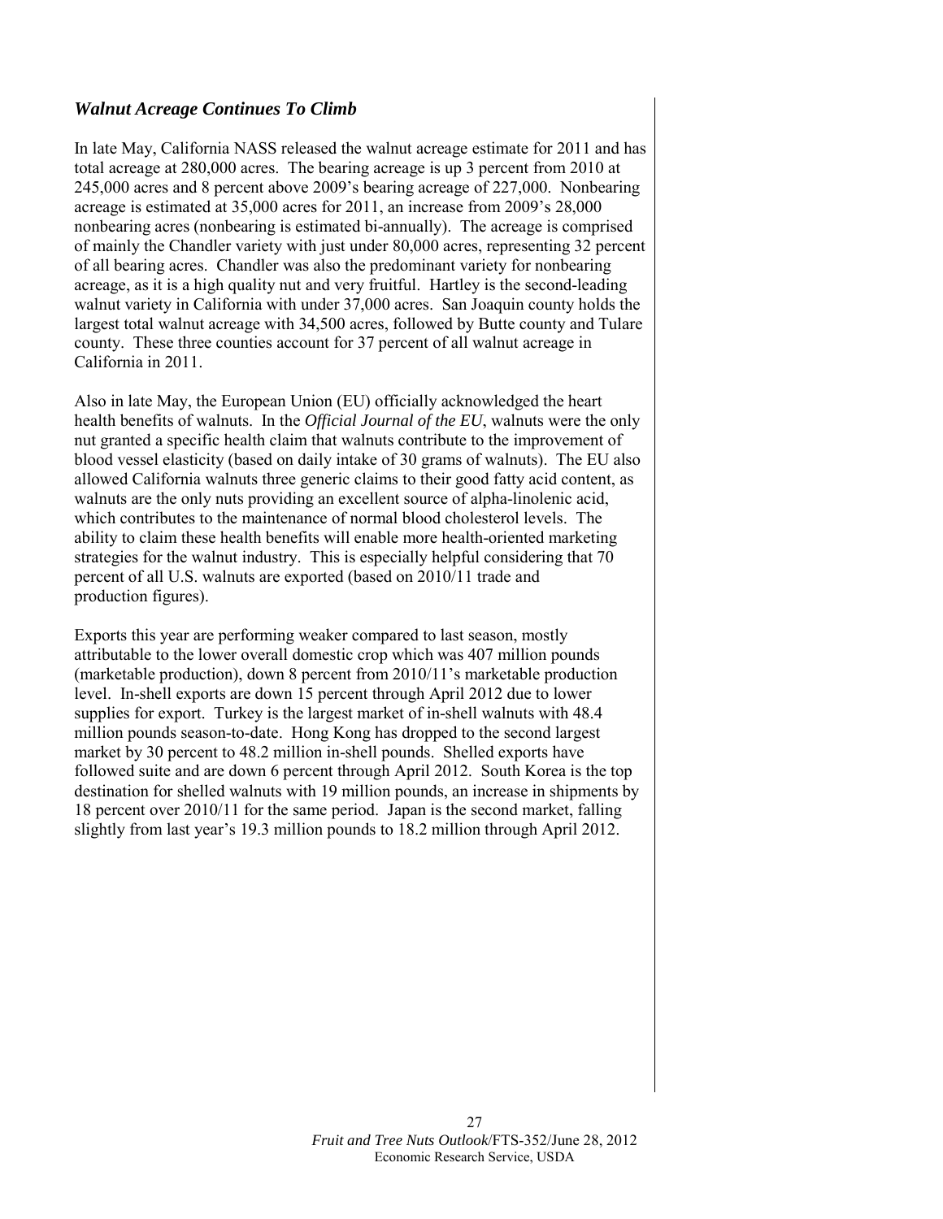### *Walnut Acreage Continues To Climb*

In late May, California NASS released the walnut acreage estimate for 2011 and has total acreage at 280,000 acres. The bearing acreage is up 3 percent from 2010 at 245,000 acres and 8 percent above 2009's bearing acreage of 227,000. Nonbearing acreage is estimated at 35,000 acres for 2011, an increase from 2009's 28,000 nonbearing acres (nonbearing is estimated bi-annually). The acreage is comprised of mainly the Chandler variety with just under 80,000 acres, representing 32 percent of all bearing acres. Chandler was also the predominant variety for nonbearing acreage, as it is a high quality nut and very fruitful. Hartley is the second-leading walnut variety in California with under 37,000 acres. San Joaquin county holds the largest total walnut acreage with 34,500 acres, followed by Butte county and Tulare county. These three counties account for 37 percent of all walnut acreage in California in 2011.

Also in late May, the European Union (EU) officially acknowledged the heart health benefits of walnuts. In the *Official Journal of the EU*, walnuts were the only nut granted a specific health claim that walnuts contribute to the improvement of blood vessel elasticity (based on daily intake of 30 grams of walnuts). The EU also allowed California walnuts three generic claims to their good fatty acid content, as walnuts are the only nuts providing an excellent source of alpha-linolenic acid, which contributes to the maintenance of normal blood cholesterol levels. The ability to claim these health benefits will enable more health-oriented marketing strategies for the walnut industry. This is especially helpful considering that 70 percent of all U.S. walnuts are exported (based on 2010/11 trade and production figures).

Exports this year are performing weaker compared to last season, mostly attributable to the lower overall domestic crop which was 407 million pounds (marketable production), down 8 percent from 2010/11's marketable production level. In-shell exports are down 15 percent through April 2012 due to lower supplies for export. Turkey is the largest market of in-shell walnuts with 48.4 million pounds season-to-date. Hong Kong has dropped to the second largest market by 30 percent to 48.2 million in-shell pounds. Shelled exports have followed suite and are down 6 percent through April 2012. South Korea is the top destination for shelled walnuts with 19 million pounds, an increase in shipments by 18 percent over 2010/11 for the same period. Japan is the second market, falling slightly from last year's 19.3 million pounds to 18.2 million through April 2012.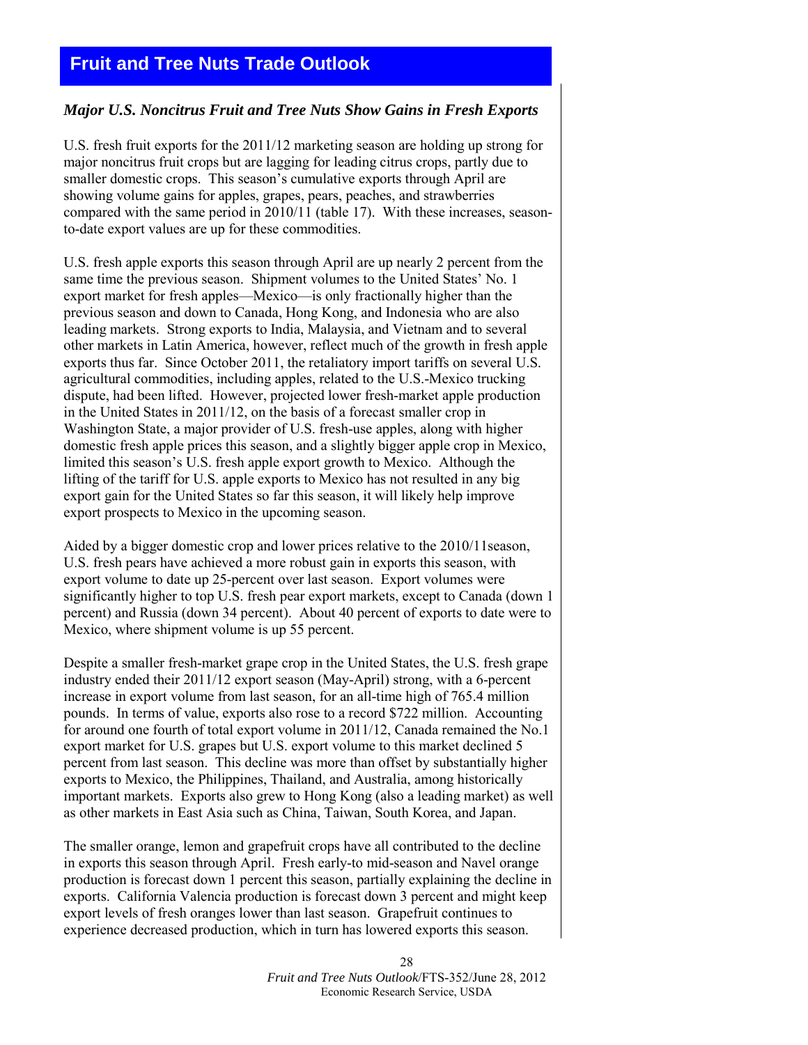# Fruit and Tree Nuts Trade Outlook

### *Major U.S. Noncitrus Fruit and Tree Nuts Show Gains in Fresh Exports*

U.S. fresh fruit exports for the 2011/12 marketing season are holding up strong for major noncitrus fruit crops but are lagging for leading citrus crops, partly due to smaller domestic crops. This season's cumulative exports through April are showing volume gains for apples, grapes, pears, peaches, and strawberries compared with the same period in 2010/11 (table 17). With these increases, season-to-date export values are up for these commodities.

U.S. fresh apple exports this season through April are up nearly 2 percent from the same time the previous season. Shipment volumes to the United States' No. 1 export market for fresh apples—Mexico—is only fractionally higher than the previous season and down to Canada, Hong Kong, and Indonesia who are also leading markets. Strong exports to India, Malaysia, and Vietnam and to several other markets in Latin America, however, reflect much of the growth in fresh apple exports thus far. Since October 2011, the retaliatory import tariffs on several U.S. agricultural commodities, including apples, related to the U.S.-Mexico trucking dispute, had been lifted. However, projected lower fresh-market apple production in the United States in 2011/12, on the basis of a forecast smaller crop in Washington State, a major provider of U.S. fresh-use apples, along with higher domestic fresh apple prices this season, and a slightly bigger apple crop in Mexico, limited this season's U.S. fresh apple export growth to Mexico. Although the lifting of the tariff for U.S. apple exports to Mexico has not resulted in any big export gain for the United States so far this season, it will likely help improve export prospects to Mexico in the upcoming season.

Aided by a bigger domestic crop and lower prices relative to the 2010/11season, U.S. fresh pears have achieved a more robust gain in exports this season, with export volume to date up 25-percent over last season. Export volumes were significantly higher to top U.S. fresh pear export markets, except to Canada (down 1 percent) and Russia (down 34 percent). About 40 percent of exports to date were to Mexico, where shipment volume is up 55 percent.

Despite a smaller fresh-market grape crop in the United States, the U.S. fresh grape industry ended their 2011/12 export season (May-April) strong, with a 6-percent increase in export volume from last season, for an all-time high of 765.4 million pounds. In terms of value, exports also rose to a record $722 million. Accounting for around one fourth of total export volume in 2011/12, Canada remained the No.1 export market for U.S. grapes but U.S. export volume to this market declined 5 percent from last season. This decline was more than offset by substantially higher exports to Mexico, the Philippines, Thailand, and Australia, among historically important markets. Exports also grew to Hong Kong (also a leading market) as well as other markets in East Asia such as China, Taiwan, South Korea, and Japan.

The smaller orange, lemon and grapefruit crops have all contributed to the decline in exports this season through April. Fresh early-to mid-season and Navel orange production is forecast down 1 percent this season, partially explaining the decline in exports. California Valencia production is forecast down 3 percent and might keep export levels of fresh oranges lower than last season. Grapefruit continues to experience decreased production, which in turn has lowered exports this season.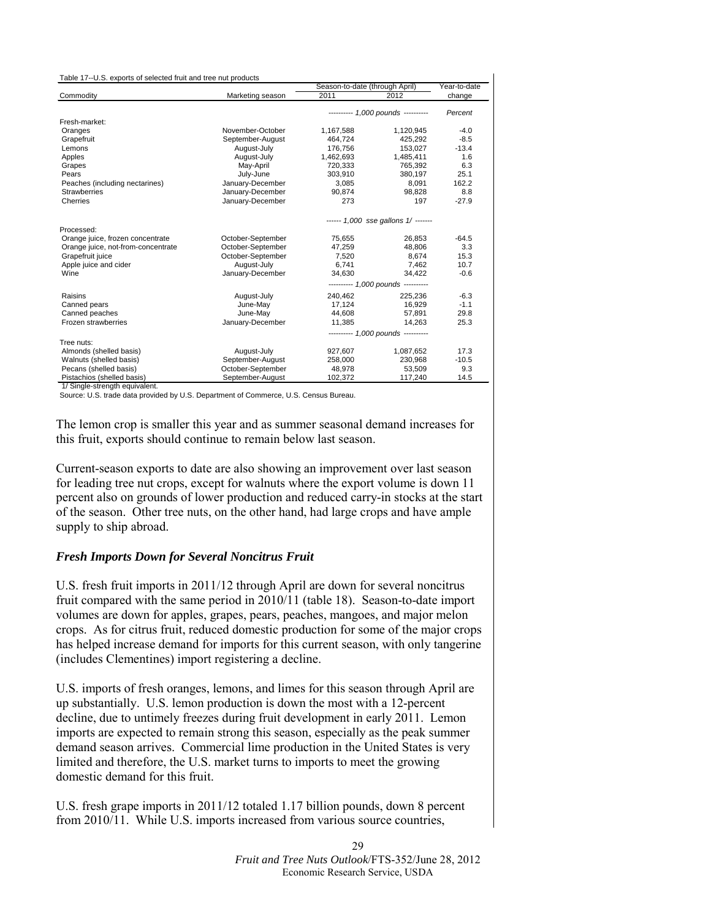Table 17--U.S. exports of selected fruit and tree nut products

| Commodity | Marketing season | Season-to-date (through April) 2011 | 2012 | Year-to-date change |
|---|---|---|---|---|
| | | ---------- 1,000 pounds ---------- | | Percent |
| Fresh-market: | | | | |
| Oranges | November-October | 1,167,588 | 1,120,945 | -4.0 |
| Grapefruit | September-August | 464,724 | 425,292 | -8.5 |
| Lemons | August-July | 176,756 | 153,027 | -13.4 |
| Apples | August-July | 1,462,693 | 1,485,411 | 1.6 |
| Grapes | May-April | 720,333 | 765,392 | 6.3 |
| Pears | July-June | 303,910 | 380,197 | 25.1 |
| Peaches (including nectarines) | January-December | 3,085 | 8,091 | 162.2 |
| Strawberries | January-December | 90,874 | 98,828 | 8.8 |
| Cherries | January-December | 273 | 197 | -27.9 |
| | | ------ 1,000 sse gallons 1/ ------- | | |
| Processed: | | | | |
| Orange juice, frozen concentrate | October-September | 75,655 | 26,853 | -64.5 |
| Orange juice, not-from-concentrate | October-September | 47,259 | 48,806 | 3.3 |
| Grapefruit juice | October-September | 7,520 | 8,674 | 15.3 |
| Apple juice and cider | August-July | 6,741 | 7,462 | 10.7 |
| Wine | January-December | 34,630 | 34,422 | -0.6 |
| | | ---------- 1,000 pounds ---------- | | |
| Raisins | August-July | 240,462 | 225,236 | -6.3 |
| Canned pears | June-May | 17,124 | 16,929 | -1.1 |
| Canned peaches | June-May | 44,608 | 57,891 | 29.8 |
| Frozen strawberries | January-December | 11,385 | 14,263 | 25.3 |
| | | ---------- 1,000 pounds ---------- | | |
| Tree nuts: | | | | |
| Almonds (shelled basis) | August-July | 927,607 | 1,087,652 | 17.3 |
| Walnuts (shelled basis) | September-August | 258,000 | 230,968 | -10.5 |
| Pecans (shelled basis) | October-September | 48,978 | 53,509 | 9.3 |
| Pistachios (shelled basis) | September-August | 102,372 | 117,240 | 14.5 |

1/ Single-strength equivalent.

Source: U.S. trade data provided by U.S. Department of Commerce, U.S. Census Bureau.

The lemon crop is smaller this year and as summer seasonal demand increases for this fruit, exports should continue to remain below last season.

Current-season exports to date are also showing an improvement over last season for leading tree nut crops, except for walnuts where the export volume is down 11 percent also on grounds of lower production and reduced carry-in stocks at the start of the season. Other tree nuts, on the other hand, had large crops and have ample supply to ship abroad.

### *Fresh Imports Down for Several Noncitrus Fruit*

U.S. fresh fruit imports in 2011/12 through April are down for several noncitrus fruit compared with the same period in 2010/11 (table 18). Season-to-date import volumes are down for apples, grapes, pears, peaches, mangoes, and major melon crops. As for citrus fruit, reduced domestic production for some of the major crops has helped increase demand for imports for this current season, with only tangerine (includes Clementines) import registering a decline.

U.S. imports of fresh oranges, lemons, and limes for this season through April are up substantially. U.S. lemon production is down the most with a 12-percent decline, due to untimely freezes during fruit development in early 2011. Lemon imports are expected to remain strong this season, especially as the peak summer demand season arrives. Commercial lime production in the United States is very limited and therefore, the U.S. market turns to imports to meet the growing domestic demand for this fruit.

U.S. fresh grape imports in 2011/12 totaled 1.17 billion pounds, down 8 percent from 2010/11. While U.S. imports increased from various source countries,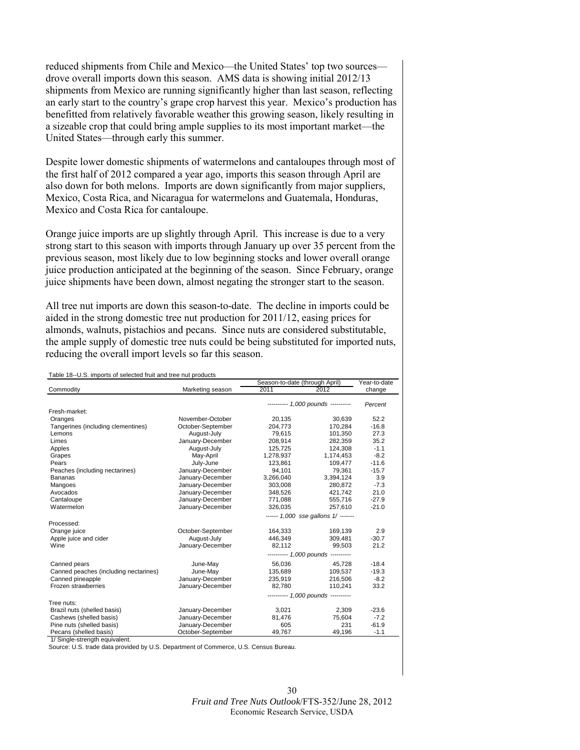reduced shipments from Chile and Mexico—the United States' top two sources—drove overall imports down this season. AMS data is showing initial 2012/13 shipments from Mexico are running significantly higher than last season, reflecting an early start to the country's grape crop harvest this year. Mexico's production has benefitted from relatively favorable weather this growing season, likely resulting in a sizeable crop that could bring ample supplies to its most important market—the United States—through early this summer.

Despite lower domestic shipments of watermelons and cantaloupes through most of the first half of 2012 compared a year ago, imports this season through April are also down for both melons. Imports are down significantly from major suppliers, Mexico, Costa Rica, and Nicaragua for watermelons and Guatemala, Honduras, Mexico and Costa Rica for cantaloupe.

Orange juice imports are up slightly through April. This increase is due to a very strong start to this season with imports through January up over 35 percent from the previous season, most likely due to low beginning stocks and lower overall orange juice production anticipated at the beginning of the season. Since February, orange juice shipments have been down, almost negating the stronger start to the season.

All tree nut imports are down this season-to-date. The decline in imports could be aided in the strong domestic tree nut production for 2011/12, easing prices for almonds, walnuts, pistachios and pecans. Since nuts are considered substitutable, the ample supply of domestic tree nuts could be being substituted for imported nuts, reducing the overall import levels so far this season.

Table 18--U.S. imports of selected fruit and tree nut products

| Commodity | Marketing season | Season-to-date (through April) 2011 | Season-to-date (through April) 2012 | Year-to-date change |
|---|---|---|---|---|
| | | *---------- 1,000 pounds ----------* | | *Percent* |
| Fresh-market: | | | | |
| Oranges | November-October | 20,135 | 30,639 | 52.2 |
| Tangerines (including clementines) | October-September | 204,773 | 170,284 | -16.8 |
| Lemons | August-July | 79,615 | 101,350 | 27.3 |
| Limes | January-December | 208,914 | 282,359 | 35.2 |
| Apples | August-July | 125,725 | 124,308 | -1.1 |
| Grapes | May-April | 1,278,937 | 1,174,453 | -8.2 |
| Pears | July-June | 123,861 | 109,477 | -11.6 |
| Peaches (including nectarines) | January-December | 94,101 | 79,361 | -15.7 |
| Bananas | January-December | 3,266,040 | 3,394,124 | 3.9 |
| Mangoes | January-December | 303,008 | 280,872 | -7.3 |
| Avocados | January-December | 348,526 | 421,742 | 21.0 |
| Cantaloupe | January-December | 771,088 | 555,716 | -27.9 |
| Watermelon | January-December | 326,035 | 257,610 | -21.0 |
| | | *------ 1,000 sse gallons 1/ -------* | | |
| Processed: | | | | |
| Orange juice | October-September | 164,333 | 169,139 | 2.9 |
| Apple juice and cider | August-July | 446,349 | 309,481 | -30.7 |
| Wine | January-December | 82,112 | 99,503 | 21.2 |
| | | *---------- 1,000 pounds ----------* | | |
| Canned pears | June-May | 56,036 | 45,728 | -18.4 |
| Canned peaches (including nectarines) | June-May | 135,689 | 109,537 | -19.3 |
| Canned pineapple | January-December | 235,919 | 216,506 | -8.2 |
| Frozen strawberries | January-December | 82,780 | 110,241 | 33.2 |
| | | *---------- 1,000 pounds ----------* | | |
| Tree nuts: | | | | |
| Brazil nuts (shelled basis) | January-December | 3,021 | 2,309 | -23.6 |
| Cashews (shelled basis) | January-December | 81,476 | 75,604 | -7.2 |
| Pine nuts (shelled basis) | January-December | 605 | 231 | -61.9 |
| Pecans (shelled basis) | October-September | 49,767 | 49,196 | -1.1 |

1/ Single-strength equivalent.

Source: U.S. trade data provided by U.S. Department of Commerce, U.S. Census Bureau.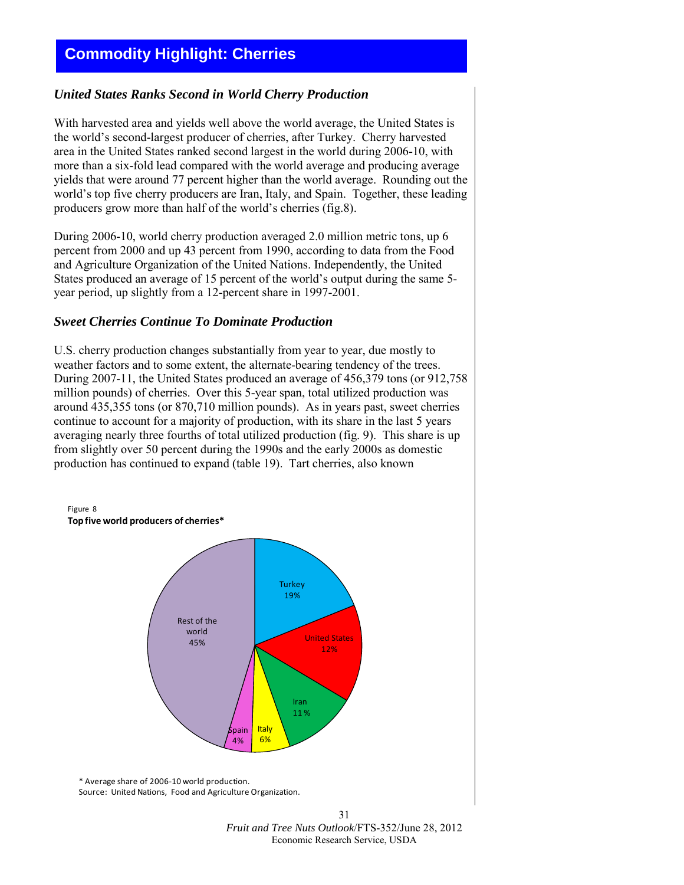# Commodity Highlight: Cherries

### *United States Ranks Second in World Cherry Production*

With harvested area and yields well above the world average, the United States is the world's second-largest producer of cherries, after Turkey. Cherry harvested area in the United States ranked second largest in the world during 2006-10, with more than a six-fold lead compared with the world average and producing average yields that were around 77 percent higher than the world average. Rounding out the world's top five cherry producers are Iran, Italy, and Spain. Together, these leading producers grow more than half of the world's cherries (fig.8).

During 2006-10, world cherry production averaged 2.0 million metric tons, up 6 percent from 2000 and up 43 percent from 1990, according to data from the Food and Agriculture Organization of the United Nations. Independently, the United States produced an average of 15 percent of the world's output during the same 5-year period, up slightly from a 12-percent share in 1997-2001.

### *Sweet Cherries Continue To Dominate Production*

U.S. cherry production changes substantially from year to year, due mostly to weather factors and to some extent, the alternate-bearing tendency of the trees. During 2007-11, the United States produced an average of 456,379 tons (or 912,758 million pounds) of cherries. Over this 5-year span, total utilized production was around 435,355 tons (or 870,710 million pounds). As in years past, sweet cherries continue to account for a majority of production, with its share in the last 5 years averaging nearly three fourths of total utilized production (fig. 9). This share is up from slightly over 50 percent during the 1990s and the early 2000s as domestic production has continued to expand (table 19). Tart cherries, also known

Figure 8

**Top five world producers of cherries***

| Country | Share |
|---|---|
| Turkey | 19% |
| United States | 12% |
| Iran | 11% |
| Italy | 6% |
| Spain | 4% |
| Rest of the world | 45% |

\* Average share of 2006-10 world production.

Source: United Nations, Food and Agriculture Organization.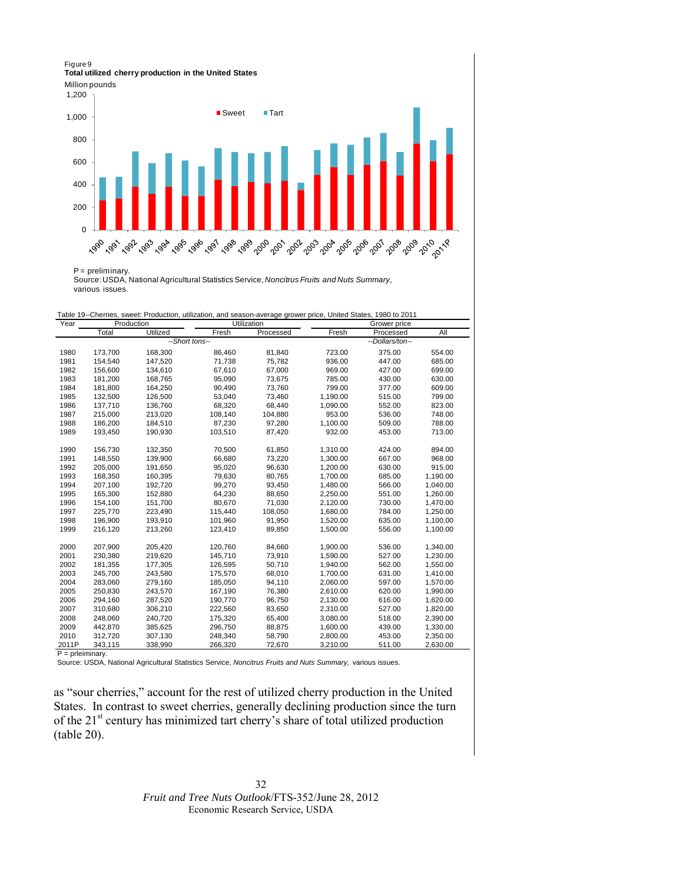Figure 9
**Total utilized cherry production in the United States**

Million pounds

P = preliminary.
Source: USDA, National Agricultural Statistics Service, *Noncitrus Fruits and Nuts Summary*, various issues.

Table 19--Cherries, sweet: Production, utilization, and season-average grower price, United States, 1980 to 2011

| Year | Production | | Utilization | | Grower price | | |
|---|---|---|---|---|---|---|---|
| | Total | Utilized | Fresh | Processed | Fresh | Processed | All |
| | --Short tons-- | | | | --Dollars/ton-- | | |
| 1980 | 173,700 | 168,300 | 86,460 | 81,840 | 723.00 | 375.00 | 554.00 |
| 1981 | 154,540 | 147,520 | 71,738 | 75,782 | 936.00 | 447.00 | 685.00 |
| 1982 | 156,600 | 134,610 | 67,610 | 67,000 | 969.00 | 427.00 | 699.00 |
| 1983 | 181,200 | 168,765 | 95,090 | 73,675 | 785.00 | 430.00 | 630.00 |
| 1984 | 181,800 | 164,250 | 90,490 | 73,760 | 799.00 | 377.00 | 609.00 |
| 1985 | 132,500 | 126,500 | 53,040 | 73,460 | 1,190.00 | 515.00 | 799.00 |
| 1986 | 137,710 | 136,760 | 68,320 | 68,440 | 1,090.00 | 552.00 | 823.00 |
| 1987 | 215,000 | 213,020 | 108,140 | 104,880 | 953.00 | 536.00 | 748.00 |
| 1988 | 186,200 | 184,510 | 87,230 | 97,280 | 1,100.00 | 509.00 | 788.00 |
| 1989 | 193,450 | 190,930 | 103,510 | 87,420 | 932.00 | 453.00 | 713.00 |
| 1990 | 156,730 | 132,350 | 70,500 | 61,850 | 1,310.00 | 424.00 | 894.00 |
| 1991 | 148,550 | 139,900 | 66,680 | 73,220 | 1,300.00 | 667.00 | 968.00 |
| 1992 | 205,000 | 191,650 | 95,020 | 96,630 | 1,200.00 | 630.00 | 915.00 |
| 1993 | 168,350 | 160,395 | 79,630 | 80,765 | 1,700.00 | 685.00 | 1,190.00 |
| 1994 | 207,100 | 192,720 | 99,270 | 93,450 | 1,480.00 | 566.00 | 1,040.00 |
| 1995 | 165,300 | 152,880 | 64,230 | 88,650 | 2,250.00 | 551.00 | 1,260.00 |
| 1996 | 154,100 | 151,700 | 80,670 | 71,030 | 2,120.00 | 730.00 | 1,470.00 |
| 1997 | 225,770 | 223,490 | 115,440 | 108,050 | 1,680.00 | 784.00 | 1,250.00 |
| 1998 | 196,900 | 193,910 | 101,960 | 91,950 | 1,520.00 | 635.00 | 1,100.00 |
| 1999 | 216,120 | 213,260 | 123,410 | 89,850 | 1,500.00 | 556.00 | 1,100.00 |
| 2000 | 207,900 | 205,420 | 120,760 | 84,660 | 1,900.00 | 536.00 | 1,340.00 |
| 2001 | 230,380 | 219,620 | 145,710 | 73,910 | 1,590.00 | 527.00 | 1,230.00 |
| 2002 | 181,355 | 177,305 | 126,595 | 50,710 | 1,940.00 | 562.00 | 1,550.00 |
| 2003 | 245,700 | 243,580 | 175,570 | 68,010 | 1,700.00 | 631.00 | 1,410.00 |
| 2004 | 283,060 | 279,160 | 185,050 | 94,110 | 2,060.00 | 597.00 | 1,570.00 |
| 2005 | 250,830 | 243,570 | 167,190 | 76,380 | 2,610.00 | 620.00 | 1,990.00 |
| 2006 | 294,160 | 287,520 | 190,770 | 96,750 | 2,130.00 | 616.00 | 1,620.00 |
| 2007 | 310,680 | 306,210 | 222,560 | 83,650 | 2,310.00 | 527.00 | 1,820.00 |
| 2008 | 248,060 | 240,720 | 175,320 | 65,400 | 3,080.00 | 518.00 | 2,390.00 |
| 2009 | 442,870 | 385,625 | 296,750 | 88,875 | 1,600.00 | 439.00 | 1,330.00 |
| 2010 | 312,720 | 307,130 | 248,340 | 58,790 | 2,800.00 | 453.00 | 2,350.00 |
| 2011P | 343,115 | 338,990 | 266,320 | 72,670 | 3,210.00 | 511.00 | 2,630.00 |

P = prleiminary.
Source: USDA, National Agricultural Statistics Service, *Noncitrus Fruits and Nuts Summary,* various issues.

as "sour cherries," account for the rest of utilized cherry production in the United States. In contrast to sweet cherries, generally declining production since the turn of the 21st century has minimized tart cherry's share of total utilized production (table 20).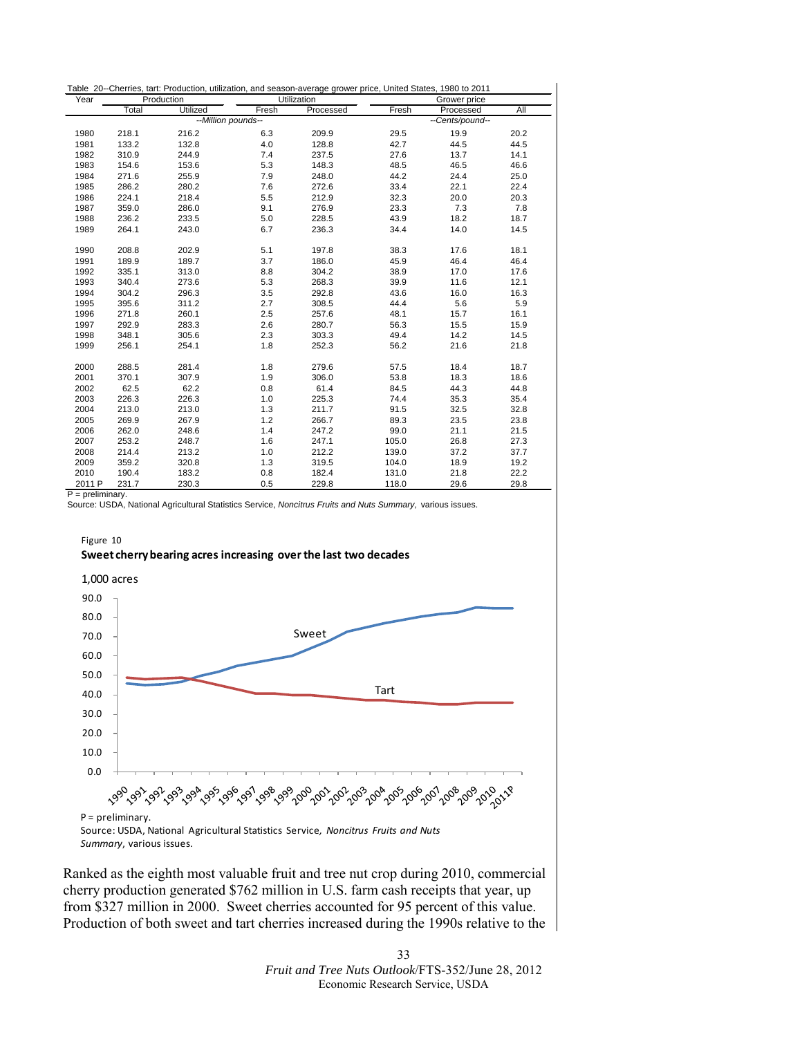Table 20--Cherries, tart: Production, utilization, and season-average grower price, United States, 1980 to 2011

| Year | Production | | Utilization | | Grower price | | |
|---|---|---|---|---|---|---|---|
| | Total | Utilized | Fresh | Processed | Fresh | Processed | All |
| | --Million pounds-- | | | | --Cents/pound-- | | |
| 1980 | 218.1 | 216.2 | 6.3 | 209.9 | 29.5 | 19.9 | 20.2 |
| 1981 | 133.2 | 132.8 | 4.0 | 128.8 | 42.7 | 44.5 | 44.5 |
| 1982 | 310.9 | 244.9 | 7.4 | 237.5 | 27.6 | 13.7 | 14.1 |
| 1983 | 154.6 | 153.6 | 5.3 | 148.3 | 48.5 | 46.5 | 46.6 |
| 1984 | 271.6 | 255.9 | 7.9 | 248.0 | 44.2 | 24.4 | 25.0 |
| 1985 | 286.2 | 280.2 | 7.6 | 272.6 | 33.4 | 22.1 | 22.4 |
| 1986 | 224.1 | 218.4 | 5.5 | 212.9 | 32.3 | 20.0 | 20.3 |
| 1987 | 359.0 | 286.0 | 9.1 | 276.9 | 23.3 | 7.3 | 7.8 |
| 1988 | 236.2 | 233.5 | 5.0 | 228.5 | 43.9 | 18.2 | 18.7 |
| 1989 | 264.1 | 243.0 | 6.7 | 236.3 | 34.4 | 14.0 | 14.5 |
| 1990 | 208.8 | 202.9 | 5.1 | 197.8 | 38.3 | 17.6 | 18.1 |
| 1991 | 189.9 | 189.7 | 3.7 | 186.0 | 45.9 | 46.4 | 46.4 |
| 1992 | 335.1 | 313.0 | 8.8 | 304.2 | 38.9 | 17.0 | 17.6 |
| 1993 | 340.4 | 273.6 | 5.3 | 268.3 | 39.9 | 11.6 | 12.1 |
| 1994 | 304.2 | 296.3 | 3.5 | 292.8 | 43.6 | 16.0 | 16.3 |
| 1995 | 395.6 | 311.2 | 2.7 | 308.5 | 44.4 | 5.6 | 5.9 |
| 1996 | 271.8 | 260.1 | 2.5 | 257.6 | 48.1 | 15.7 | 16.1 |
| 1997 | 292.9 | 283.3 | 2.6 | 280.7 | 56.3 | 15.5 | 15.9 |
| 1998 | 348.1 | 305.6 | 2.3 | 303.3 | 49.4 | 14.2 | 14.5 |
| 1999 | 256.1 | 254.1 | 1.8 | 252.3 | 56.2 | 21.6 | 21.8 |
| 2000 | 288.5 | 281.4 | 1.8 | 279.6 | 57.5 | 18.4 | 18.7 |
| 2001 | 370.1 | 307.9 | 1.9 | 306.0 | 53.8 | 18.3 | 18.6 |
| 2002 | 62.5 | 62.2 | 0.8 | 61.4 | 84.5 | 44.3 | 44.8 |
| 2003 | 226.3 | 226.3 | 1.0 | 225.3 | 74.4 | 35.3 | 35.4 |
| 2004 | 213.0 | 213.0 | 1.3 | 211.7 | 91.5 | 32.5 | 32.8 |
| 2005 | 269.9 | 267.9 | 1.2 | 266.7 | 89.3 | 23.5 | 23.8 |
| 2006 | 262.0 | 248.6 | 1.4 | 247.2 | 99.0 | 21.1 | 21.5 |
| 2007 | 253.2 | 248.7 | 1.6 | 247.1 | 105.0 | 26.8 | 27.3 |
| 2008 | 214.4 | 213.2 | 1.0 | 212.2 | 139.0 | 37.2 | 37.7 |
| 2009 | 359.2 | 320.8 | 1.3 | 319.5 | 104.0 | 18.9 | 19.2 |
| 2010 | 190.4 | 183.2 | 0.8 | 182.4 | 131.0 | 21.8 | 22.2 |
| 2011 P | 231.7 | 230.3 | 0.5 | 229.8 | 118.0 | 29.6 | 29.8 |

P = preliminary.
Source: USDA, National Agricultural Statistics Service, *Noncitrus Fruits and Nuts Summary,* various issues.

Figure 10
**Sweet cherry bearing acres increasing over the last two decades**

P = preliminary.
Source: USDA, National Agricultural Statistics Service, *Noncitrus Fruits and Nuts Summary*, various issues.

Ranked as the eighth most valuable fruit and tree nut crop during 2010, commercial cherry production generated $762 million in U.S. farm cash receipts that year, up from $327 million in 2000. Sweet cherries accounted for 95 percent of this value. Production of both sweet and tart cherries increased during the 1990s relative to the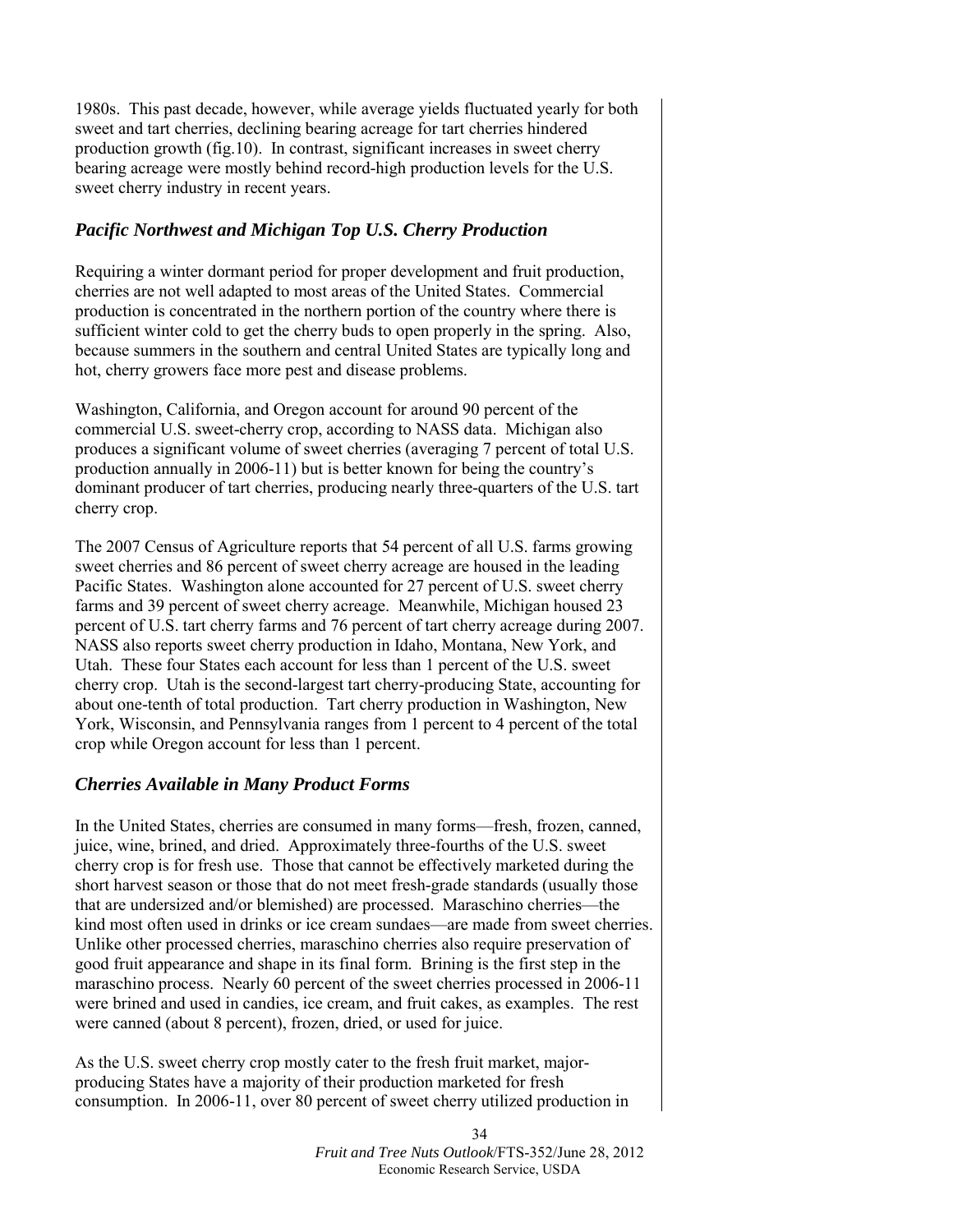1980s. This past decade, however, while average yields fluctuated yearly for both sweet and tart cherries, declining bearing acreage for tart cherries hindered production growth (fig.10). In contrast, significant increases in sweet cherry bearing acreage were mostly behind record-high production levels for the U.S. sweet cherry industry in recent years.

### *Pacific Northwest and Michigan Top U.S. Cherry Production*

Requiring a winter dormant period for proper development and fruit production, cherries are not well adapted to most areas of the United States. Commercial production is concentrated in the northern portion of the country where there is sufficient winter cold to get the cherry buds to open properly in the spring. Also, because summers in the southern and central United States are typically long and hot, cherry growers face more pest and disease problems.

Washington, California, and Oregon account for around 90 percent of the commercial U.S. sweet-cherry crop, according to NASS data. Michigan also produces a significant volume of sweet cherries (averaging 7 percent of total U.S. production annually in 2006-11) but is better known for being the country's dominant producer of tart cherries, producing nearly three-quarters of the U.S. tart cherry crop.

The 2007 Census of Agriculture reports that 54 percent of all U.S. farms growing sweet cherries and 86 percent of sweet cherry acreage are housed in the leading Pacific States. Washington alone accounted for 27 percent of U.S. sweet cherry farms and 39 percent of sweet cherry acreage. Meanwhile, Michigan housed 23 percent of U.S. tart cherry farms and 76 percent of tart cherry acreage during 2007. NASS also reports sweet cherry production in Idaho, Montana, New York, and Utah. These four States each account for less than 1 percent of the U.S. sweet cherry crop. Utah is the second-largest tart cherry-producing State, accounting for about one-tenth of total production. Tart cherry production in Washington, New York, Wisconsin, and Pennsylvania ranges from 1 percent to 4 percent of the total crop while Oregon account for less than 1 percent.

### *Cherries Available in Many Product Forms*

In the United States, cherries are consumed in many forms—fresh, frozen, canned, juice, wine, brined, and dried. Approximately three-fourths of the U.S. sweet cherry crop is for fresh use. Those that cannot be effectively marketed during the short harvest season or those that do not meet fresh-grade standards (usually those that are undersized and/or blemished) are processed. Maraschino cherries—the kind most often used in drinks or ice cream sundaes—are made from sweet cherries. Unlike other processed cherries, maraschino cherries also require preservation of good fruit appearance and shape in its final form. Brining is the first step in the maraschino process. Nearly 60 percent of the sweet cherries processed in 2006-11 were brined and used in candies, ice cream, and fruit cakes, as examples. The rest were canned (about 8 percent), frozen, dried, or used for juice.

As the U.S. sweet cherry crop mostly cater to the fresh fruit market, major-producing States have a majority of their production marketed for fresh consumption. In 2006-11, over 80 percent of sweet cherry utilized production in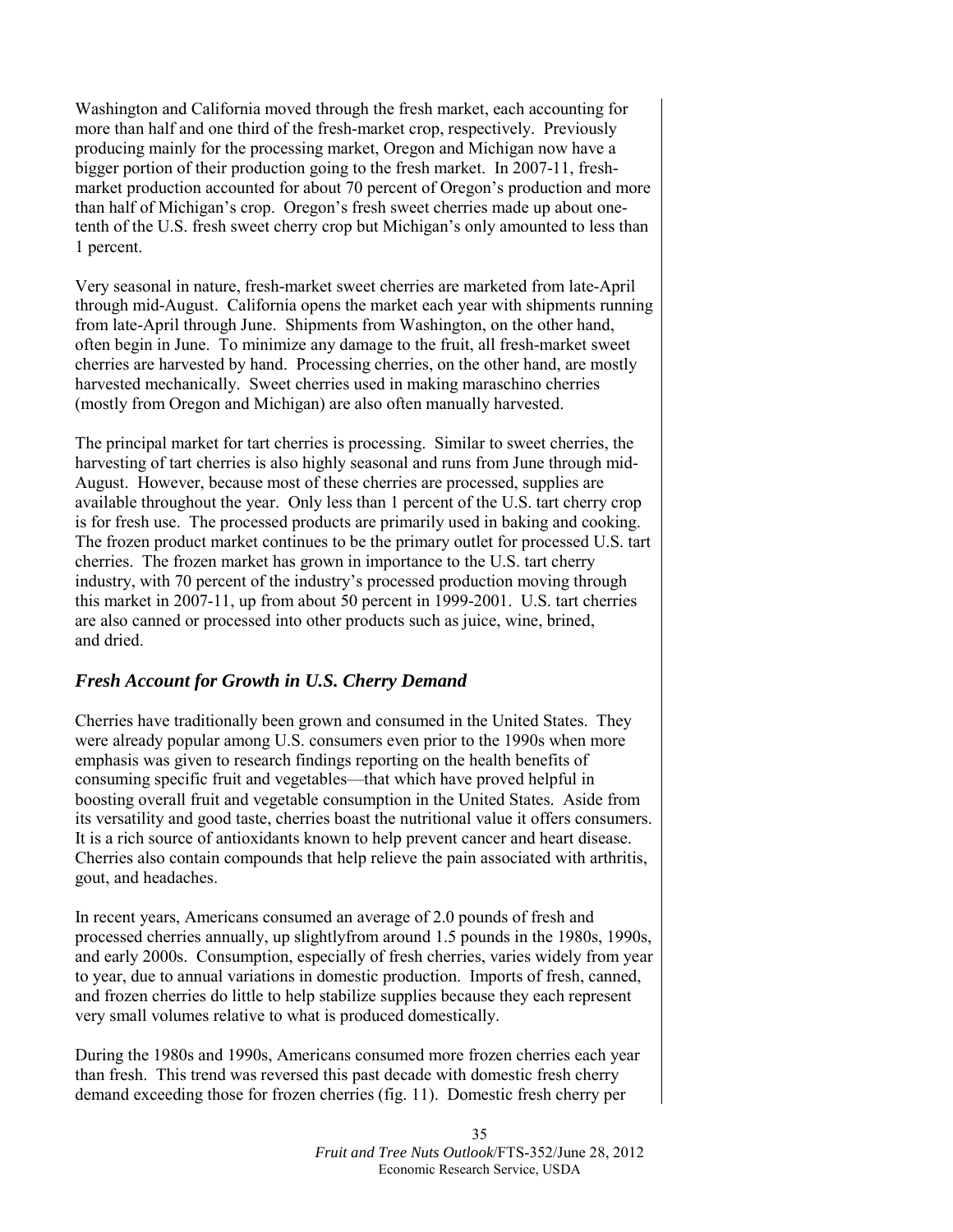Washington and California moved through the fresh market, each accounting for more than half and one third of the fresh-market crop, respectively. Previously producing mainly for the processing market, Oregon and Michigan now have a bigger portion of their production going to the fresh market. In 2007-11, fresh-market production accounted for about 70 percent of Oregon's production and more than half of Michigan's crop. Oregon's fresh sweet cherries made up about one-tenth of the U.S. fresh sweet cherry crop but Michigan's only amounted to less than 1 percent.

Very seasonal in nature, fresh-market sweet cherries are marketed from late-April through mid-August. California opens the market each year with shipments running from late-April through June. Shipments from Washington, on the other hand, often begin in June. To minimize any damage to the fruit, all fresh-market sweet cherries are harvested by hand. Processing cherries, on the other hand, are mostly harvested mechanically. Sweet cherries used in making maraschino cherries (mostly from Oregon and Michigan) are also often manually harvested.

The principal market for tart cherries is processing. Similar to sweet cherries, the harvesting of tart cherries is also highly seasonal and runs from June through mid-August. However, because most of these cherries are processed, supplies are available throughout the year. Only less than 1 percent of the U.S. tart cherry crop is for fresh use. The processed products are primarily used in baking and cooking. The frozen product market continues to be the primary outlet for processed U.S. tart cherries. The frozen market has grown in importance to the U.S. tart cherry industry, with 70 percent of the industry's processed production moving through this market in 2007-11, up from about 50 percent in 1999-2001. U.S. tart cherries are also canned or processed into other products such as juice, wine, brined, and dried.

## *Fresh Account for Growth in U.S. Cherry Demand*

Cherries have traditionally been grown and consumed in the United States. They were already popular among U.S. consumers even prior to the 1990s when more emphasis was given to research findings reporting on the health benefits of consuming specific fruit and vegetables—that which have proved helpful in boosting overall fruit and vegetable consumption in the United States. Aside from its versatility and good taste, cherries boast the nutritional value it offers consumers. It is a rich source of antioxidants known to help prevent cancer and heart disease. Cherries also contain compounds that help relieve the pain associated with arthritis, gout, and headaches.

In recent years, Americans consumed an average of 2.0 pounds of fresh and processed cherries annually, up slightlyfrom around 1.5 pounds in the 1980s, 1990s, and early 2000s. Consumption, especially of fresh cherries, varies widely from year to year, due to annual variations in domestic production. Imports of fresh, canned, and frozen cherries do little to help stabilize supplies because they each represent very small volumes relative to what is produced domestically.

During the 1980s and 1990s, Americans consumed more frozen cherries each year than fresh. This trend was reversed this past decade with domestic fresh cherry demand exceeding those for frozen cherries (fig. 11). Domestic fresh cherry per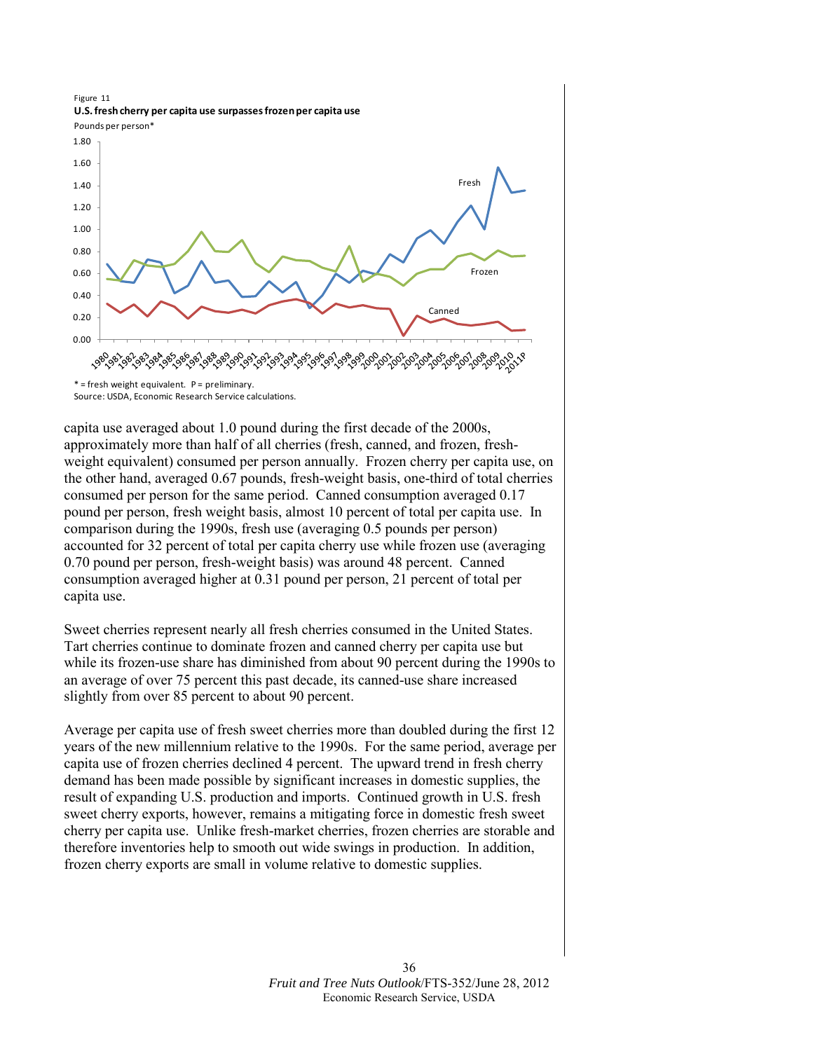Figure 11

**U.S. fresh cherry per capita use surpasses frozen per capita use**

Pounds per person*

* = fresh weight equivalent. P = preliminary.
Source: USDA, Economic Research Service calculations.

capita use averaged about 1.0 pound during the first decade of the 2000s, approximately more than half of all cherries (fresh, canned, and frozen, fresh-weight equivalent) consumed per person annually. Frozen cherry per capita use, on the other hand, averaged 0.67 pounds, fresh-weight basis, one-third of total cherries consumed per person for the same period. Canned consumption averaged 0.17 pound per person, fresh weight basis, almost 10 percent of total per capita use. In comparison during the 1990s, fresh use (averaging 0.5 pounds per person) accounted for 32 percent of total per capita cherry use while frozen use (averaging 0.70 pound per person, fresh-weight basis) was around 48 percent. Canned consumption averaged higher at 0.31 pound per person, 21 percent of total per capita use.

Sweet cherries represent nearly all fresh cherries consumed in the United States. Tart cherries continue to dominate frozen and canned cherry per capita use but while its frozen-use share has diminished from about 90 percent during the 1990s to an average of over 75 percent this past decade, its canned-use share increased slightly from over 85 percent to about 90 percent.

Average per capita use of fresh sweet cherries more than doubled during the first 12 years of the new millennium relative to the 1990s. For the same period, average per capita use of frozen cherries declined 4 percent. The upward trend in fresh cherry demand has been made possible by significant increases in domestic supplies, the result of expanding U.S. production and imports. Continued growth in U.S. fresh sweet cherry exports, however, remains a mitigating force in domestic fresh sweet cherry per capita use. Unlike fresh-market cherries, frozen cherries are storable and therefore inventories help to smooth out wide swings in production. In addition, frozen cherry exports are small in volume relative to domestic supplies.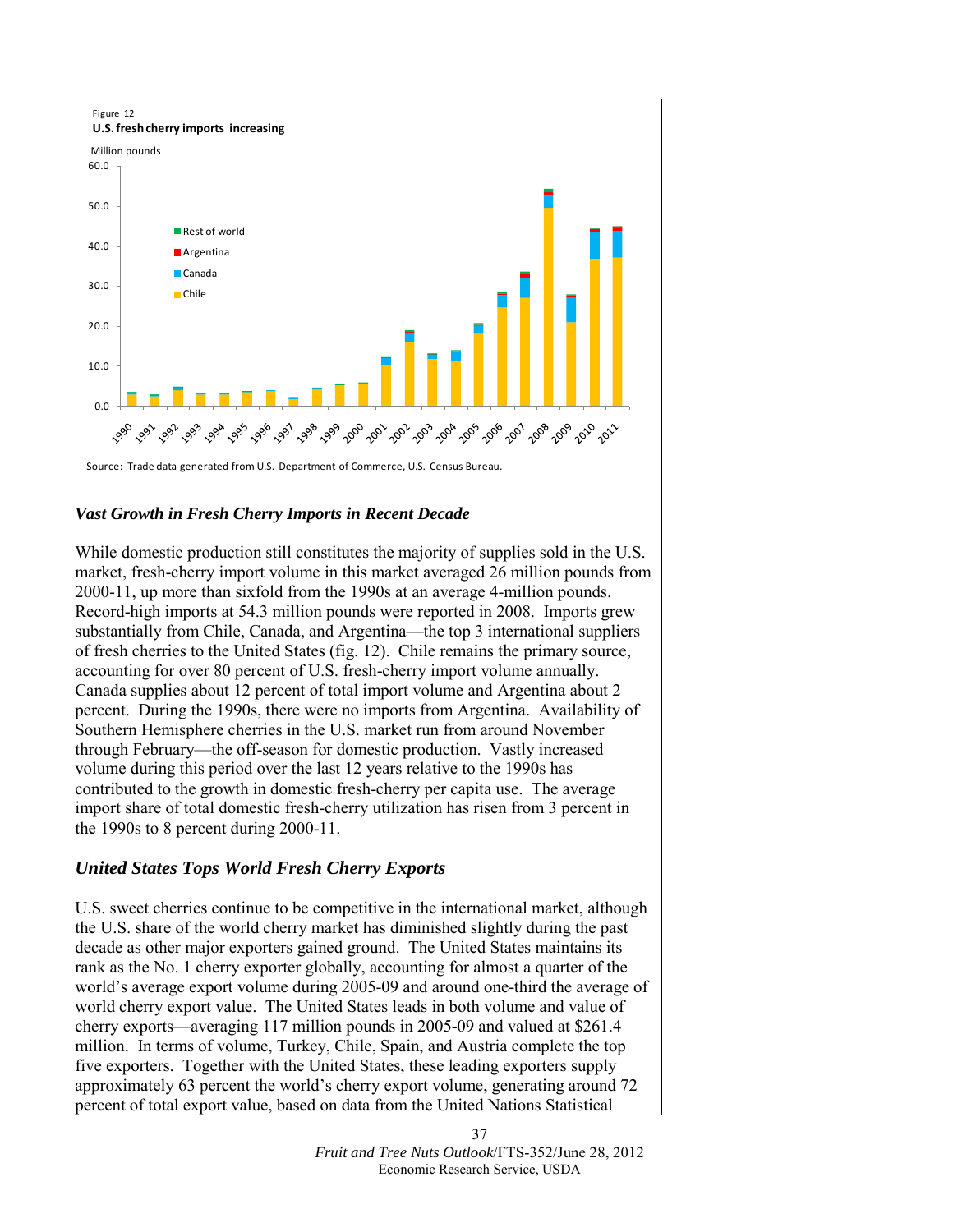Figure 12

**U.S. fresh cherry imports increasing**

Million pounds

Source: Trade data generated from U.S. Department of Commerce, U.S. Census Bureau.

### *Vast Growth in Fresh Cherry Imports in Recent Decade*

While domestic production still constitutes the majority of supplies sold in the U.S. market, fresh-cherry import volume in this market averaged 26 million pounds from 2000-11, up more than sixfold from the 1990s at an average 4-million pounds. Record-high imports at 54.3 million pounds were reported in 2008. Imports grew substantially from Chile, Canada, and Argentina—the top 3 international suppliers of fresh cherries to the United States (fig. 12). Chile remains the primary source, accounting for over 80 percent of U.S. fresh-cherry import volume annually. Canada supplies about 12 percent of total import volume and Argentina about 2 percent. During the 1990s, there were no imports from Argentina. Availability of Southern Hemisphere cherries in the U.S. market run from around November through February—the off-season for domestic production. Vastly increased volume during this period over the last 12 years relative to the 1990s has contributed to the growth in domestic fresh-cherry per capita use. The average import share of total domestic fresh-cherry utilization has risen from 3 percent in the 1990s to 8 percent during 2000-11.

### *United States Tops World Fresh Cherry Exports*

U.S. sweet cherries continue to be competitive in the international market, although the U.S. share of the world cherry market has diminished slightly during the past decade as other major exporters gained ground. The United States maintains its rank as the No. 1 cherry exporter globally, accounting for almost a quarter of the world's average export volume during 2005-09 and around one-third the average of world cherry export value. The United States leads in both volume and value of cherry exports—averaging 117 million pounds in 2005-09 and valued at $261.4 million. In terms of volume, Turkey, Chile, Spain, and Austria complete the top five exporters. Together with the United States, these leading exporters supply approximately 63 percent the world's cherry export volume, generating around 72 percent of total export value, based on data from the United Nations Statistical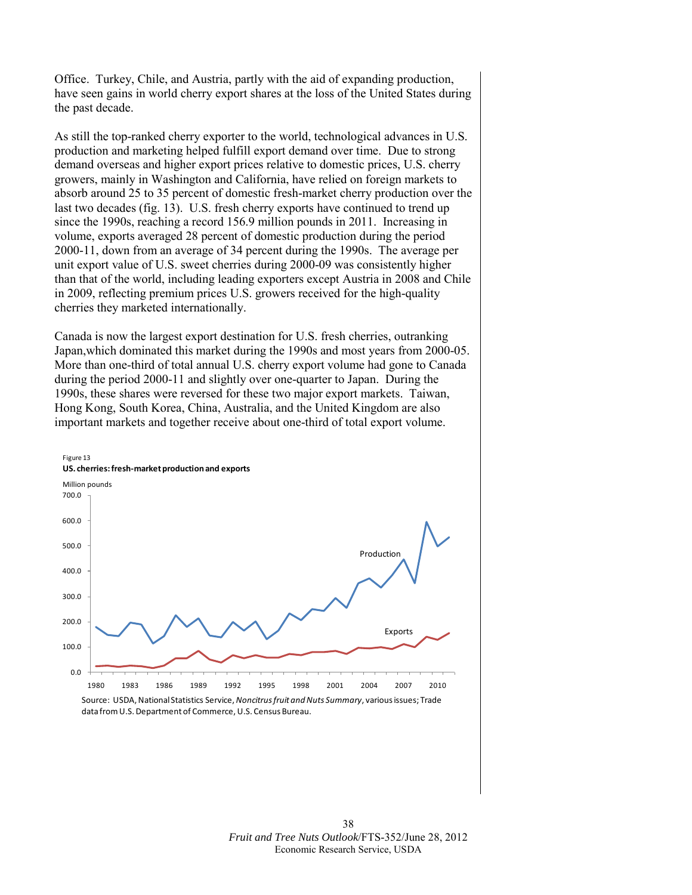Office. Turkey, Chile, and Austria, partly with the aid of expanding production, have seen gains in world cherry export shares at the loss of the United States during the past decade.

As still the top-ranked cherry exporter to the world, technological advances in U.S. production and marketing helped fulfill export demand over time. Due to strong demand overseas and higher export prices relative to domestic prices, U.S. cherry growers, mainly in Washington and California, have relied on foreign markets to absorb around 25 to 35 percent of domestic fresh-market cherry production over the last two decades (fig. 13). U.S. fresh cherry exports have continued to trend up since the 1990s, reaching a record 156.9 million pounds in 2011. Increasing in volume, exports averaged 28 percent of domestic production during the period 2000-11, down from an average of 34 percent during the 1990s. The average per unit export value of U.S. sweet cherries during 2000-09 was consistently higher than that of the world, including leading exporters except Austria in 2008 and Chile in 2009, reflecting premium prices U.S. growers received for the high-quality cherries they marketed internationally.

Canada is now the largest export destination for U.S. fresh cherries, outranking Japan,which dominated this market during the 1990s and most years from 2000-05. More than one-third of total annual U.S. cherry export volume had gone to Canada during the period 2000-11 and slightly over one-quarter to Japan. During the 1990s, these shares were reversed for these two major export markets. Taiwan, Hong Kong, South Korea, China, Australia, and the United Kingdom are also important markets and together receive about one-third of total export volume.

Figure 13

**US. cherries: fresh-market production and exports**

Million pounds

Source: USDA, National Statistics Service, *Noncitrus fruit and Nuts Summary*, various issues; Trade data from U.S. Department of Commerce, U.S. Census Bureau.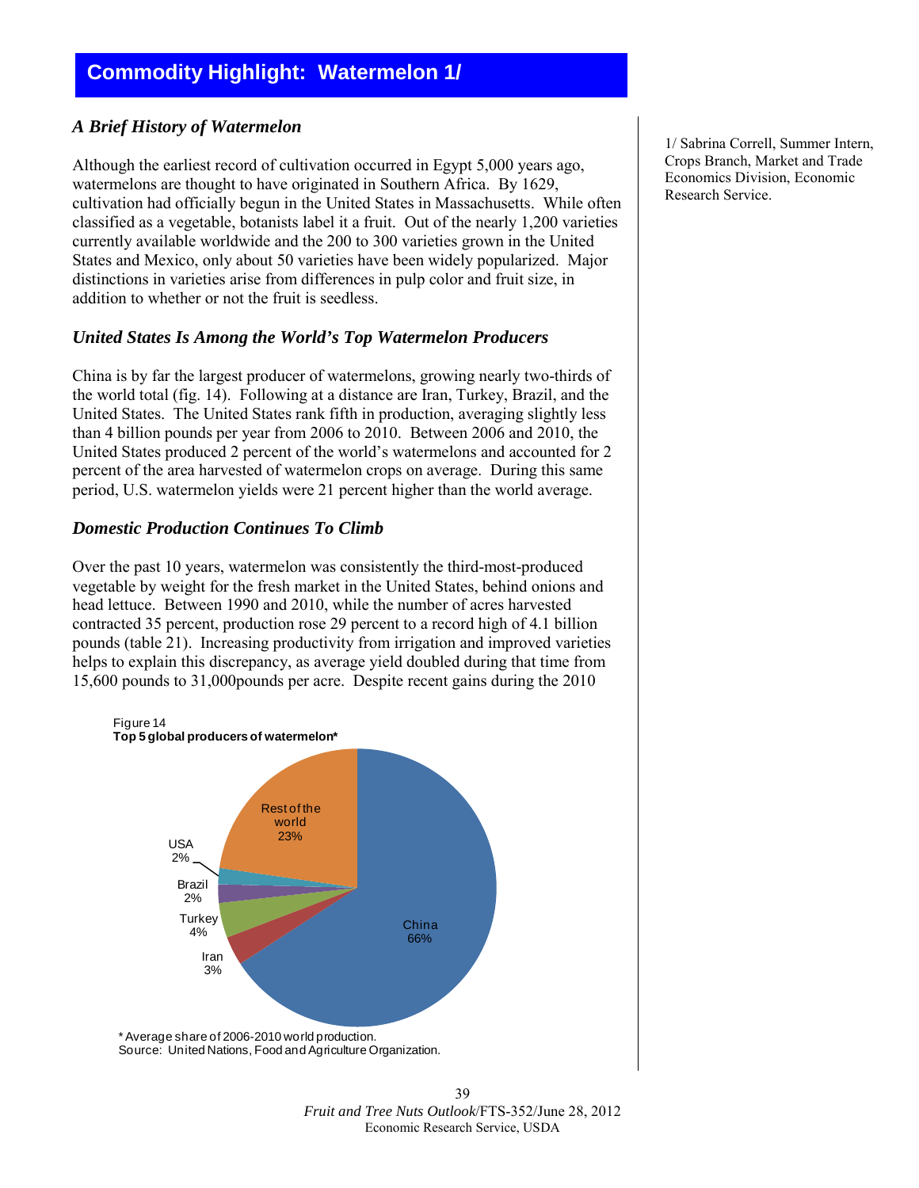# Commodity Highlight: Watermelon 1/

1/ Sabrina Correll, Summer Intern, Crops Branch, Market and Trade Economics Division, Economic Research Service.

### *A Brief History of Watermelon*

Although the earliest record of cultivation occurred in Egypt 5,000 years ago, watermelons are thought to have originated in Southern Africa. By 1629, cultivation had officially begun in the United States in Massachusetts. While often classified as a vegetable, botanists label it a fruit. Out of the nearly 1,200 varieties currently available worldwide and the 200 to 300 varieties grown in the United States and Mexico, only about 50 varieties have been widely popularized. Major distinctions in varieties arise from differences in pulp color and fruit size, in addition to whether or not the fruit is seedless.

### *United States Is Among the World's Top Watermelon Producers*

China is by far the largest producer of watermelons, growing nearly two-thirds of the world total (fig. 14). Following at a distance are Iran, Turkey, Brazil, and the United States. The United States rank fifth in production, averaging slightly less than 4 billion pounds per year from 2006 to 2010. Between 2006 and 2010, the United States produced 2 percent of the world's watermelons and accounted for 2 percent of the area harvested of watermelon crops on average. During this same period, U.S. watermelon yields were 21 percent higher than the world average.

### *Domestic Production Continues To Climb*

Over the past 10 years, watermelon was consistently the third-most-produced vegetable by weight for the fresh market in the United States, behind onions and head lettuce. Between 1990 and 2010, while the number of acres harvested contracted 35 percent, production rose 29 percent to a record high of 4.1 billion pounds (table 21). Increasing productivity from irrigation and improved varieties helps to explain this discrepancy, as average yield doubled during that time from 15,600 pounds to 31,000pounds per acre. Despite recent gains during the 2010

Figure 14
**Top 5 global producers of watermelon***

| Country | Share |
|---|---|
| China | 66% |
| Iran | 3% |
| Turkey | 4% |
| Brazil | 2% |
| USA | 2% |
| Rest of the world | 23% |

* Average share of 2006-2010 world production.
Source: United Nations, Food and Agriculture Organization.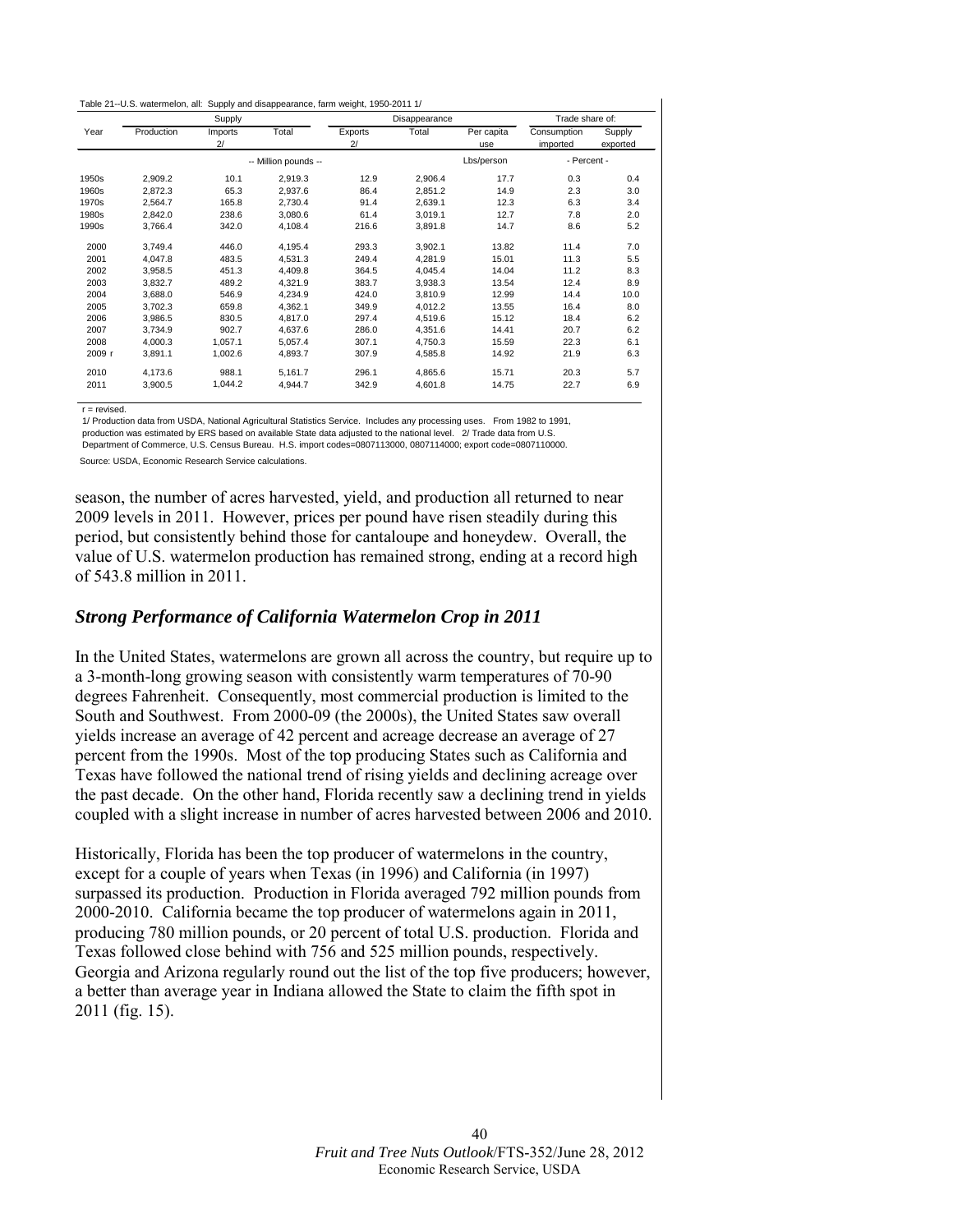Table 21--U.S. watermelon, all: Supply and disappearance, farm weight, 1950-2011 1/

| Year | Supply | | | Disappearance | | | Trade share of: | |
|---|---|---|---|---|---|---|---|---|
| | Production | Imports 2/ | Total | Exports 2/ | Total | Per capita use | Consumption imported | Supply exported |
| | -- Million pounds -- | | | | | Lbs/person | - Percent - | |
| 1950s | 2,909.2 | 10.1 | 2,919.3 | 12.9 | 2,906.4 | 17.7 | 0.3 | 0.4 |
| 1960s | 2,872.3 | 65.3 | 2,937.6 | 86.4 | 2,851.2 | 14.9 | 2.3 | 3.0 |
| 1970s | 2,564.7 | 165.8 | 2,730.4 | 91.4 | 2,639.1 | 12.3 | 6.3 | 3.4 |
| 1980s | 2,842.0 | 238.6 | 3,080.6 | 61.4 | 3,019.1 | 12.7 | 7.8 | 2.0 |
| 1990s | 3,766.4 | 342.0 | 4,108.4 | 216.6 | 3,891.8 | 14.7 | 8.6 | 5.2 |
| 2000 | 3,749.4 | 446.0 | 4,195.4 | 293.3 | 3,902.1 | 13.82 | 11.4 | 7.0 |
| 2001 | 4,047.8 | 483.5 | 4,531.3 | 249.4 | 4,281.9 | 15.01 | 11.3 | 5.5 |
| 2002 | 3,958.5 | 451.3 | 4,409.8 | 364.5 | 4,045.4 | 14.04 | 11.2 | 8.3 |
| 2003 | 3,832.7 | 489.2 | 4,321.9 | 383.7 | 3,938.3 | 13.54 | 12.4 | 8.9 |
| 2004 | 3,688.0 | 546.9 | 4,234.9 | 424.0 | 3,810.9 | 12.99 | 14.4 | 10.0 |
| 2005 | 3,702.3 | 659.8 | 4,362.1 | 349.9 | 4,012.2 | 13.55 | 16.4 | 8.0 |
| 2006 | 3,986.5 | 830.5 | 4,817.0 | 297.4 | 4,519.6 | 15.12 | 18.4 | 6.2 |
| 2007 | 3,734.9 | 902.7 | 4,637.6 | 286.0 | 4,351.6 | 14.41 | 20.7 | 6.2 |
| 2008 | 4,000.3 | 1,057.1 | 5,057.4 | 307.1 | 4,750.3 | 15.59 | 22.3 | 6.1 |
| 2009 r | 3,891.1 | 1,002.6 | 4,893.7 | 307.9 | 4,585.8 | 14.92 | 21.9 | 6.3 |
| 2010 | 4,173.6 | 988.1 | 5,161.7 | 296.1 | 4,865.6 | 15.71 | 20.3 | 5.7 |
| 2011 | 3,900.5 | 1,044.2 | 4,944.7 | 342.9 | 4,601.8 | 14.75 | 22.7 | 6.9 |

r = revised.

1/ Production data from USDA, National Agricultural Statistics Service. Includes any processing uses. From 1982 to 1991, production was estimated by ERS based on available State data adjusted to the national level. 2/ Trade data from U.S. Department of Commerce, U.S. Census Bureau. H.S. import codes=0807113000, 0807114000; export code=0807110000.

Source: USDA, Economic Research Service calculations.

season, the number of acres harvested, yield, and production all returned to near 2009 levels in 2011. However, prices per pound have risen steadily during this period, but consistently behind those for cantaloupe and honeydew. Overall, the value of U.S. watermelon production has remained strong, ending at a record high of 543.8 million in 2011.

## *Strong Performance of California Watermelon Crop in 2011*

In the United States, watermelons are grown all across the country, but require up to a 3-month-long growing season with consistently warm temperatures of 70-90 degrees Fahrenheit. Consequently, most commercial production is limited to the South and Southwest. From 2000-09 (the 2000s), the United States saw overall yields increase an average of 42 percent and acreage decrease an average of 27 percent from the 1990s. Most of the top producing States such as California and Texas have followed the national trend of rising yields and declining acreage over the past decade. On the other hand, Florida recently saw a declining trend in yields coupled with a slight increase in number of acres harvested between 2006 and 2010.

Historically, Florida has been the top producer of watermelons in the country, except for a couple of years when Texas (in 1996) and California (in 1997) surpassed its production. Production in Florida averaged 792 million pounds from 2000-2010. California became the top producer of watermelons again in 2011, producing 780 million pounds, or 20 percent of total U.S. production. Florida and Texas followed close behind with 756 and 525 million pounds, respectively. Georgia and Arizona regularly round out the list of the top five producers; however, a better than average year in Indiana allowed the State to claim the fifth spot in 2011 (fig. 15).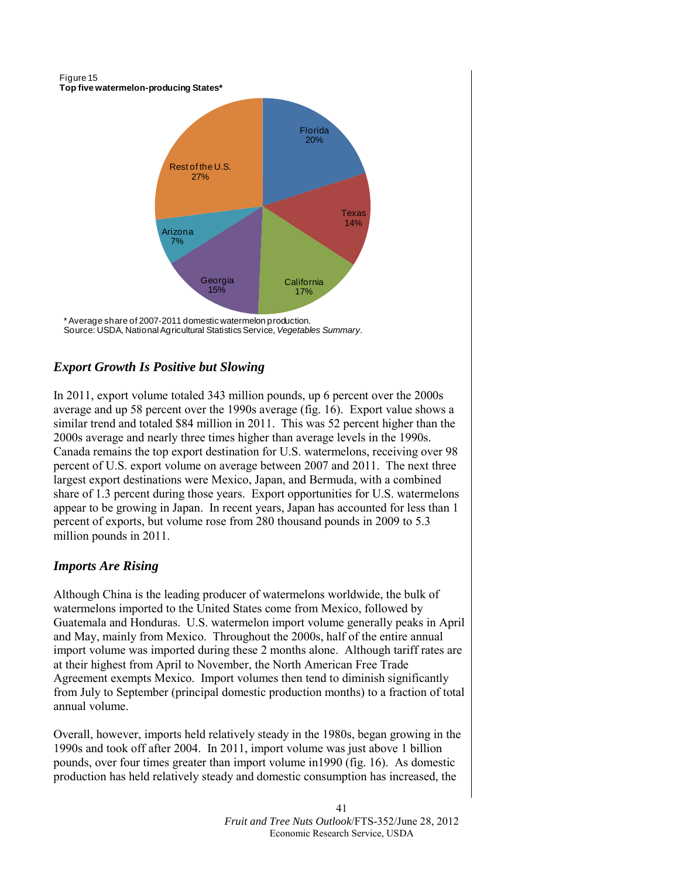Figure 15
**Top five watermelon-producing States***

Florida 20%
Texas 14%
California 17%
Georgia 15%
Arizona 7%
Rest of the U.S. 27%

* Average share of 2007-2011 domestic watermelon production.
Source: USDA, National Agricultural Statistics Service, *Vegetables Summary*.

## *Export Growth Is Positive but Slowing*

In 2011, export volume totaled 343 million pounds, up 6 percent over the 2000s average and up 58 percent over the 1990s average (fig. 16). Export value shows a similar trend and totaled $84 million in 2011. This was 52 percent higher than the 2000s average and nearly three times higher than average levels in the 1990s. Canada remains the top export destination for U.S. watermelons, receiving over 98 percent of U.S. export volume on average between 2007 and 2011. The next three largest export destinations were Mexico, Japan, and Bermuda, with a combined share of 1.3 percent during those years. Export opportunities for U.S. watermelons appear to be growing in Japan. In recent years, Japan has accounted for less than 1 percent of exports, but volume rose from 280 thousand pounds in 2009 to 5.3 million pounds in 2011.

## *Imports Are Rising*

Although China is the leading producer of watermelons worldwide, the bulk of watermelons imported to the United States come from Mexico, followed by Guatemala and Honduras. U.S. watermelon import volume generally peaks in April and May, mainly from Mexico. Throughout the 2000s, half of the entire annual import volume was imported during these 2 months alone. Although tariff rates are at their highest from April to November, the North American Free Trade Agreement exempts Mexico. Import volumes then tend to diminish significantly from July to September (principal domestic production months) to a fraction of total annual volume.

Overall, however, imports held relatively steady in the 1980s, began growing in the 1990s and took off after 2004. In 2011, import volume was just above 1 billion pounds, over four times greater than import volume in1990 (fig. 16). As domestic production has held relatively steady and domestic consumption has increased, the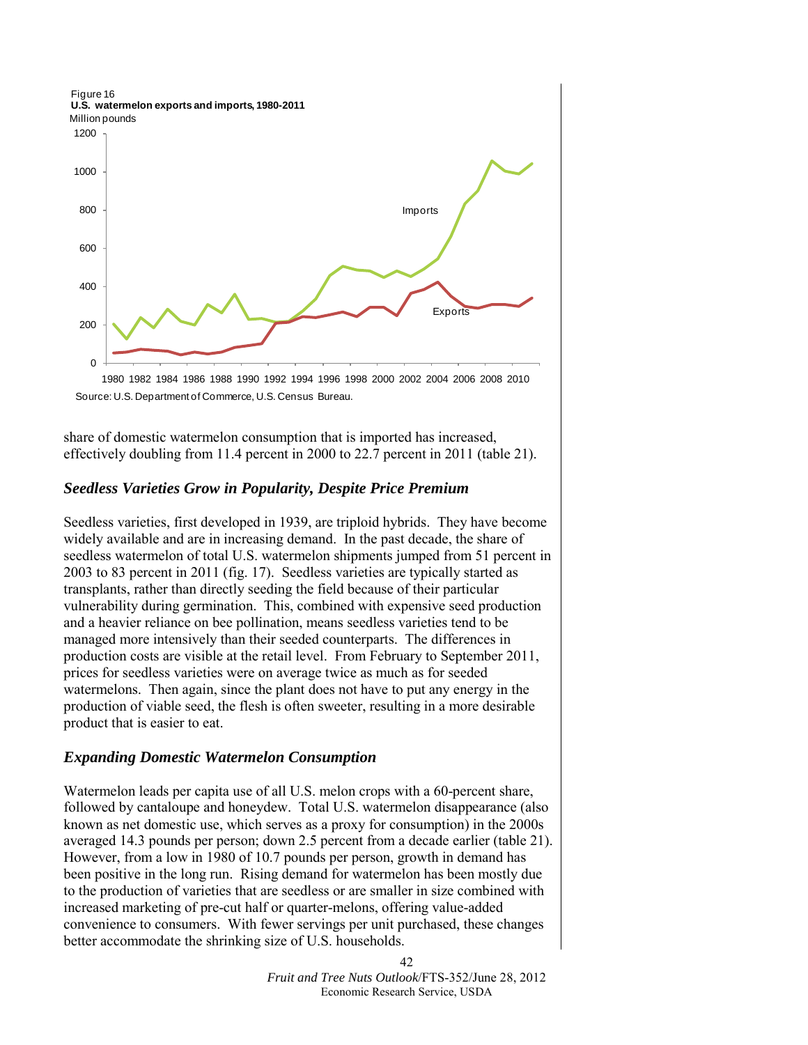Figure 16
**U.S. watermelon exports and imports, 1980-2011**

Source: U.S. Department of Commerce, U.S. Census Bureau.

share of domestic watermelon consumption that is imported has increased, effectively doubling from 11.4 percent in 2000 to 22.7 percent in 2011 (table 21).

### *Seedless Varieties Grow in Popularity, Despite Price Premium*

Seedless varieties, first developed in 1939, are triploid hybrids. They have become widely available and are in increasing demand. In the past decade, the share of seedless watermelon of total U.S. watermelon shipments jumped from 51 percent in 2003 to 83 percent in 2011 (fig. 17). Seedless varieties are typically started as transplants, rather than directly seeding the field because of their particular vulnerability during germination. This, combined with expensive seed production and a heavier reliance on bee pollination, means seedless varieties tend to be managed more intensively than their seeded counterparts. The differences in production costs are visible at the retail level. From February to September 2011, prices for seedless varieties were on average twice as much as for seeded watermelons. Then again, since the plant does not have to put any energy in the production of viable seed, the flesh is often sweeter, resulting in a more desirable product that is easier to eat.

### *Expanding Domestic Watermelon Consumption*

Watermelon leads per capita use of all U.S. melon crops with a 60-percent share, followed by cantaloupe and honeydew. Total U.S. watermelon disappearance (also known as net domestic use, which serves as a proxy for consumption) in the 2000s averaged 14.3 pounds per person; down 2.5 percent from a decade earlier (table 21). However, from a low in 1980 of 10.7 pounds per person, growth in demand has been positive in the long run. Rising demand for watermelon has been mostly due to the production of varieties that are seedless or are smaller in size combined with increased marketing of pre-cut half or quarter-melons, offering value-added convenience to consumers. With fewer servings per unit purchased, these changes better accommodate the shrinking size of U.S. households.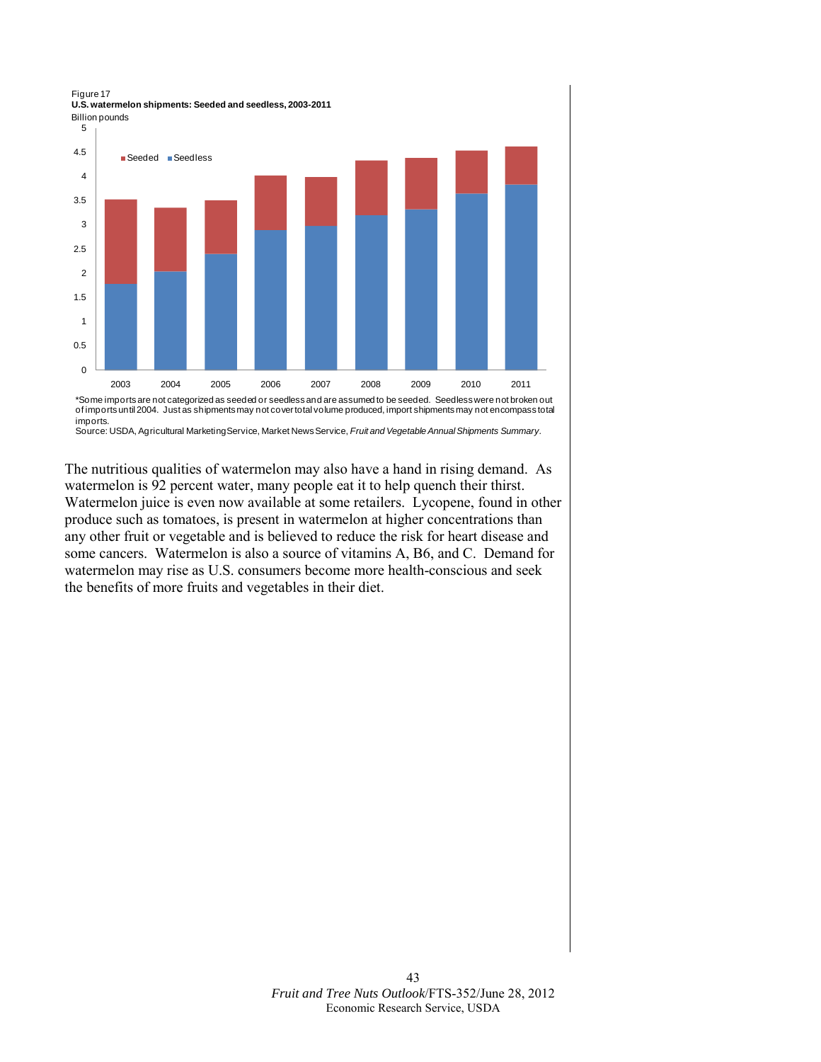Figure 17
**U.S. watermelon shipments: Seeded and seedless, 2003-2011**
Billion pounds

*Some imports are not categorized as seeded or seedless and are assumed to be seeded. Seedless were not broken out of imports until 2004. Just as shipments may not cover total volume produced, import shipments may not encompass total imports.
Source: USDA, Agricultural Marketing Service, Market News Service, *Fruit and Vegetable Annual Shipments Summary*.

The nutritious qualities of watermelon may also have a hand in rising demand. As watermelon is 92 percent water, many people eat it to help quench their thirst. Watermelon juice is even now available at some retailers. Lycopene, found in other produce such as tomatoes, is present in watermelon at higher concentrations than any other fruit or vegetable and is believed to reduce the risk for heart disease and some cancers. Watermelon is also a source of vitamins A, B6, and C. Demand for watermelon may rise as U.S. consumers become more health-conscious and seek the benefits of more fruits and vegetables in their diet.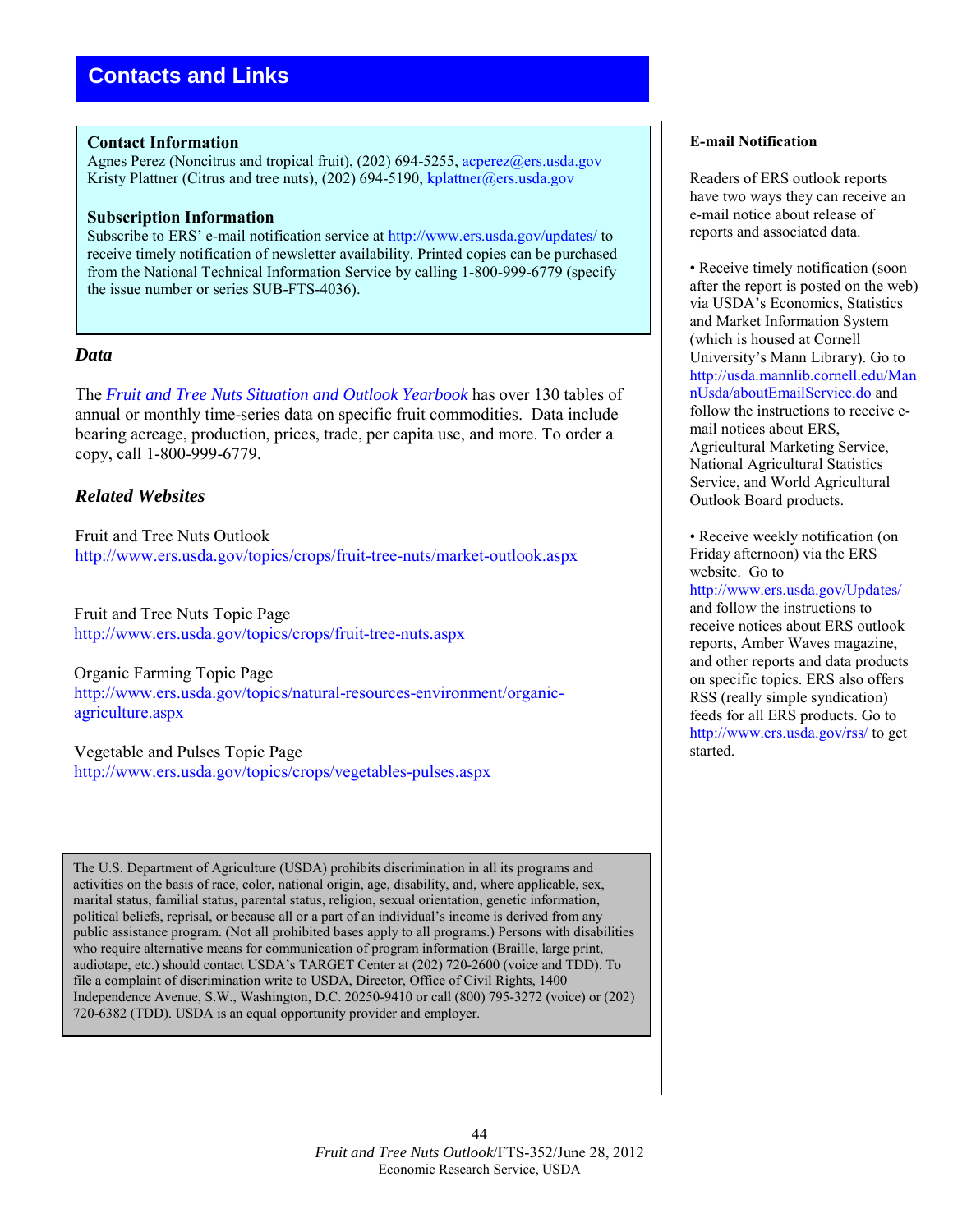# Contacts and Links

### Contact Information

Agnes Perez (Noncitrus and tropical fruit), (202) 694-5255, acperez@ers.usda.gov
Kristy Plattner (Citrus and tree nuts), (202) 694-5190, kplattner@ers.usda.gov

### Subscription Information

Subscribe to ERS' e-mail notification service at http://www.ers.usda.gov/updates/ to receive timely notification of newsletter availability. Printed copies can be purchased from the National Technical Information Service by calling 1-800-999-6779 (specify the issue number or series SUB-FTS-4036).

## *Data*

The *Fruit and Tree Nuts Situation and Outlook Yearbook* has over 130 tables of annual or monthly time-series data on specific fruit commodities. Data include bearing acreage, production, prices, trade, per capita use, and more. To order a copy, call 1-800-999-6779.

## *Related Websites*

Fruit and Tree Nuts Outlook
http://www.ers.usda.gov/topics/crops/fruit-tree-nuts/market-outlook.aspx

Fruit and Tree Nuts Topic Page
http://www.ers.usda.gov/topics/crops/fruit-tree-nuts.aspx

Organic Farming Topic Page
http://www.ers.usda.gov/topics/natural-resources-environment/organic-agriculture.aspx

Vegetable and Pulses Topic Page
http://www.ers.usda.gov/topics/crops/vegetables-pulses.aspx

The U.S. Department of Agriculture (USDA) prohibits discrimination in all its programs and activities on the basis of race, color, national origin, age, disability, and, where applicable, sex, marital status, familial status, parental status, religion, sexual orientation, genetic information, political beliefs, reprisal, or because all or a part of an individual's income is derived from any public assistance program. (Not all prohibited bases apply to all programs.) Persons with disabilities who require alternative means for communication of program information (Braille, large print, audiotape, etc.) should contact USDA's TARGET Center at (202) 720-2600 (voice and TDD). To file a complaint of discrimination write to USDA, Director, Office of Civil Rights, 1400 Independence Avenue, S.W., Washington, D.C. 20250-9410 or call (800) 795-3272 (voice) or (202) 720-6382 (TDD). USDA is an equal opportunity provider and employer.

### E-mail Notification

Readers of ERS outlook reports have two ways they can receive an e-mail notice about release of reports and associated data.

- Receive timely notification (soon after the report is posted on the web) via USDA's Economics, Statistics and Market Information System (which is housed at Cornell University's Mann Library). Go to http://usda.mannlib.cornell.edu/MannUsda/aboutEmailService.do and follow the instructions to receive e-mail notices about ERS, Agricultural Marketing Service, National Agricultural Statistics Service, and World Agricultural Outlook Board products.

- Receive weekly notification (on Friday afternoon) via the ERS website. Go to http://www.ers.usda.gov/Updates/ and follow the instructions to receive notices about ERS outlook reports, Amber Waves magazine, and other reports and data products on specific topics. ERS also offers RSS (really simple syndication) feeds for all ERS products. Go to http://www.ers.usda.gov/rss/ to get started.